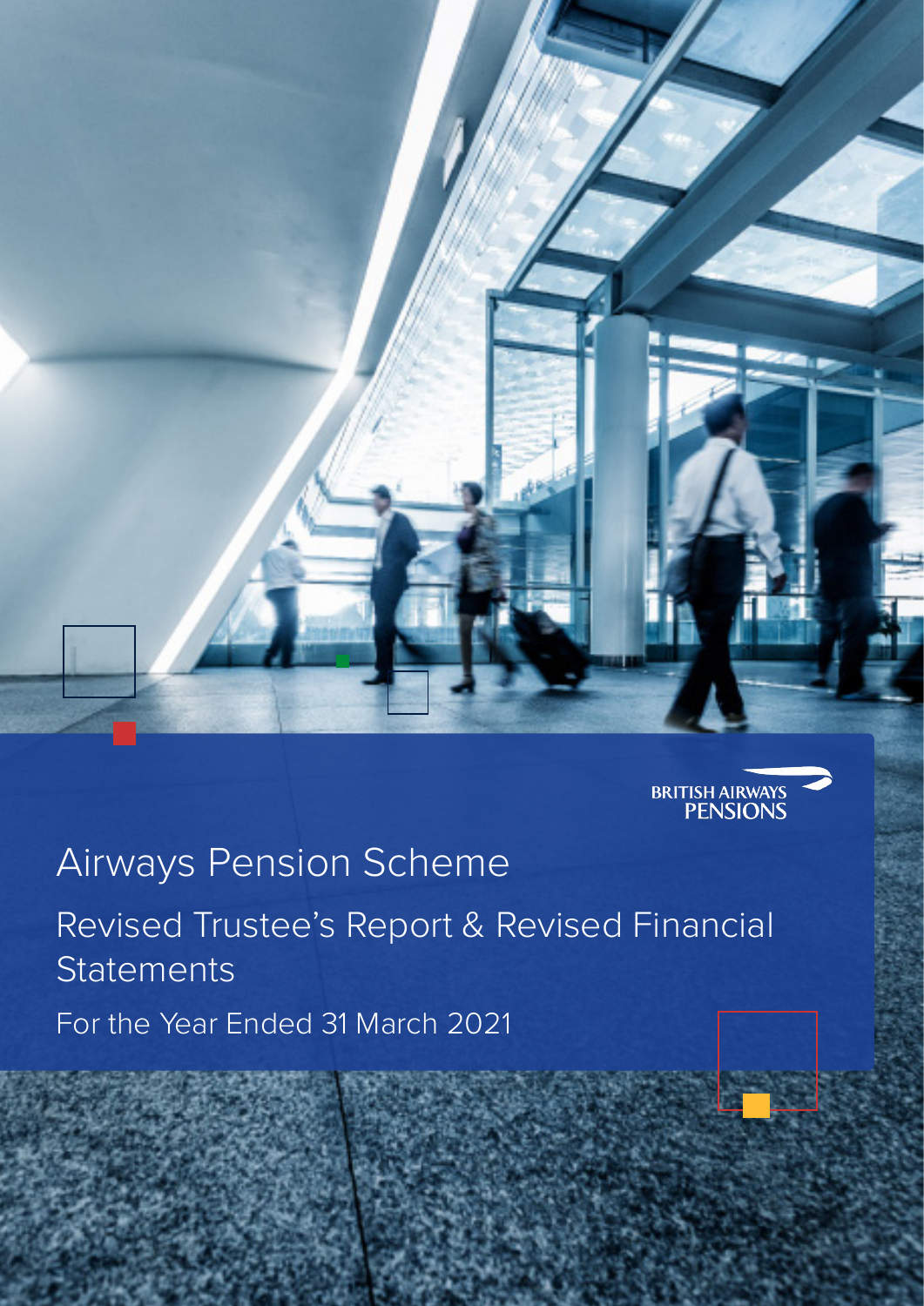BRITISH AIRWAYS PENSIONS

# Airways Pension Scheme

## Revised Trustee's Report & Revised Financial Statements

For the Year Ended 31 March 2021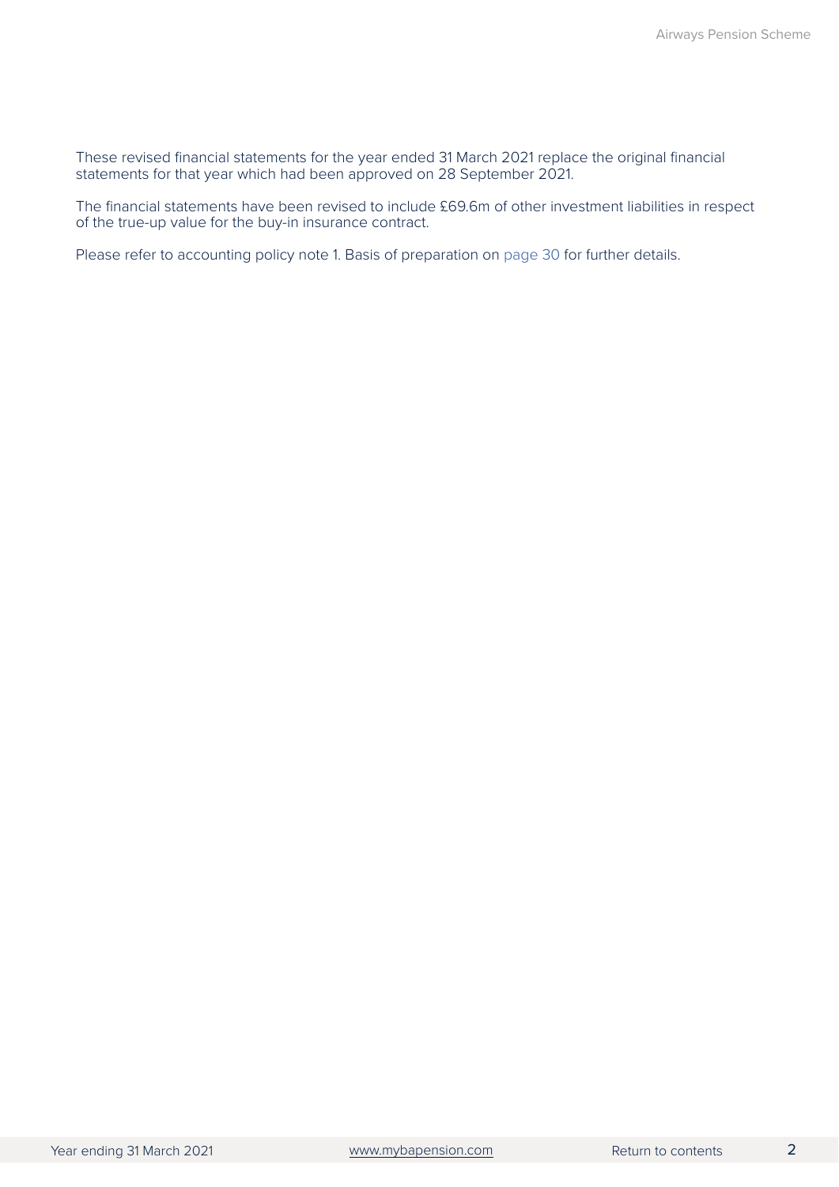These revised financial statements for the year ended 31 March 2021 replace the original financial statements for that year which had been approved on 28 September 2021.

The financial statements have been revised to include £69.6m of other investment liabilities in respect of the true-up value for the buy-in insurance contract.

Please refer to accounting policy note 1. Basis of preparation on page 30 for further details.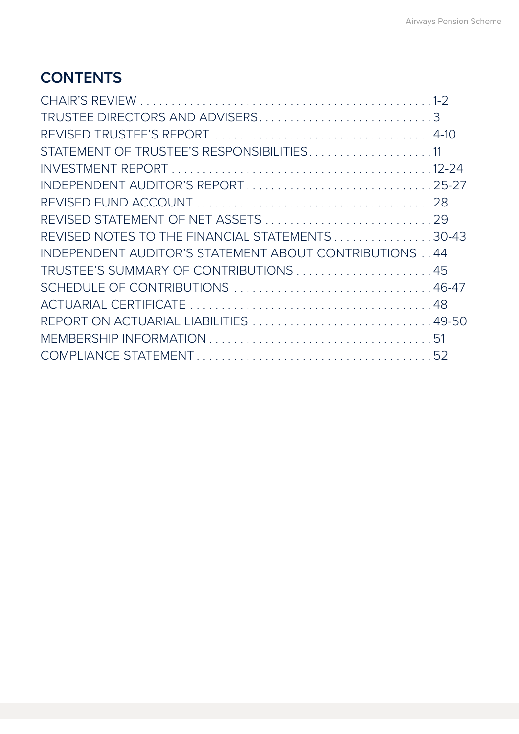# CONTENTS

| | |
|---|---|
| CHAIR'S REVIEW | 1-2 |
| TRUSTEE DIRECTORS AND ADVISERS | 3 |
| REVISED TRUSTEE'S REPORT | 4-10 |
| STATEMENT OF TRUSTEE'S RESPONSIBILITIES | 11 |
| INVESTMENT REPORT | 12-24 |
| INDEPENDENT AUDITOR'S REPORT | 25-27 |
| REVISED FUND ACCOUNT | 28 |
| REVISED STATEMENT OF NET ASSETS | 29 |
| REVISED NOTES TO THE FINANCIAL STATEMENTS | 30-43 |
| INDEPENDENT AUDITOR'S STATEMENT ABOUT CONTRIBUTIONS | 44 |
| TRUSTEE'S SUMMARY OF CONTRIBUTIONS | 45 |
| SCHEDULE OF CONTRIBUTIONS | 46-47 |
| ACTUARIAL CERTIFICATE | 48 |
| REPORT ON ACTUARIAL LIABILITIES | 49-50 |
| MEMBERSHIP INFORMATION | 51 |
| COMPLIANCE STATEMENT | 52 |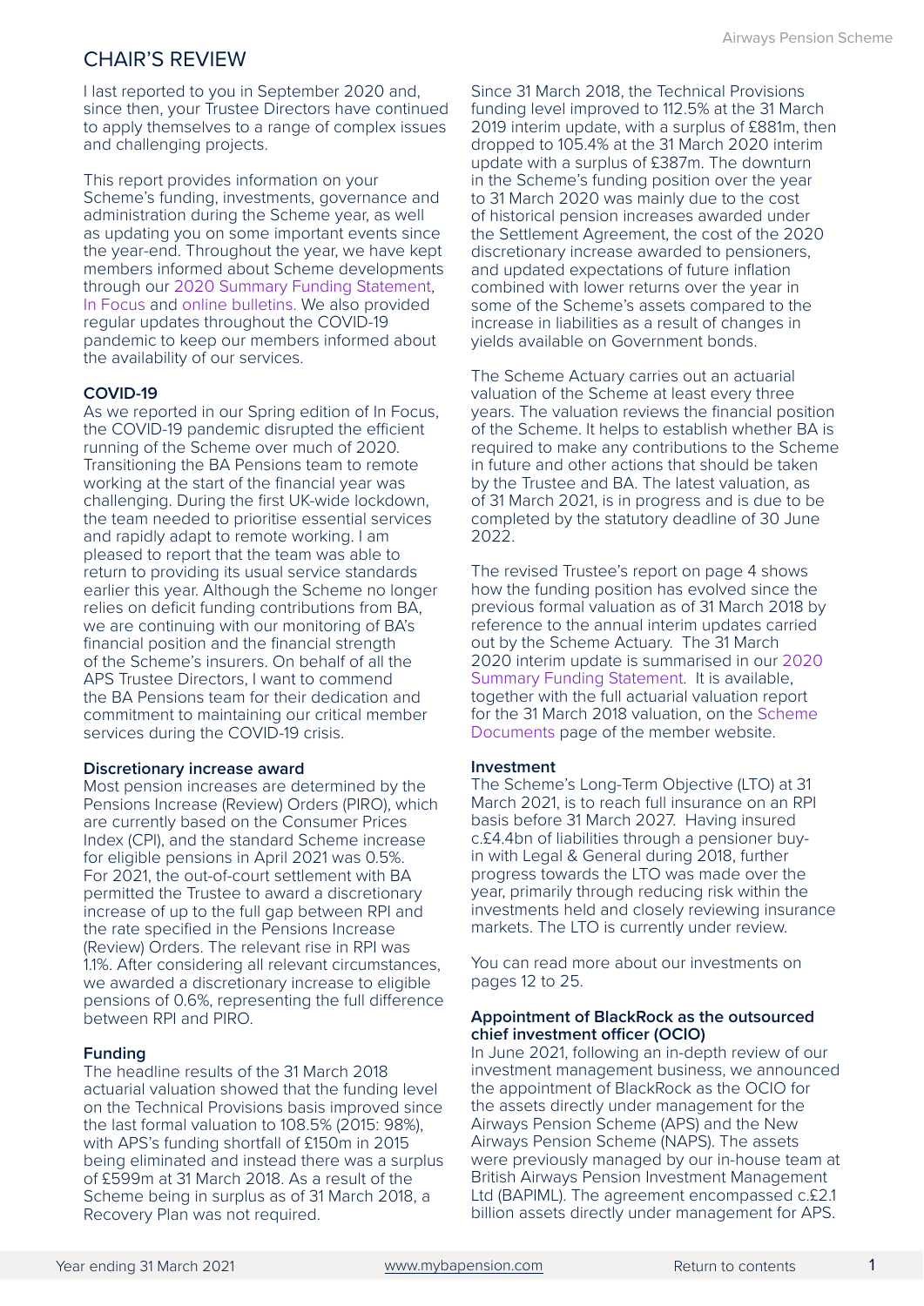# CHAIR'S REVIEW

I last reported to you in September 2020 and, since then, your Trustee Directors have continued to apply themselves to a range of complex issues and challenging projects.

This report provides information on your Scheme's funding, investments, governance and administration during the Scheme year, as well as updating you on some important events since the year-end. Throughout the year, we have kept members informed about Scheme developments through our 2020 Summary Funding Statement, In Focus and online bulletins. We also provided regular updates throughout the COVID-19 pandemic to keep our members informed about the availability of our services.

### COVID-19

As we reported in our Spring edition of In Focus, the COVID-19 pandemic disrupted the efficient running of the Scheme over much of 2020. Transitioning the BA Pensions team to remote working at the start of the financial year was challenging. During the first UK-wide lockdown, the team needed to prioritise essential services and rapidly adapt to remote working. I am pleased to report that the team was able to return to providing its usual service standards earlier this year. Although the Scheme no longer relies on deficit funding contributions from BA, we are continuing with our monitoring of BA's financial position and the financial strength of the Scheme's insurers. On behalf of all the APS Trustee Directors, I want to commend the BA Pensions team for their dedication and commitment to maintaining our critical member services during the COVID-19 crisis.

### Discretionary increase award

Most pension increases are determined by the Pensions Increase (Review) Orders (PIRO), which are currently based on the Consumer Prices Index (CPI), and the standard Scheme increase for eligible pensions in April 2021 was 0.5%. For 2021, the out-of-court settlement with BA permitted the Trustee to award a discretionary increase of up to the full gap between RPI and the rate specified in the Pensions Increase (Review) Orders. The relevant rise in RPI was 1.1%. After considering all relevant circumstances, we awarded a discretionary increase to eligible pensions of 0.6%, representing the full difference between RPI and PIRO.

### Funding

The headline results of the 31 March 2018 actuarial valuation showed that the funding level on the Technical Provisions basis improved since the last formal valuation to 108.5% (2015: 98%), with APS's funding shortfall of £150m in 2015 being eliminated and instead there was a surplus of £599m at 31 March 2018. As a result of the Scheme being in surplus as of 31 March 2018, a Recovery Plan was not required.

Since 31 March 2018, the Technical Provisions funding level improved to 112.5% at the 31 March 2019 interim update, with a surplus of £881m, then dropped to 105.4% at the 31 March 2020 interim update with a surplus of £387m. The downturn in the Scheme's funding position over the year to 31 March 2020 was mainly due to the cost of historical pension increases awarded under the Settlement Agreement, the cost of the 2020 discretionary increase awarded to pensioners, and updated expectations of future inflation combined with lower returns over the year in some of the Scheme's assets compared to the increase in liabilities as a result of changes in yields available on Government bonds.

The Scheme Actuary carries out an actuarial valuation of the Scheme at least every three years. The valuation reviews the financial position of the Scheme. It helps to establish whether BA is required to make any contributions to the Scheme in future and other actions that should be taken by the Trustee and BA. The latest valuation, as of 31 March 2021, is in progress and is due to be completed by the statutory deadline of 30 June 2022.

The revised Trustee's report on page 4 shows how the funding position has evolved since the previous formal valuation as of 31 March 2018 by reference to the annual interim updates carried out by the Scheme Actuary. The 31 March 2020 interim update is summarised in our 2020 Summary Funding Statement. It is available, together with the full actuarial valuation report for the 31 March 2018 valuation, on the Scheme Documents page of the member website.

### Investment

The Scheme's Long-Term Objective (LTO) at 31 March 2021, is to reach full insurance on an RPI basis before 31 March 2027. Having insured c.£4.4bn of liabilities through a pensioner buy-in with Legal & General during 2018, further progress towards the LTO was made over the year, primarily through reducing risk within the investments held and closely reviewing insurance markets. The LTO is currently under review.

You can read more about our investments on pages 12 to 25.

### Appointment of BlackRock as the outsourced chief investment officer (OCIO)

In June 2021, following an in-depth review of our investment management business, we announced the appointment of BlackRock as the OCIO for the assets directly under management for the Airways Pension Scheme (APS) and the New Airways Pension Scheme (NAPS). The assets were previously managed by our in-house team at British Airways Pension Investment Management Ltd (BAPIML). The agreement encompassed c.£2.1 billion assets directly under management for APS.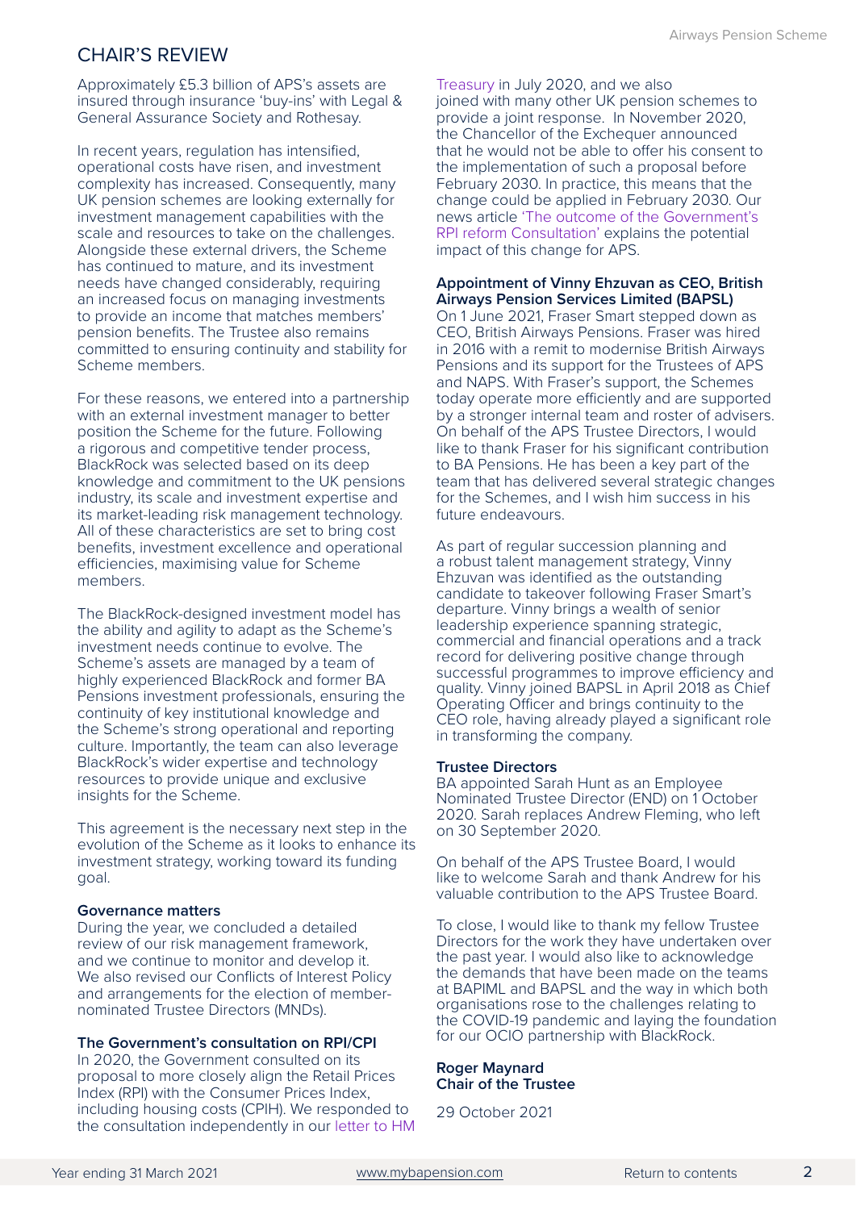# CHAIR'S REVIEW

Approximately £5.3 billion of APS's assets are insured through insurance 'buy-ins' with Legal & General Assurance Society and Rothesay.

In recent years, regulation has intensified, operational costs have risen, and investment complexity has increased. Consequently, many UK pension schemes are looking externally for investment management capabilities with the scale and resources to take on the challenges. Alongside these external drivers, the Scheme has continued to mature, and its investment needs have changed considerably, requiring an increased focus on managing investments to provide an income that matches members' pension benefits. The Trustee also remains committed to ensuring continuity and stability for Scheme members.

For these reasons, we entered into a partnership with an external investment manager to better position the Scheme for the future. Following a rigorous and competitive tender process, BlackRock was selected based on its deep knowledge and commitment to the UK pensions industry, its scale and investment expertise and its market-leading risk management technology. All of these characteristics are set to bring cost benefits, investment excellence and operational efficiencies, maximising value for Scheme members.

The BlackRock-designed investment model has the ability and agility to adapt as the Scheme's investment needs continue to evolve. The Scheme's assets are managed by a team of highly experienced BlackRock and former BA Pensions investment professionals, ensuring the continuity of key institutional knowledge and the Scheme's strong operational and reporting culture. Importantly, the team can also leverage BlackRock's wider expertise and technology resources to provide unique and exclusive insights for the Scheme.

This agreement is the necessary next step in the evolution of the Scheme as it looks to enhance its investment strategy, working toward its funding goal.

**Governance matters**

During the year, we concluded a detailed review of our risk management framework, and we continue to monitor and develop it. We also revised our Conflicts of Interest Policy and arrangements for the election of member-nominated Trustee Directors (MNDs).

**The Government's consultation on RPI/CPI**

In 2020, the Government consulted on its proposal to more closely align the Retail Prices Index (RPI) with the Consumer Prices Index, including housing costs (CPIH). We responded to the consultation independently in our letter to HM Treasury in July 2020, and we also joined with many other UK pension schemes to provide a joint response. In November 2020, the Chancellor of the Exchequer announced that he would not be able to offer his consent to the implementation of such a proposal before February 2030. In practice, this means that the change could be applied in February 2030. Our news article 'The outcome of the Government's RPI reform Consultation' explains the potential impact of this change for APS.

**Appointment of Vinny Ehzuvan as CEO, British Airways Pension Services Limited (BAPSL)**

On 1 June 2021, Fraser Smart stepped down as CEO, British Airways Pensions. Fraser was hired in 2016 with a remit to modernise British Airways Pensions and its support for the Trustees of APS and NAPS. With Fraser's support, the Schemes today operate more efficiently and are supported by a stronger internal team and roster of advisers. On behalf of the APS Trustee Directors, I would like to thank Fraser for his significant contribution to BA Pensions. He has been a key part of the team that has delivered several strategic changes for the Schemes, and I wish him success in his future endeavours.

As part of regular succession planning and a robust talent management strategy, Vinny Ehzuvan was identified as the outstanding candidate to takeover following Fraser Smart's departure. Vinny brings a wealth of senior leadership experience spanning strategic, commercial and financial operations and a track record for delivering positive change through successful programmes to improve efficiency and quality. Vinny joined BAPSL in April 2018 as Chief Operating Officer and brings continuity to the CEO role, having already played a significant role in transforming the company.

**Trustee Directors**

BA appointed Sarah Hunt as an Employee Nominated Trustee Director (END) on 1 October 2020. Sarah replaces Andrew Fleming, who left on 30 September 2020.

On behalf of the APS Trustee Board, I would like to welcome Sarah and thank Andrew for his valuable contribution to the APS Trustee Board.

To close, I would like to thank my fellow Trustee Directors for the work they have undertaken over the past year. I would also like to acknowledge the demands that have been made on the teams at BAPIML and BAPSL and the way in which both organisations rose to the challenges relating to the COVID-19 pandemic and laying the foundation for our OCIO partnership with BlackRock.

**Roger Maynard**
**Chair of the Trustee**

29 October 2021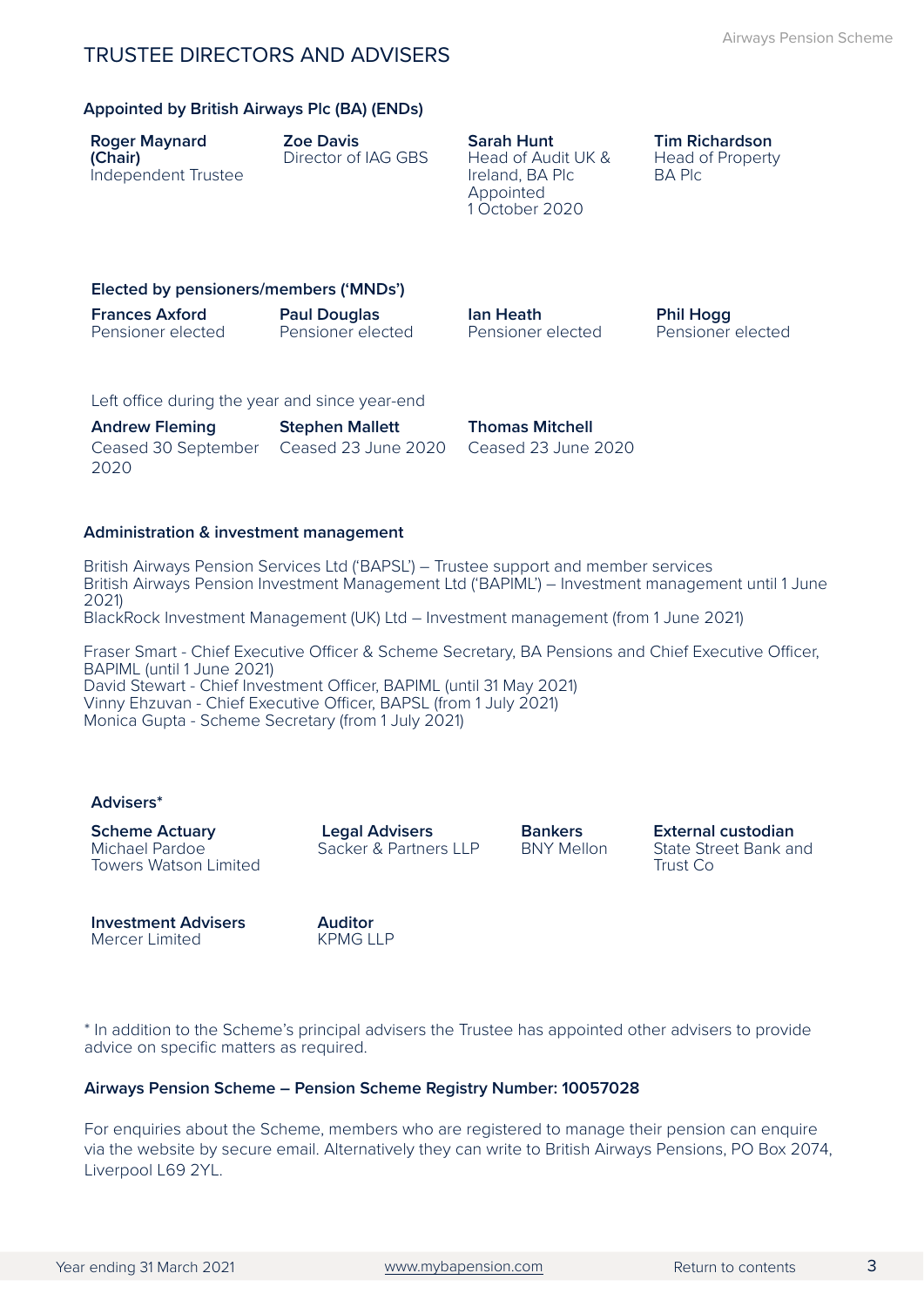# TRUSTEE DIRECTORS AND ADVISERS

### Appointed by British Airways Plc (BA) (ENDs)

**Roger Maynard (Chair)**
Independent Trustee

**Zoe Davis**
Director of IAG GBS

**Sarah Hunt**
Head of Audit UK & Ireland, BA Plc
Appointed 1 October 2020

**Tim Richardson**
Head of Property BA Plc

### Elected by pensioners/members ('MNDs')

**Frances Axford**
Pensioner elected

**Paul Douglas**
Pensioner elected

**Ian Heath**
Pensioner elected

**Phil Hogg**
Pensioner elected

Left office during the year and since year-end

**Andrew Fleming**
Ceased 30 September 2020

**Stephen Mallett**
Ceased 23 June 2020

**Thomas Mitchell**
Ceased 23 June 2020

### Administration & investment management

British Airways Pension Services Ltd ('BAPSL') – Trustee support and member services
British Airways Pension Investment Management Ltd ('BAPIML') – Investment management until 1 June 2021)
BlackRock Investment Management (UK) Ltd – Investment management (from 1 June 2021)

Fraser Smart - Chief Executive Officer & Scheme Secretary, BA Pensions and Chief Executive Officer, BAPIML (until 1 June 2021)
David Stewart - Chief Investment Officer, BAPIML (until 31 May 2021)
Vinny Ehzuvan - Chief Executive Officer, BAPSL (from 1 July 2021)
Monica Gupta - Scheme Secretary (from 1 July 2021)

### Advisers*

**Scheme Actuary**
Michael Pardoe
Towers Watson Limited

**Legal Advisers**
Sacker & Partners LLP

**Bankers**
BNY Mellon

**External custodian**
State Street Bank and Trust Co

**Investment Advisers**
Mercer Limited

**Auditor**
KPMG LLP

* In addition to the Scheme's principal advisers the Trustee has appointed other advisers to provide advice on specific matters as required.

**Airways Pension Scheme – Pension Scheme Registry Number: 10057028**

For enquiries about the Scheme, members who are registered to manage their pension can enquire via the website by secure email. Alternatively they can write to British Airways Pensions, PO Box 2074, Liverpool L69 2YL.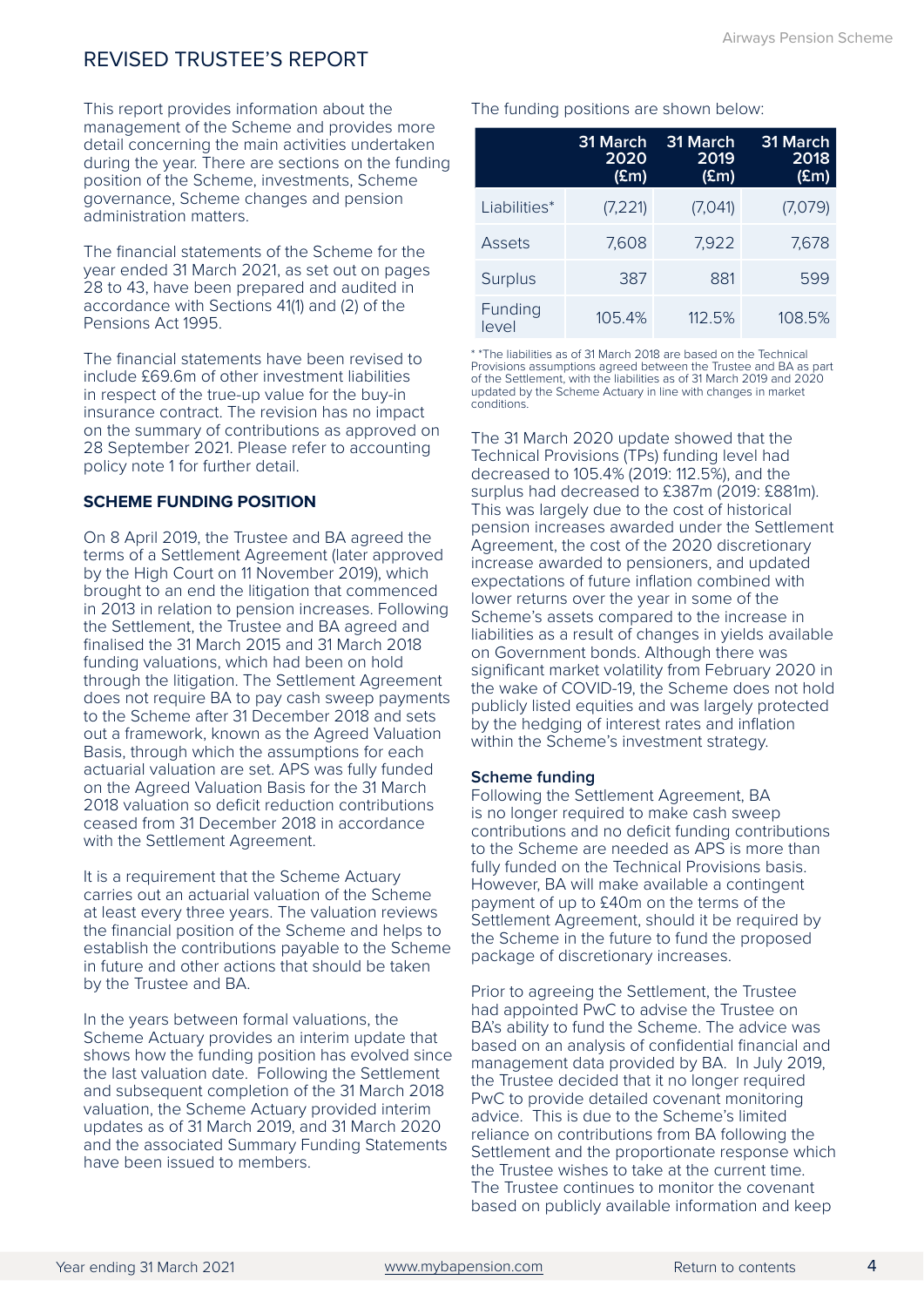# REVISED TRUSTEE'S REPORT

This report provides information about the management of the Scheme and provides more detail concerning the main activities undertaken during the year. There are sections on the funding position of the Scheme, investments, Scheme governance, Scheme changes and pension administration matters.

The financial statements of the Scheme for the year ended 31 March 2021, as set out on pages 28 to 43, have been prepared and audited in accordance with Sections 41(1) and (2) of the Pensions Act 1995.

The financial statements have been revised to include £69.6m of other investment liabilities in respect of the true-up value for the buy-in insurance contract. The revision has no impact on the summary of contributions as approved on 28 September 2021. Please refer to accounting policy note 1 for further detail.

## SCHEME FUNDING POSITION

On 8 April 2019, the Trustee and BA agreed the terms of a Settlement Agreement (later approved by the High Court on 11 November 2019), which brought to an end the litigation that commenced in 2013 in relation to pension increases. Following the Settlement, the Trustee and BA agreed and finalised the 31 March 2015 and 31 March 2018 funding valuations, which had been on hold through the litigation. The Settlement Agreement does not require BA to pay cash sweep payments to the Scheme after 31 December 2018 and sets out a framework, known as the Agreed Valuation Basis, through which the assumptions for each actuarial valuation are set. APS was fully funded on the Agreed Valuation Basis for the 31 March 2018 valuation so deficit reduction contributions ceased from 31 December 2018 in accordance with the Settlement Agreement.

It is a requirement that the Scheme Actuary carries out an actuarial valuation of the Scheme at least every three years. The valuation reviews the financial position of the Scheme and helps to establish the contributions payable to the Scheme in future and other actions that should be taken by the Trustee and BA.

In the years between formal valuations, the Scheme Actuary provides an interim update that shows how the funding position has evolved since the last valuation date. Following the Settlement and subsequent completion of the 31 March 2018 valuation, the Scheme Actuary provided interim updates as of 31 March 2019, and 31 March 2020 and the associated Summary Funding Statements have been issued to members.

The funding positions are shown below:

| | 31 March 2020 (£m) | 31 March 2019 (£m) | 31 March 2018 (£m) |
|---|---|---|---|
| Liabilities* | (7,221) | (7,041) | (7,079) |
| Assets | 7,608 | 7,922 | 7,678 |
| Surplus | 387 | 881 | 599 |
| Funding level | 105.4% | 112.5% | 108.5% |

* *The liabilities as of 31 March 2018 are based on the Technical Provisions assumptions agreed between the Trustee and BA as part of the Settlement, with the liabilities as of 31 March 2019 and 2020 updated by the Scheme Actuary in line with changes in market conditions.

The 31 March 2020 update showed that the Technical Provisions (TPs) funding level had decreased to 105.4% (2019: 112.5%), and the surplus had decreased to £387m (2019: £881m). This was largely due to the cost of historical pension increases awarded under the Settlement Agreement, the cost of the 2020 discretionary increase awarded to pensioners, and updated expectations of future inflation combined with lower returns over the year in some of the Scheme's assets compared to the increase in liabilities as a result of changes in yields available on Government bonds. Although there was significant market volatility from February 2020 in the wake of COVID-19, the Scheme does not hold publicly listed equities and was largely protected by the hedging of interest rates and inflation within the Scheme's investment strategy.

### Scheme funding

Following the Settlement Agreement, BA is no longer required to make cash sweep contributions and no deficit funding contributions to the Scheme are needed as APS is more than fully funded on the Technical Provisions basis. However, BA will make available a contingent payment of up to £40m on the terms of the Settlement Agreement, should it be required by the Scheme in the future to fund the proposed package of discretionary increases.

Prior to agreeing the Settlement, the Trustee had appointed PwC to advise the Trustee on BA's ability to fund the Scheme. The advice was based on an analysis of confidential financial and management data provided by BA. In July 2019, the Trustee decided that it no longer required PwC to provide detailed covenant monitoring advice. This is due to the Scheme's limited reliance on contributions from BA following the Settlement and the proportionate response which the Trustee wishes to take at the current time. The Trustee continues to monitor the covenant based on publicly available information and keep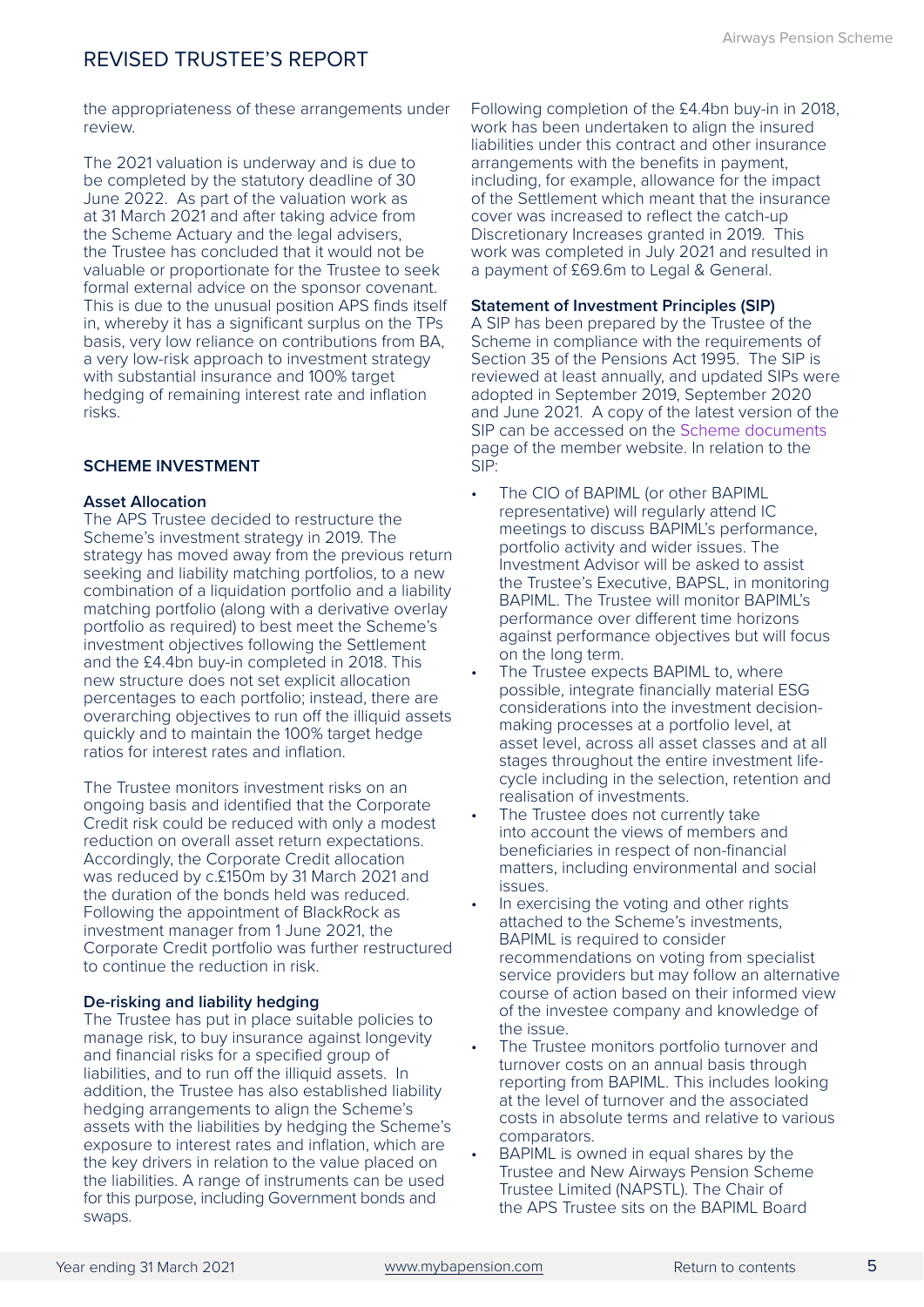the appropriateness of these arrangements under review.

The 2021 valuation is underway and is due to be completed by the statutory deadline of 30 June 2022. As part of the valuation work as at 31 March 2021 and after taking advice from the Scheme Actuary and the legal advisers, the Trustee has concluded that it would not be valuable or proportionate for the Trustee to seek formal external advice on the sponsor covenant. This is due to the unusual position APS finds itself in, whereby it has a significant surplus on the TPs basis, very low reliance on contributions from BA, a very low-risk approach to investment strategy with substantial insurance and 100% target hedging of remaining interest rate and inflation risks.

## SCHEME INVESTMENT

### Asset Allocation

The APS Trustee decided to restructure the Scheme's investment strategy in 2019. The strategy has moved away from the previous return seeking and liability matching portfolios, to a new combination of a liquidation portfolio and a liability matching portfolio (along with a derivative overlay portfolio as required) to best meet the Scheme's investment objectives following the Settlement and the £4.4bn buy-in completed in 2018. This new structure does not set explicit allocation percentages to each portfolio; instead, there are overarching objectives to run off the illiquid assets quickly and to maintain the 100% target hedge ratios for interest rates and inflation.

The Trustee monitors investment risks on an ongoing basis and identified that the Corporate Credit risk could be reduced with only a modest reduction on overall asset return expectations. Accordingly, the Corporate Credit allocation was reduced by c.£150m by 31 March 2021 and the duration of the bonds held was reduced. Following the appointment of BlackRock as investment manager from 1 June 2021, the Corporate Credit portfolio was further restructured to continue the reduction in risk.

### De-risking and liability hedging

The Trustee has put in place suitable policies to manage risk, to buy insurance against longevity and financial risks for a specified group of liabilities, and to run off the illiquid assets. In addition, the Trustee has also established liability hedging arrangements to align the Scheme's assets with the liabilities by hedging the Scheme's exposure to interest rates and inflation, which are the key drivers in relation to the value placed on the liabilities. A range of instruments can be used for this purpose, including Government bonds and swaps.

Following completion of the £4.4bn buy-in in 2018, work has been undertaken to align the insured liabilities under this contract and other insurance arrangements with the benefits in payment, including, for example, allowance for the impact of the Settlement which meant that the insurance cover was increased to reflect the catch-up Discretionary Increases granted in 2019. This work was completed in July 2021 and resulted in a payment of £69.6m to Legal & General.

### Statement of Investment Principles (SIP)

A SIP has been prepared by the Trustee of the Scheme in compliance with the requirements of Section 35 of the Pensions Act 1995. The SIP is reviewed at least annually, and updated SIPs were adopted in September 2019, September 2020 and June 2021. A copy of the latest version of the SIP can be accessed on the Scheme documents page of the member website. In relation to the SIP:

- The CIO of BAPIML (or other BAPIML representative) will regularly attend IC meetings to discuss BAPIML's performance, portfolio activity and wider issues. The Investment Advisor will be asked to assist the Trustee's Executive, BAPSL, in monitoring BAPIML. The Trustee will monitor BAPIML's performance over different time horizons against performance objectives but will focus on the long term.
- The Trustee expects BAPIML to, where possible, integrate financially material ESG considerations into the investment decision-making processes at a portfolio level, at asset level, across all asset classes and at all stages throughout the entire investment life-cycle including in the selection, retention and realisation of investments.
- The Trustee does not currently take into account the views of members and beneficiaries in respect of non-financial matters, including environmental and social issues.
- In exercising the voting and other rights attached to the Scheme's investments, BAPIML is required to consider recommendations on voting from specialist service providers but may follow an alternative course of action based on their informed view of the investee company and knowledge of the issue.
- The Trustee monitors portfolio turnover and turnover costs on an annual basis through reporting from BAPIML. This includes looking at the level of turnover and the associated costs in absolute terms and relative to various comparators.
- BAPIML is owned in equal shares by the Trustee and New Airways Pension Scheme Trustee Limited (NAPSTL). The Chair of the APS Trustee sits on the BAPIML Board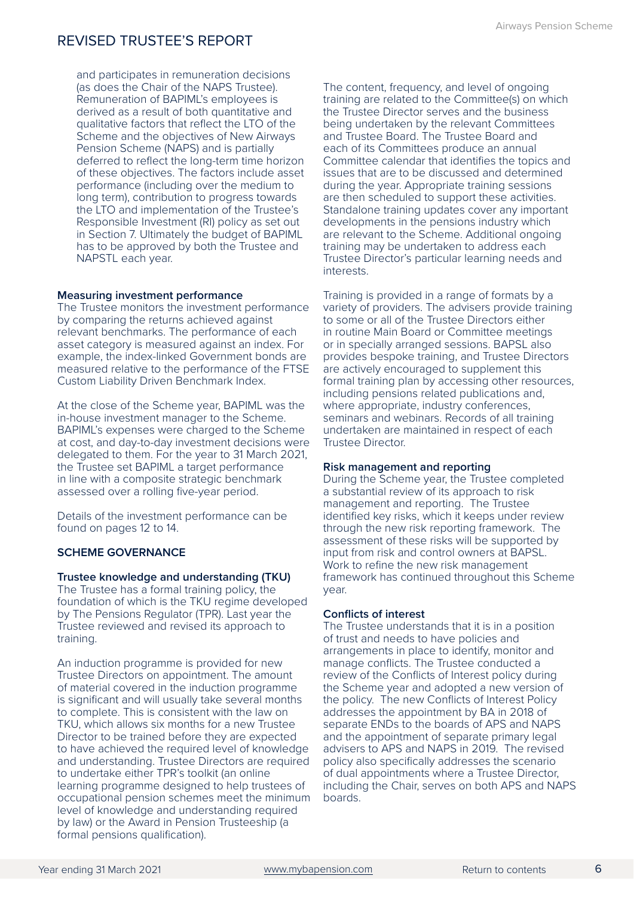and participates in remuneration decisions (as does the Chair of the NAPS Trustee). Remuneration of BAPIML's employees is derived as a result of both quantitative and qualitative factors that reflect the LTO of the Scheme and the objectives of New Airways Pension Scheme (NAPS) and is partially deferred to reflect the long-term time horizon of these objectives. The factors include asset performance (including over the medium to long term), contribution to progress towards the LTO and implementation of the Trustee's Responsible Investment (RI) policy as set out in Section 7. Ultimately the budget of BAPIML has to be approved by both the Trustee and NAPSTL each year.

**Measuring investment performance**

The Trustee monitors the investment performance by comparing the returns achieved against relevant benchmarks. The performance of each asset category is measured against an index. For example, the index-linked Government bonds are measured relative to the performance of the FTSE Custom Liability Driven Benchmark Index.

At the close of the Scheme year, BAPIML was the in-house investment manager to the Scheme. BAPIML's expenses were charged to the Scheme at cost, and day-to-day investment decisions were delegated to them. For the year to 31 March 2021, the Trustee set BAPIML a target performance in line with a composite strategic benchmark assessed over a rolling five-year period.

Details of the investment performance can be found on pages 12 to 14.

## SCHEME GOVERNANCE

**Trustee knowledge and understanding (TKU)**

The Trustee has a formal training policy, the foundation of which is the TKU regime developed by The Pensions Regulator (TPR). Last year the Trustee reviewed and revised its approach to training.

An induction programme is provided for new Trustee Directors on appointment. The amount of material covered in the induction programme is significant and will usually take several months to complete. This is consistent with the law on TKU, which allows six months for a new Trustee Director to be trained before they are expected to have achieved the required level of knowledge and understanding. Trustee Directors are required to undertake either TPR's toolkit (an online learning programme designed to help trustees of occupational pension schemes meet the minimum level of knowledge and understanding required by law) or the Award in Pension Trusteeship (a formal pensions qualification).

The content, frequency, and level of ongoing training are related to the Committee(s) on which the Trustee Director serves and the business being undertaken by the relevant Committees and Trustee Board. The Trustee Board and each of its Committees produce an annual Committee calendar that identifies the topics and issues that are to be discussed and determined during the year. Appropriate training sessions are then scheduled to support these activities. Standalone training updates cover any important developments in the pensions industry which are relevant to the Scheme. Additional ongoing training may be undertaken to address each Trustee Director's particular learning needs and interests.

Training is provided in a range of formats by a variety of providers. The advisers provide training to some or all of the Trustee Directors either in routine Main Board or Committee meetings or in specially arranged sessions. BAPSL also provides bespoke training, and Trustee Directors are actively encouraged to supplement this formal training plan by accessing other resources, including pensions related publications and, where appropriate, industry conferences, seminars and webinars. Records of all training undertaken are maintained in respect of each Trustee Director.

**Risk management and reporting**

During the Scheme year, the Trustee completed a substantial review of its approach to risk management and reporting. The Trustee identified key risks, which it keeps under review through the new risk reporting framework. The assessment of these risks will be supported by input from risk and control owners at BAPSL. Work to refine the new risk management framework has continued throughout this Scheme year.

**Conflicts of interest**

The Trustee understands that it is in a position of trust and needs to have policies and arrangements in place to identify, monitor and manage conflicts. The Trustee conducted a review of the Conflicts of Interest policy during the Scheme year and adopted a new version of the policy. The new Conflicts of Interest Policy addresses the appointment by BA in 2018 of separate ENDs to the boards of APS and NAPS and the appointment of separate primary legal advisers to APS and NAPS in 2019. The revised policy also specifically addresses the scenario of dual appointments where a Trustee Director, including the Chair, serves on both APS and NAPS boards.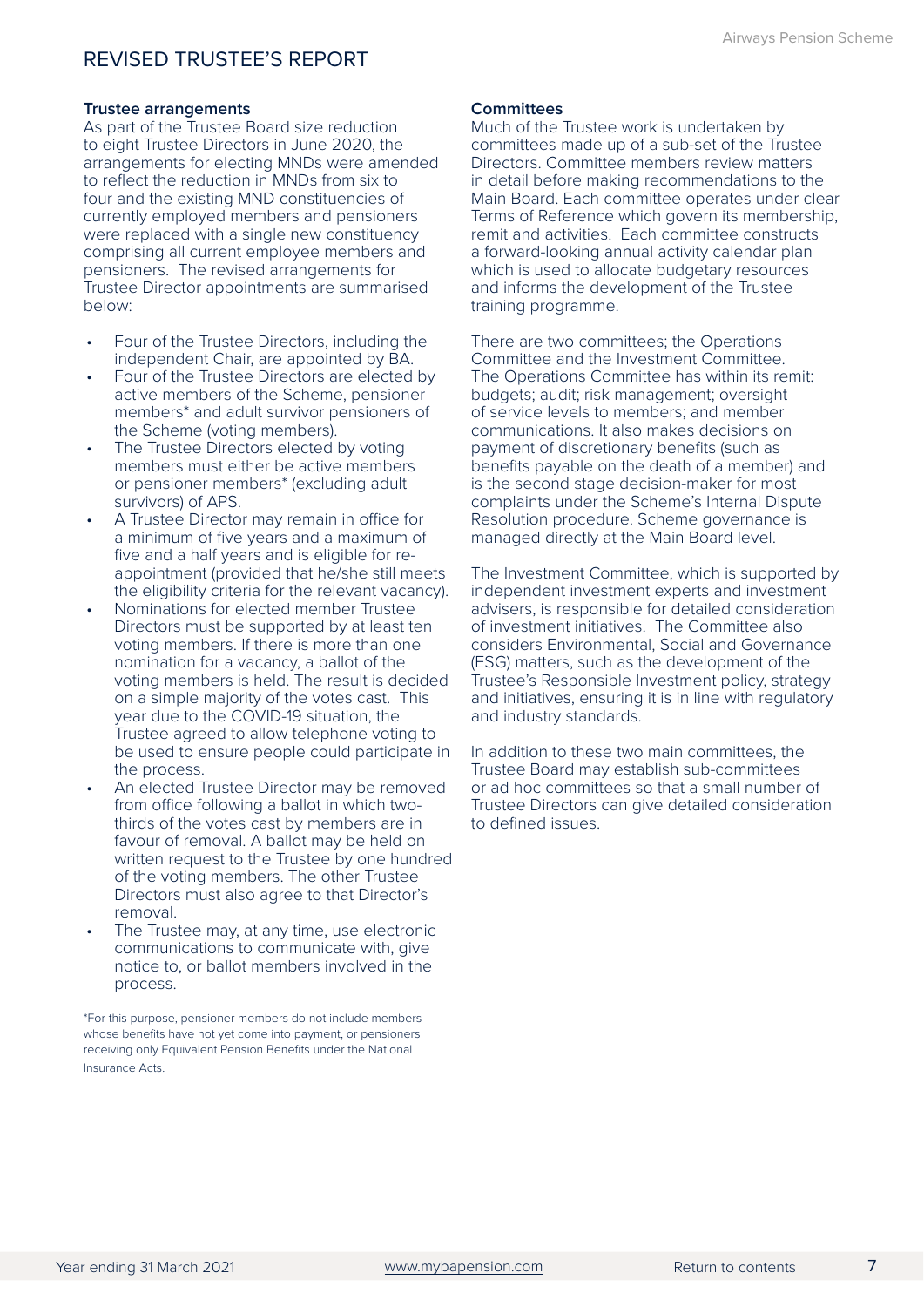# REVISED TRUSTEE'S REPORT

**Trustee arrangements**

As part of the Trustee Board size reduction to eight Trustee Directors in June 2020, the arrangements for electing MNDs were amended to reflect the reduction in MNDs from six to four and the existing MND constituencies of currently employed members and pensioners were replaced with a single new constituency comprising all current employee members and pensioners. The revised arrangements for Trustee Director appointments are summarised below:

- Four of the Trustee Directors, including the independent Chair, are appointed by BA.
- Four of the Trustee Directors are elected by active members of the Scheme, pensioner members* and adult survivor pensioners of the Scheme (voting members).
- The Trustee Directors elected by voting members must either be active members or pensioner members* (excluding adult survivors) of APS.
- A Trustee Director may remain in office for a minimum of five years and a maximum of five and a half years and is eligible for re-appointment (provided that he/she still meets the eligibility criteria for the relevant vacancy).
- Nominations for elected member Trustee Directors must be supported by at least ten voting members. If there is more than one nomination for a vacancy, a ballot of the voting members is held. The result is decided on a simple majority of the votes cast. This year due to the COVID-19 situation, the Trustee agreed to allow telephone voting to be used to ensure people could participate in the process.
- An elected Trustee Director may be removed from office following a ballot in which two-thirds of the votes cast by members are in favour of removal. A ballot may be held on written request to the Trustee by one hundred of the voting members. The other Trustee Directors must also agree to that Director's removal.
- The Trustee may, at any time, use electronic communications to communicate with, give notice to, or ballot members involved in the process.

*For this purpose, pensioner members do not include members whose benefits have not yet come into payment, or pensioners receiving only Equivalent Pension Benefits under the National Insurance Acts.

**Committees**

Much of the Trustee work is undertaken by committees made up of a sub-set of the Trustee Directors. Committee members review matters in detail before making recommendations to the Main Board. Each committee operates under clear Terms of Reference which govern its membership, remit and activities. Each committee constructs a forward-looking annual activity calendar plan which is used to allocate budgetary resources and informs the development of the Trustee training programme.

There are two committees; the Operations Committee and the Investment Committee. The Operations Committee has within its remit: budgets; audit; risk management; oversight of service levels to members; and member communications. It also makes decisions on payment of discretionary benefits (such as benefits payable on the death of a member) and is the second stage decision-maker for most complaints under the Scheme's Internal Dispute Resolution procedure. Scheme governance is managed directly at the Main Board level.

The Investment Committee, which is supported by independent investment experts and investment advisers, is responsible for detailed consideration of investment initiatives. The Committee also considers Environmental, Social and Governance (ESG) matters, such as the development of the Trustee's Responsible Investment policy, strategy and initiatives, ensuring it is in line with regulatory and industry standards.

In addition to these two main committees, the Trustee Board may establish sub-committees or ad hoc committees so that a small number of Trustee Directors can give detailed consideration to defined issues.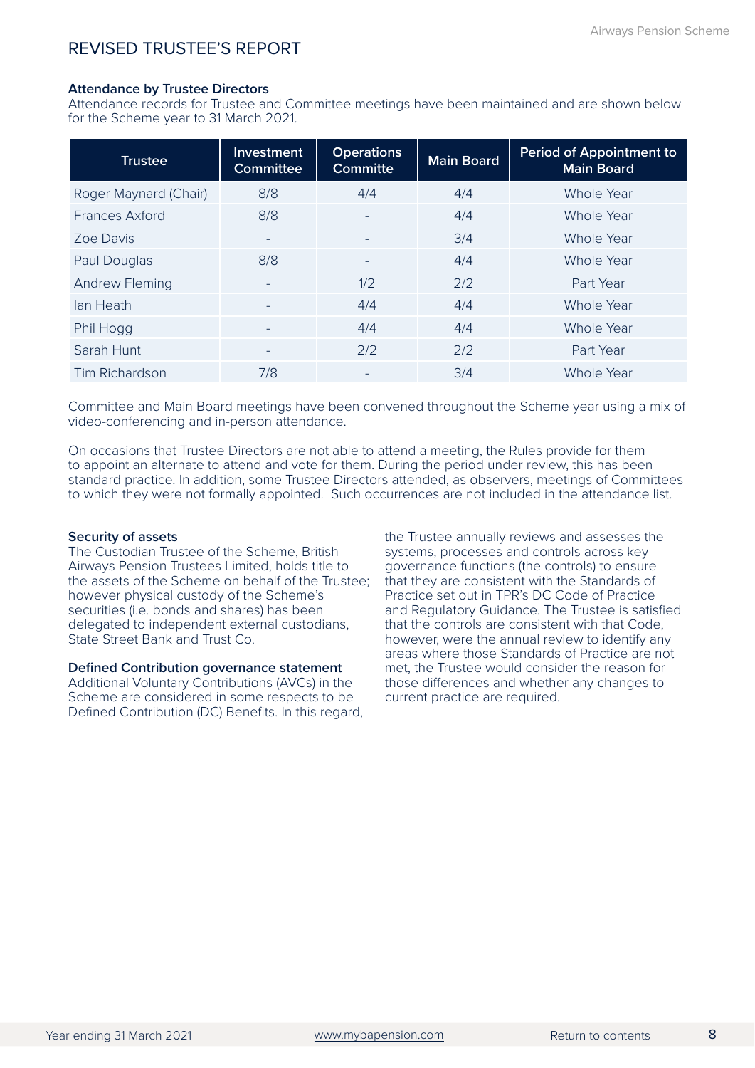# REVISED TRUSTEE'S REPORT

**Attendance by Trustee Directors**

Attendance records for Trustee and Committee meetings have been maintained and are shown below for the Scheme year to 31 March 2021.

| Trustee | Investment Committee | Operations Committe | Main Board | Period of Appointment to Main Board |
|---|---|---|---|---|
| Roger Maynard (Chair) | 8/8 | 4/4 | 4/4 | Whole Year |
| Frances Axford | 8/8 | - | 4/4 | Whole Year |
| Zoe Davis | - | - | 3/4 | Whole Year |
| Paul Douglas | 8/8 | - | 4/4 | Whole Year |
| Andrew Fleming | - | 1/2 | 2/2 | Part Year |
| Ian Heath | - | 4/4 | 4/4 | Whole Year |
| Phil Hogg | - | 4/4 | 4/4 | Whole Year |
| Sarah Hunt | - | 2/2 | 2/2 | Part Year |
| Tim Richardson | 7/8 | - | 3/4 | Whole Year |

Committee and Main Board meetings have been convened throughout the Scheme year using a mix of video-conferencing and in-person attendance.

On occasions that Trustee Directors are not able to attend a meeting, the Rules provide for them to appoint an alternate to attend and vote for them. During the period under review, this has been standard practice. In addition, some Trustee Directors attended, as observers, meetings of Committees to which they were not formally appointed. Such occurrences are not included in the attendance list.

**Security of assets**

The Custodian Trustee of the Scheme, British Airways Pension Trustees Limited, holds title to the assets of the Scheme on behalf of the Trustee; however physical custody of the Scheme's securities (i.e. bonds and shares) has been delegated to independent external custodians, State Street Bank and Trust Co.

**Defined Contribution governance statement**

Additional Voluntary Contributions (AVCs) in the Scheme are considered in some respects to be Defined Contribution (DC) Benefits. In this regard, the Trustee annually reviews and assesses the systems, processes and controls across key governance functions (the controls) to ensure that they are consistent with the Standards of Practice set out in TPR's DC Code of Practice and Regulatory Guidance. The Trustee is satisfied that the controls are consistent with that Code, however, were the annual review to identify any areas where those Standards of Practice are not met, the Trustee would consider the reason for those differences and whether any changes to current practice are required.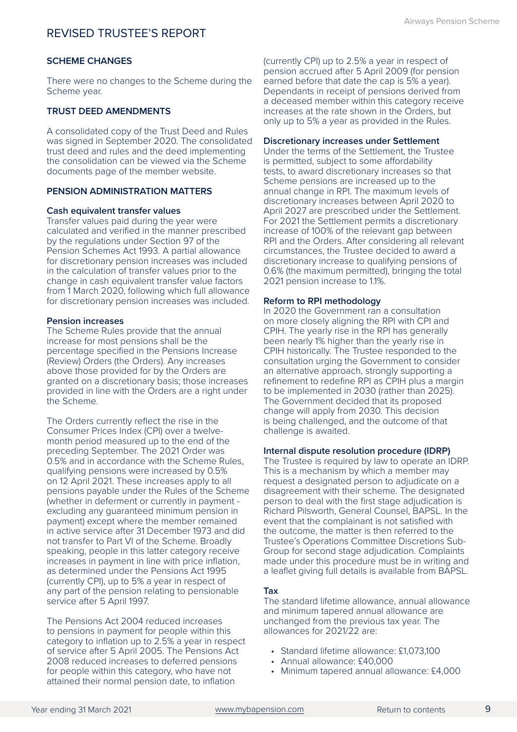# REVISED TRUSTEE'S REPORT

## SCHEME CHANGES

There were no changes to the Scheme during the Scheme year.

## TRUST DEED AMENDMENTS

A consolidated copy of the Trust Deed and Rules was signed in September 2020. The consolidated trust deed and rules and the deed implementing the consolidation can be viewed via the Scheme documents page of the member website.

## PENSION ADMINISTRATION MATTERS

### Cash equivalent transfer values

Transfer values paid during the year were calculated and verified in the manner prescribed by the regulations under Section 97 of the Pension Schemes Act 1993. A partial allowance for discretionary pension increases was included in the calculation of transfer values prior to the change in cash equivalent transfer value factors from 1 March 2020, following which full allowance for discretionary pension increases was included.

### Pension increases

The Scheme Rules provide that the annual increase for most pensions shall be the percentage specified in the Pensions Increase (Review) Orders (the Orders). Any increases above those provided for by the Orders are granted on a discretionary basis; those increases provided in line with the Orders are a right under the Scheme.

The Orders currently reflect the rise in the Consumer Prices Index (CPI) over a twelve-month period measured up to the end of the preceding September. The 2021 Order was 0.5% and in accordance with the Scheme Rules, qualifying pensions were increased by 0.5% on 12 April 2021. These increases apply to all pensions payable under the Rules of the Scheme (whether in deferment or currently in payment - excluding any guaranteed minimum pension in payment) except where the member remained in active service after 31 December 1973 and did not transfer to Part VI of the Scheme. Broadly speaking, people in this latter category receive increases in payment in line with price inflation, as determined under the Pensions Act 1995 (currently CPI), up to 5% a year in respect of any part of the pension relating to pensionable service after 5 April 1997.

The Pensions Act 2004 reduced increases to pensions in payment for people within this category to inflation up to 2.5% a year in respect of service after 5 April 2005. The Pensions Act 2008 reduced increases to deferred pensions for people within this category, who have not attained their normal pension date, to inflation (currently CPI) up to 2.5% a year in respect of pension accrued after 5 April 2009 (for pension earned before that date the cap is 5% a year). Dependants in receipt of pensions derived from a deceased member within this category receive increases at the rate shown in the Orders, but only up to 5% a year as provided in the Rules.

### Discretionary increases under Settlement

Under the terms of the Settlement, the Trustee is permitted, subject to some affordability tests, to award discretionary increases so that Scheme pensions are increased up to the annual change in RPI. The maximum levels of discretionary increases between April 2020 to April 2027 are prescribed under the Settlement. For 2021 the Settlement permits a discretionary increase of 100% of the relevant gap between RPI and the Orders. After considering all relevant circumstances, the Trustee decided to award a discretionary increase to qualifying pensions of 0.6% (the maximum permitted), bringing the total 2021 pension increase to 1.1%.

### Reform to RPI methodology

In 2020 the Government ran a consultation on more closely aligning the RPI with CPI and CPIH. The yearly rise in the RPI has generally been nearly 1% higher than the yearly rise in CPIH historically. The Trustee responded to the consultation urging the Government to consider an alternative approach, strongly supporting a refinement to redefine RPI as CPIH plus a margin to be implemented in 2030 (rather than 2025). The Government decided that its proposed change will apply from 2030. This decision is being challenged, and the outcome of that challenge is awaited.

### Internal dispute resolution procedure (IDRP)

The Trustee is required by law to operate an IDRP. This is a mechanism by which a member may request a designated person to adjudicate on a disagreement with their scheme. The designated person to deal with the first stage adjudication is Richard Pilsworth, General Counsel, BAPSL. In the event that the complainant is not satisfied with the outcome, the matter is then referred to the Trustee's Operations Committee Discretions Sub-Group for second stage adjudication. Complaints made under this procedure must be in writing and a leaflet giving full details is available from BAPSL.

### Tax

The standard lifetime allowance, annual allowance and minimum tapered annual allowance are unchanged from the previous tax year. The allowances for 2021/22 are:

- Standard lifetime allowance: £1,073,100
- Annual allowance: £40,000
- Minimum tapered annual allowance: £4,000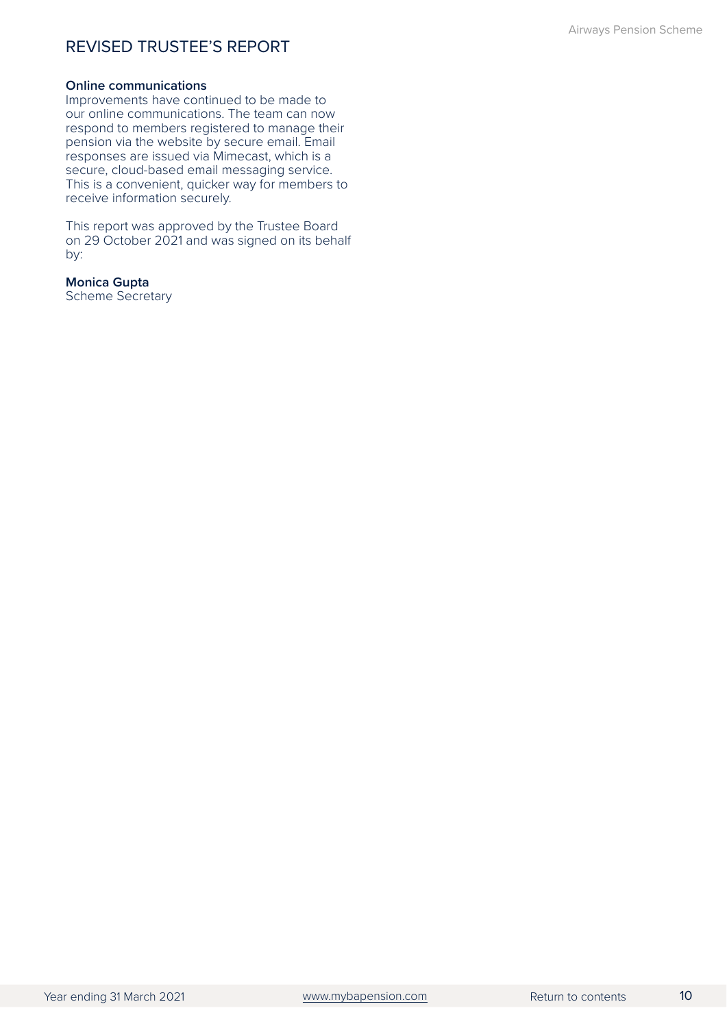# REVISED TRUSTEE'S REPORT

**Online communications**
Improvements have continued to be made to our online communications. The team can now respond to members registered to manage their pension via the website by secure email. Email responses are issued via Mimecast, which is a secure, cloud-based email messaging service. This is a convenient, quicker way for members to receive information securely.

This report was approved by the Trustee Board on 29 October 2021 and was signed on its behalf by:

**Monica Gupta**
Scheme Secretary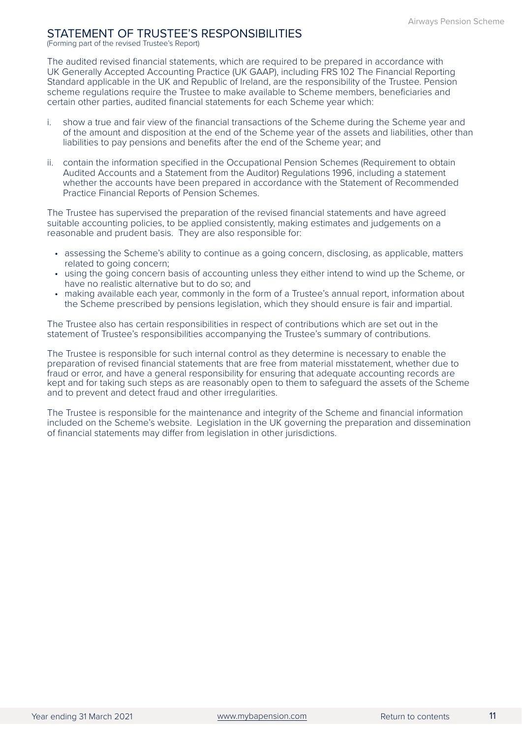# STATEMENT OF TRUSTEE'S RESPONSIBILITIES

(Forming part of the revised Trustee's Report)

The audited revised financial statements, which are required to be prepared in accordance with UK Generally Accepted Accounting Practice (UK GAAP), including FRS 102 The Financial Reporting Standard applicable in the UK and Republic of Ireland, are the responsibility of the Trustee. Pension scheme regulations require the Trustee to make available to Scheme members, beneficiaries and certain other parties, audited financial statements for each Scheme year which:

i. show a true and fair view of the financial transactions of the Scheme during the Scheme year and of the amount and disposition at the end of the Scheme year of the assets and liabilities, other than liabilities to pay pensions and benefits after the end of the Scheme year; and

ii. contain the information specified in the Occupational Pension Schemes (Requirement to obtain Audited Accounts and a Statement from the Auditor) Regulations 1996, including a statement whether the accounts have been prepared in accordance with the Statement of Recommended Practice Financial Reports of Pension Schemes.

The Trustee has supervised the preparation of the revised financial statements and have agreed suitable accounting policies, to be applied consistently, making estimates and judgements on a reasonable and prudent basis. They are also responsible for:

- assessing the Scheme's ability to continue as a going concern, disclosing, as applicable, matters related to going concern;
- using the going concern basis of accounting unless they either intend to wind up the Scheme, or have no realistic alternative but to do so; and
- making available each year, commonly in the form of a Trustee's annual report, information about the Scheme prescribed by pensions legislation, which they should ensure is fair and impartial.

The Trustee also has certain responsibilities in respect of contributions which are set out in the statement of Trustee's responsibilities accompanying the Trustee's summary of contributions.

The Trustee is responsible for such internal control as they determine is necessary to enable the preparation of revised financial statements that are free from material misstatement, whether due to fraud or error, and have a general responsibility for ensuring that adequate accounting records are kept and for taking such steps as are reasonably open to them to safeguard the assets of the Scheme and to prevent and detect fraud and other irregularities.

The Trustee is responsible for the maintenance and integrity of the Scheme and financial information included on the Scheme's website. Legislation in the UK governing the preparation and dissemination of financial statements may differ from legislation in other jurisdictions.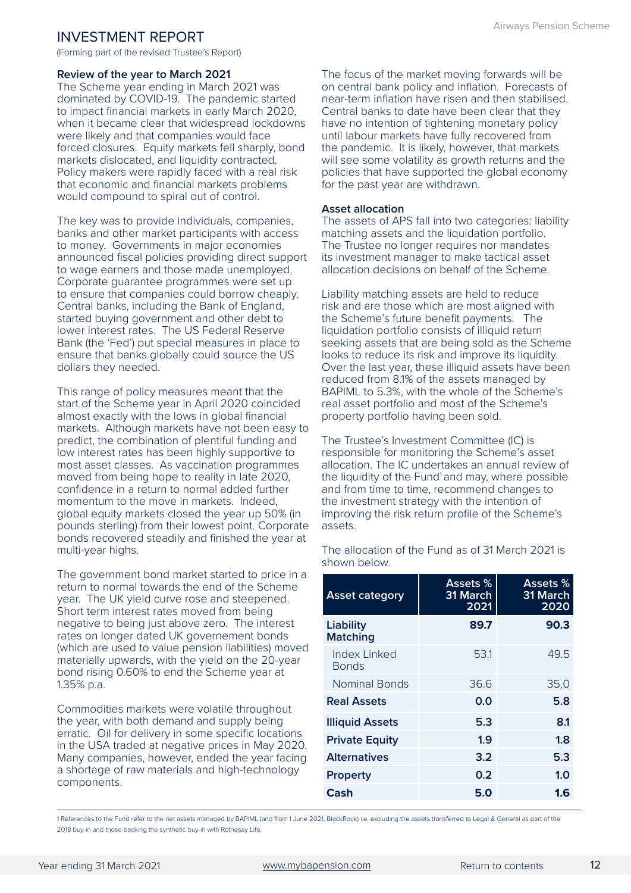# INVESTMENT REPORT

(Forming part of the revised Trustee's Report)

**Review of the year to March 2021**

The Scheme year ending in March 2021 was dominated by COVID-19. The pandemic started to impact financial markets in early March 2020, when it became clear that widespread lockdowns were likely and that companies would face forced closures. Equity markets fell sharply, bond markets dislocated, and liquidity contracted. Policy makers were rapidly faced with a real risk that economic and financial markets problems would compound to spiral out of control.

The key was to provide individuals, companies, banks and other market participants with access to money. Governments in major economies announced fiscal policies providing direct support to wage earners and those made unemployed. Corporate guarantee programmes were set up to ensure that companies could borrow cheaply. Central banks, including the Bank of England, started buying government and other debt to lower interest rates. The US Federal Reserve Bank (the 'Fed') put special measures in place to ensure that banks globally could source the US dollars they needed.

This range of policy measures meant that the start of the Scheme year in April 2020 coincided almost exactly with the lows in global financial markets. Although markets have not been easy to predict, the combination of plentiful funding and low interest rates has been highly supportive to most asset classes. As vaccination programmes moved from being hope to reality in late 2020, confidence in a return to normal added further momentum to the move in markets. Indeed, global equity markets closed the year up 50% (in pounds sterling) from their lowest point. Corporate bonds recovered steadily and finished the year at multi-year highs.

The government bond market started to price in a return to normal towards the end of the Scheme year. The UK yield curve rose and steepened. Short term interest rates moved from being negative to being just above zero. The interest rates on longer dated UK governement bonds (which are used to value pension liabilities) moved materially upwards, with the yield on the 20-year bond rising 0.60% to end the Scheme year at 1.35% p.a.

Commodities markets were volatile throughout the year, with both demand and supply being erratic. Oil for delivery in some specific locations in the USA traded at negative prices in May 2020. Many companies, however, ended the year facing a shortage of raw materials and high-technology components.

The focus of the market moving forwards will be on central bank policy and inflation. Forecasts of near-term inflation have risen and then stabilised. Central banks to date have been clear that they have no intention of tightening monetary policy until labour markets have fully recovered from the pandemic. It is likely, however, that markets will see some volatility as growth returns and the policies that have supported the global economy for the past year are withdrawn.

**Asset allocation**

The assets of APS fall into two categories: liability matching assets and the liquidation portfolio. The Trustee no longer requires nor mandates its investment manager to make tactical asset allocation decisions on behalf of the Scheme.

Liability matching assets are held to reduce risk and are those which are most aligned with the Scheme's future benefit payments. The liquidation portfolio consists of illiquid return seeking assets that are being sold as the Scheme looks to reduce its risk and improve its liquidity. Over the last year, these illiquid assets have been reduced from 8.1% of the assets managed by BAPIML to 5.3%, with the whole of the Scheme's real asset portfolio and most of the Scheme's property portfolio having been sold.

The Trustee's Investment Committee (IC) is responsible for monitoring the Scheme's asset allocation. The IC undertakes an annual review of the liquidity of the Fund[1] and may, where possible and from time to time, recommend changes to the investment strategy with the intention of improving the risk return profile of the Scheme's assets.

The allocation of the Fund as of 31 March 2021 is shown below.

| Asset category | Assets % 31 March 2021 | Assets % 31 March 2020 |
|---|---|---|
| **Liability Matching** | **89.7** | **90.3** |
| Index Linked Bonds | 53.1 | 49.5 |
| Nominal Bonds | 36.6 | 35.0 |
| **Real Assets** | **0.0** | **5.8** |
| **Illiquid Assets** | **5.3** | **8.1** |
| **Private Equity** | **1.9** | **1.8** |
| **Alternatives** | **3.2** | **5.3** |
| **Property** | **0.2** | **1.0** |
| **Cash** | **5.0** | **1.6** |

[1] References to the Fund refer to the net assets managed by BAPIML (and from 1 June 2021, BlackRock) i.e. excluding the assets transferred to Legal & General as part of the 2018 buy-in and those backing the synthetic buy-in with Rothesay Life.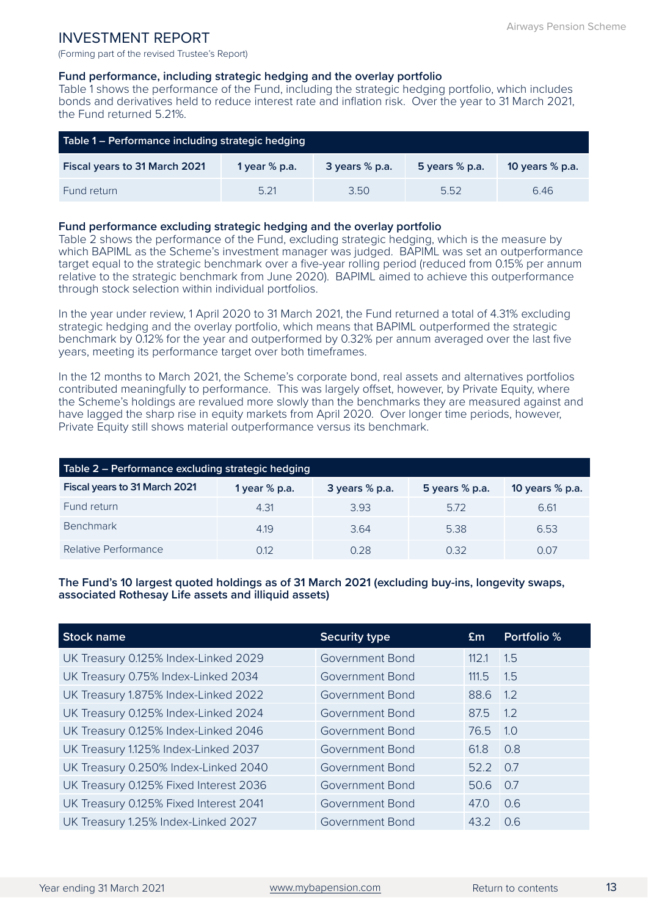# INVESTMENT REPORT

(Forming part of the revised Trustee's Report)

**Fund performance, including strategic hedging and the overlay portfolio**

Table 1 shows the performance of the Fund, including the strategic hedging portfolio, which includes bonds and derivatives held to reduce interest rate and inflation risk. Over the year to 31 March 2021, the Fund returned 5.21%.

**Table 1 – Performance including strategic hedging**

| Fiscal years to 31 March 2021 | 1 year % p.a. | 3 years % p.a. | 5 years % p.a. | 10 years % p.a. |
|---|---|---|---|---|
| Fund return | 5.21 | 3.50 | 5.52 | 6.46 |

**Fund performance excluding strategic hedging and the overlay portfolio**

Table 2 shows the performance of the Fund, excluding strategic hedging, which is the measure by which BAPIML as the Scheme's investment manager was judged. BAPIML was set an outperformance target equal to the strategic benchmark over a five-year rolling period (reduced from 0.15% per annum relative to the strategic benchmark from June 2020). BAPIML aimed to achieve this outperformance through stock selection within individual portfolios.

In the year under review, 1 April 2020 to 31 March 2021, the Fund returned a total of 4.31% excluding strategic hedging and the overlay portfolio, which means that BAPIML outperformed the strategic benchmark by 0.12% for the year and outperformed by 0.32% per annum averaged over the last five years, meeting its performance target over both timeframes.

In the 12 months to March 2021, the Scheme's corporate bond, real assets and alternatives portfolios contributed meaningfully to performance. This was largely offset, however, by Private Equity, where the Scheme's holdings are revalued more slowly than the benchmarks they are measured against and have lagged the sharp rise in equity markets from April 2020. Over longer time periods, however, Private Equity still shows material outperformance versus its benchmark.

**Table 2 – Performance excluding strategic hedging**

| Fiscal years to 31 March 2021 | 1 year % p.a. | 3 years % p.a. | 5 years % p.a. | 10 years % p.a. |
|---|---|---|---|---|
| Fund return | 4.31 | 3.93 | 5.72 | 6.61 |
| Benchmark | 4.19 | 3.64 | 5.38 | 6.53 |
| Relative Performance | 0.12 | 0.28 | 0.32 | 0.07 |

**The Fund's 10 largest quoted holdings as of 31 March 2021 (excluding buy-ins, longevity swaps, associated Rothesay Life assets and illiquid assets)**

| Stock name | Security type | £m | Portfolio % |
|---|---|---|---|
| UK Treasury 0.125% Index-Linked 2029 | Government Bond | 112.1 | 1.5 |
| UK Treasury 0.75% Index-Linked 2034 | Government Bond | 111.5 | 1.5 |
| UK Treasury 1.875% Index-Linked 2022 | Government Bond | 88.6 | 1.2 |
| UK Treasury 0.125% Index-Linked 2024 | Government Bond | 87.5 | 1.2 |
| UK Treasury 0.125% Index-Linked 2046 | Government Bond | 76.5 | 1.0 |
| UK Treasury 1.125% Index-Linked 2037 | Government Bond | 61.8 | 0.8 |
| UK Treasury 0.250% Index-Linked 2040 | Government Bond | 52.2 | 0.7 |
| UK Treasury 0.125% Fixed Interest 2036 | Government Bond | 50.6 | 0.7 |
| UK Treasury 0.125% Fixed Interest 2041 | Government Bond | 47.0 | 0.6 |
| UK Treasury 1.25% Index-Linked 2027 | Government Bond | 43.2 | 0.6 |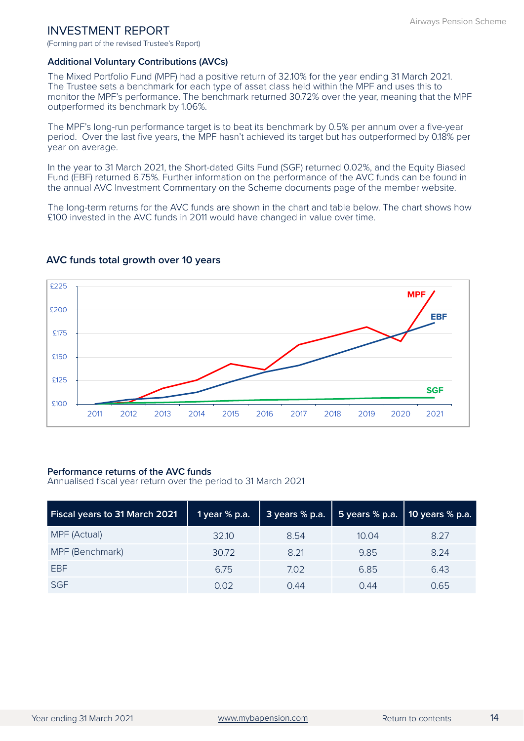# INVESTMENT REPORT

(Forming part of the revised Trustee's Report)

### Additional Voluntary Contributions (AVCs)

The Mixed Portfolio Fund (MPF) had a positive return of 32.10% for the year ending 31 March 2021. The Trustee sets a benchmark for each type of asset class held within the MPF and uses this to monitor the MPF's performance. The benchmark returned 30.72% over the year, meaning that the MPF outperformed its benchmark by 1.06%.

The MPF's long-run performance target is to beat its benchmark by 0.5% per annum over a five-year period. Over the last five years, the MPF hasn't achieved its target but has outperformed by 0.18% per year on average.

In the year to 31 March 2021, the Short-dated Gilts Fund (SGF) returned 0.02%, and the Equity Biased Fund (EBF) returned 6.75%. Further information on the performance of the AVC funds can be found in the annual AVC Investment Commentary on the Scheme documents page of the member website.

The long-term returns for the AVC funds are shown in the chart and table below. The chart shows how £100 invested in the AVC funds in 2011 would have changed in value over time.

### AVC funds total growth over 10 years

### Performance returns of the AVC funds

Annualised fiscal year return over the period to 31 March 2021

| Fiscal years to 31 March 2021 | 1 year % p.a. | 3 years % p.a. | 5 years % p.a. | 10 years % p.a. |
|---|---|---|---|---|
| MPF (Actual) | 32.10 | 8.54 | 10.04 | 8.27 |
| MPF (Benchmark) | 30.72 | 8.21 | 9.85 | 8.24 |
| EBF | 6.75 | 7.02 | 6.85 | 6.43 |
| SGF | 0.02 | 0.44 | 0.44 | 0.65 |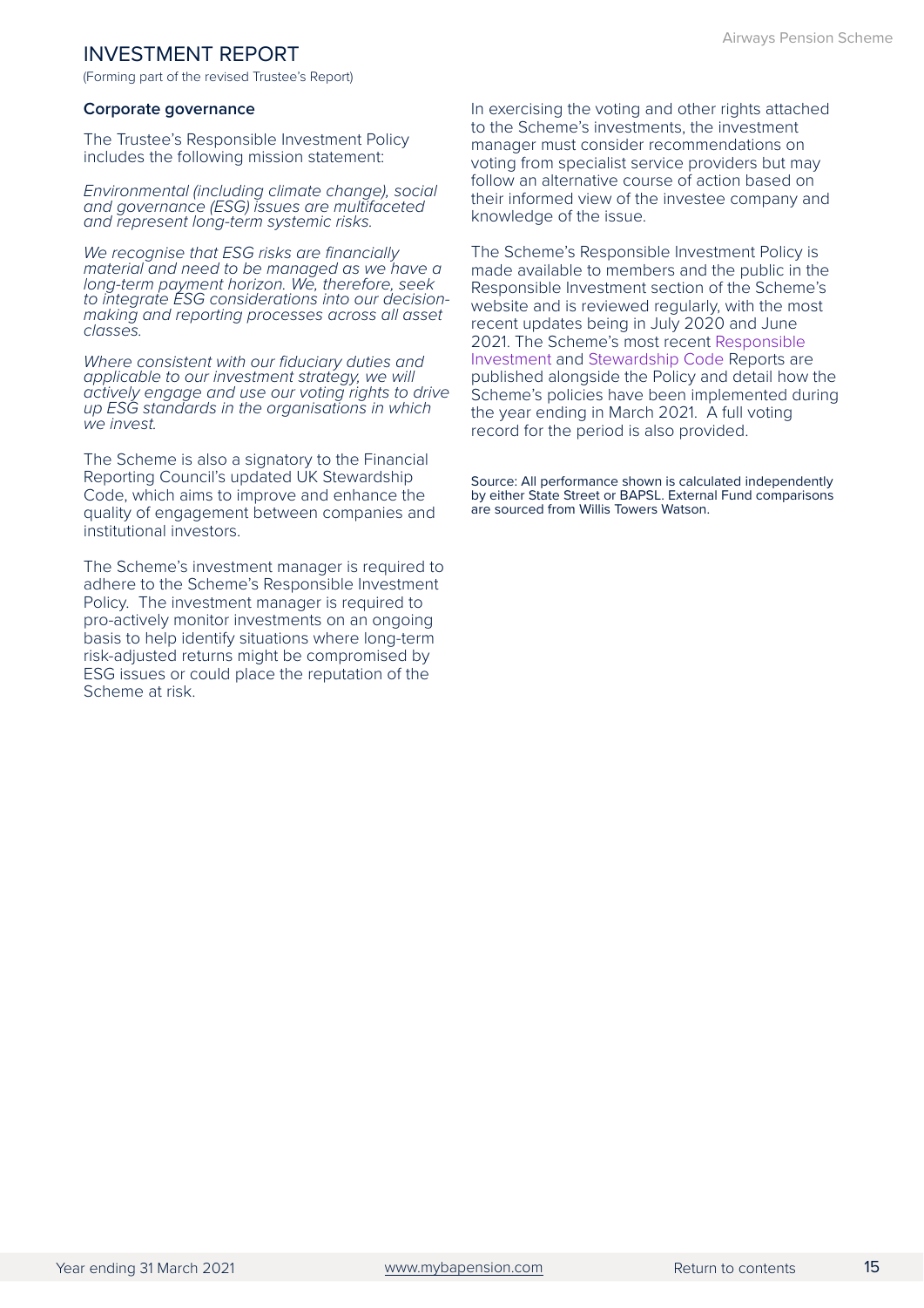# INVESTMENT REPORT

(Forming part of the revised Trustee's Report)

**Corporate governance**

The Trustee's Responsible Investment Policy includes the following mission statement:

*Environmental (including climate change), social and governance (ESG) issues are multifaceted and represent long-term systemic risks.*

*We recognise that ESG risks are financially material and need to be managed as we have a long-term payment horizon. We, therefore, seek to integrate ESG considerations into our decision-making and reporting processes across all asset classes.*

*Where consistent with our fiduciary duties and applicable to our investment strategy, we will actively engage and use our voting rights to drive up ESG standards in the organisations in which we invest.*

The Scheme is also a signatory to the Financial Reporting Council's updated UK Stewardship Code, which aims to improve and enhance the quality of engagement between companies and institutional investors.

The Scheme's investment manager is required to adhere to the Scheme's Responsible Investment Policy. The investment manager is required to pro-actively monitor investments on an ongoing basis to help identify situations where long-term risk-adjusted returns might be compromised by ESG issues or could place the reputation of the Scheme at risk.

In exercising the voting and other rights attached to the Scheme's investments, the investment manager must consider recommendations on voting from specialist service providers but may follow an alternative course of action based on their informed view of the investee company and knowledge of the issue.

The Scheme's Responsible Investment Policy is made available to members and the public in the Responsible Investment section of the Scheme's website and is reviewed regularly, with the most recent updates being in July 2020 and June 2021. The Scheme's most recent Responsible Investment and Stewardship Code Reports are published alongside the Policy and detail how the Scheme's policies have been implemented during the year ending in March 2021. A full voting record for the period is also provided.

Source: All performance shown is calculated independently by either State Street or BAPSL. External Fund comparisons are sourced from Willis Towers Watson.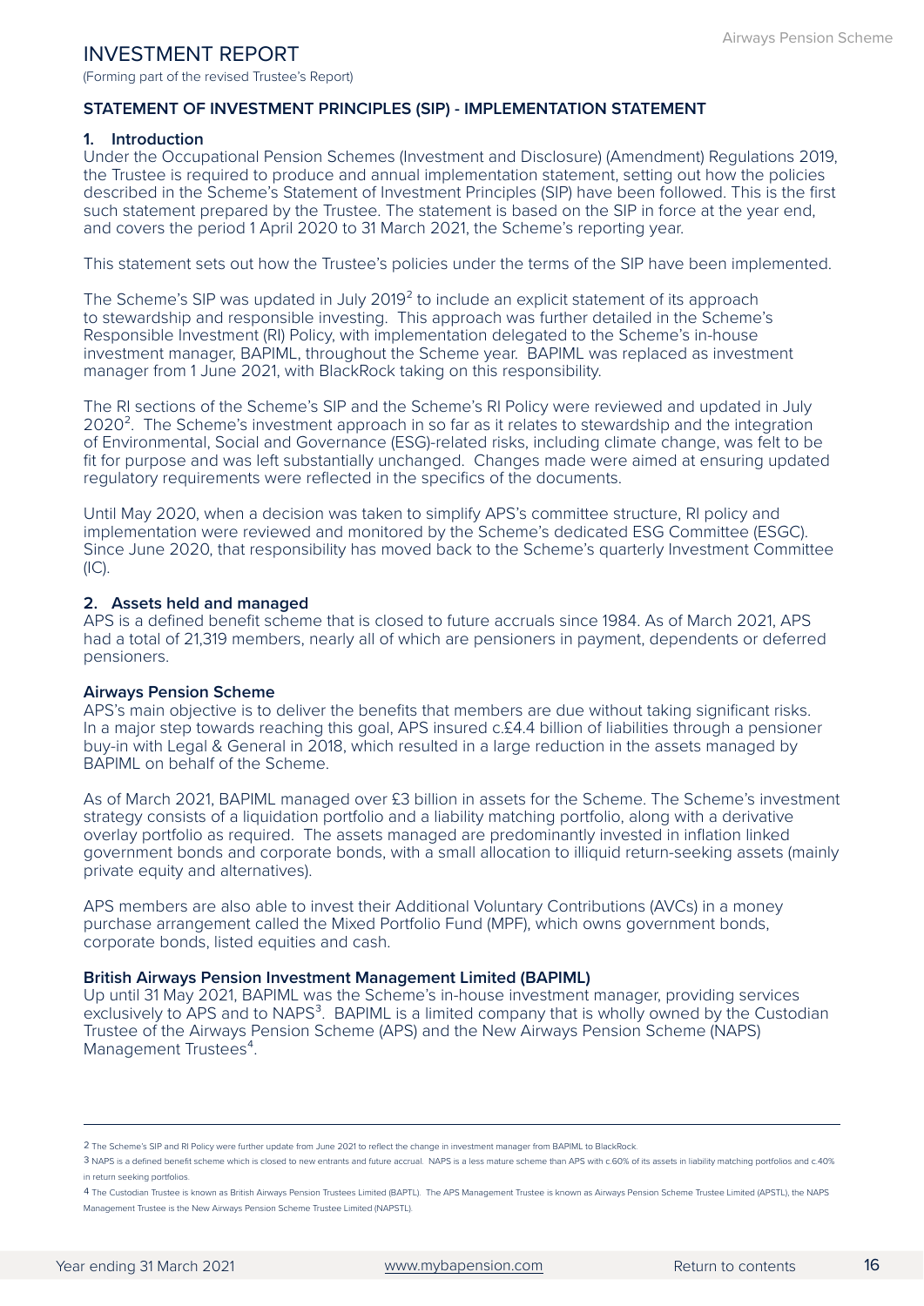# INVESTMENT REPORT

(Forming part of the revised Trustee's Report)

## STATEMENT OF INVESTMENT PRINCIPLES (SIP) - IMPLEMENTATION STATEMENT

### 1. Introduction

Under the Occupational Pension Schemes (Investment and Disclosure) (Amendment) Regulations 2019, the Trustee is required to produce and annual implementation statement, setting out how the policies described in the Scheme's Statement of Investment Principles (SIP) have been followed. This is the first such statement prepared by the Trustee. The statement is based on the SIP in force at the year end, and covers the period 1 April 2020 to 31 March 2021, the Scheme's reporting year.

This statement sets out how the Trustee's policies under the terms of the SIP have been implemented.

The Scheme's SIP was updated in July 2019[2] to include an explicit statement of its approach to stewardship and responsible investing. This approach was further detailed in the Scheme's Responsible Investment (RI) Policy, with implementation delegated to the Scheme's in-house investment manager, BAPIML, throughout the Scheme year. BAPIML was replaced as investment manager from 1 June 2021, with BlackRock taking on this responsibility.

The RI sections of the Scheme's SIP and the Scheme's RI Policy were reviewed and updated in July 2020[2]. The Scheme's investment approach in so far as it relates to stewardship and the integration of Environmental, Social and Governance (ESG)-related risks, including climate change, was felt to be fit for purpose and was left substantially unchanged. Changes made were aimed at ensuring updated regulatory requirements were reflected in the specifics of the documents.

Until May 2020, when a decision was taken to simplify APS's committee structure, RI policy and implementation were reviewed and monitored by the Scheme's dedicated ESG Committee (ESGC). Since June 2020, that responsibility has moved back to the Scheme's quarterly Investment Committee (IC).

### 2. Assets held and managed

APS is a defined benefit scheme that is closed to future accruals since 1984. As of March 2021, APS had a total of 21,319 members, nearly all of which are pensioners in payment, dependents or deferred pensioners.

**Airways Pension Scheme**

APS's main objective is to deliver the benefits that members are due without taking significant risks. In a major step towards reaching this goal, APS insured c.£4.4 billion of liabilities through a pensioner buy-in with Legal & General in 2018, which resulted in a large reduction in the assets managed by BAPIML on behalf of the Scheme.

As of March 2021, BAPIML managed over £3 billion in assets for the Scheme. The Scheme's investment strategy consists of a liquidation portfolio and a liability matching portfolio, along with a derivative overlay portfolio as required. The assets managed are predominantly invested in inflation linked government bonds and corporate bonds, with a small allocation to illiquid return-seeking assets (mainly private equity and alternatives).

APS members are also able to invest their Additional Voluntary Contributions (AVCs) in a money purchase arrangement called the Mixed Portfolio Fund (MPF), which owns government bonds, corporate bonds, listed equities and cash.

**British Airways Pension Investment Management Limited (BAPIML)**

Up until 31 May 2021, BAPIML was the Scheme's in-house investment manager, providing services exclusively to APS and to NAPS[3]. BAPIML is a limited company that is wholly owned by the Custodian Trustee of the Airways Pension Scheme (APS) and the New Airways Pension Scheme (NAPS) Management Trustees[4].

---

[2] The Scheme's SIP and RI Policy were further update from June 2021 to reflect the change in investment manager from BAPIML to BlackRock.

[3] NAPS is a defined benefit scheme which is closed to new entrants and future accrual. NAPS is a less mature scheme than APS with c.60% of its assets in liability matching portfolios and c.40% in return seeking portfolios.

[4] The Custodian Trustee is known as British Airways Pension Trustees Limited (BAPTL). The APS Management Trustee is known as Airways Pension Scheme Trustee Limited (APSTL), the NAPS Management Trustee is the New Airways Pension Scheme Trustee Limited (NAPSTL).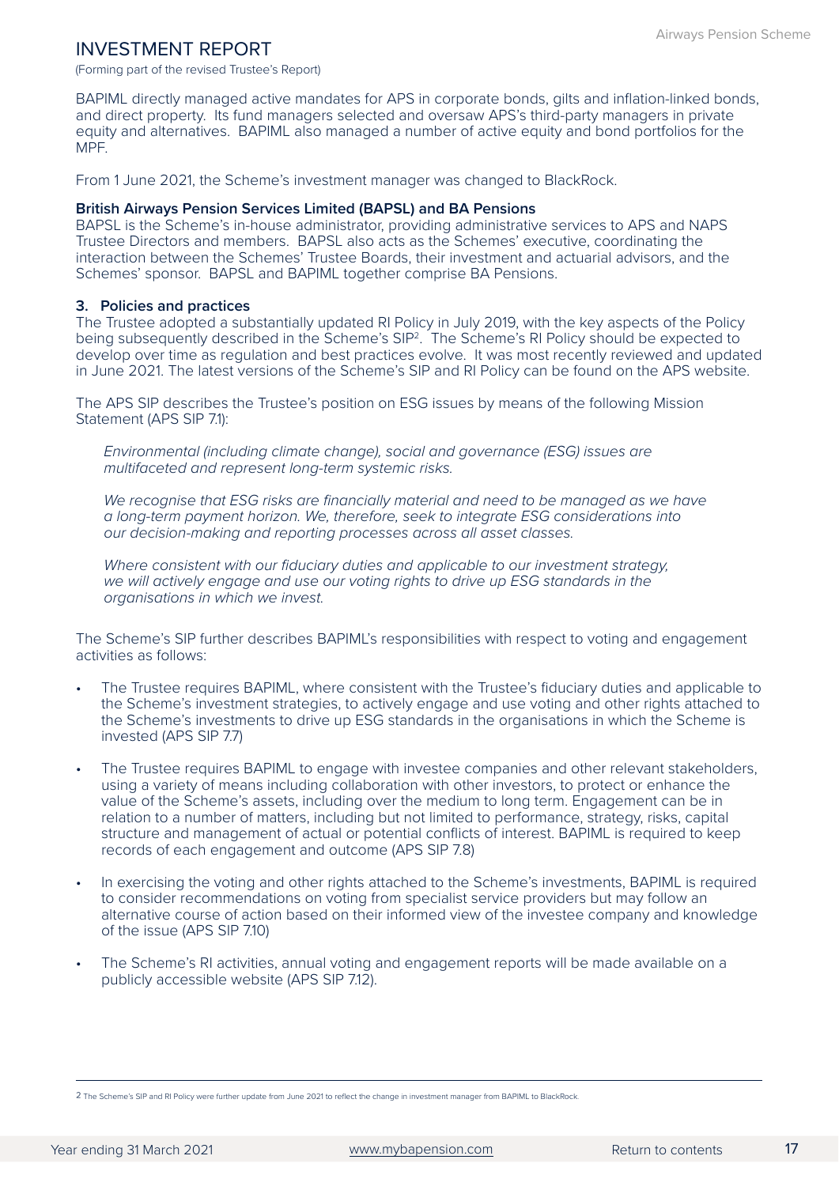# INVESTMENT REPORT

(Forming part of the revised Trustee's Report)

BAPIML directly managed active mandates for APS in corporate bonds, gilts and inflation-linked bonds, and direct property. Its fund managers selected and oversaw APS's third-party managers in private equity and alternatives. BAPIML also managed a number of active equity and bond portfolios for the MPF.

From 1 June 2021, the Scheme's investment manager was changed to BlackRock.

**British Airways Pension Services Limited (BAPSL) and BA Pensions**

BAPSL is the Scheme's in-house administrator, providing administrative services to APS and NAPS Trustee Directors and members. BAPSL also acts as the Schemes' executive, coordinating the interaction between the Schemes' Trustee Boards, their investment and actuarial advisors, and the Schemes' sponsor. BAPSL and BAPIML together comprise BA Pensions.

**3. Policies and practices**

The Trustee adopted a substantially updated RI Policy in July 2019, with the key aspects of the Policy being subsequently described in the Scheme's SIP[2]. The Scheme's RI Policy should be expected to develop over time as regulation and best practices evolve. It was most recently reviewed and updated in June 2021. The latest versions of the Scheme's SIP and RI Policy can be found on the APS website.

The APS SIP describes the Trustee's position on ESG issues by means of the following Mission Statement (APS SIP 7.1):

> *Environmental (including climate change), social and governance (ESG) issues are multifaceted and represent long-term systemic risks.*
>
> *We recognise that ESG risks are financially material and need to be managed as we have a long-term payment horizon. We, therefore, seek to integrate ESG considerations into our decision-making and reporting processes across all asset classes.*
>
> *Where consistent with our fiduciary duties and applicable to our investment strategy, we will actively engage and use our voting rights to drive up ESG standards in the organisations in which we invest.*

The Scheme's SIP further describes BAPIML's responsibilities with respect to voting and engagement activities as follows:

- The Trustee requires BAPIML, where consistent with the Trustee's fiduciary duties and applicable to the Scheme's investment strategies, to actively engage and use voting and other rights attached to the Scheme's investments to drive up ESG standards in the organisations in which the Scheme is invested (APS SIP 7.7)
- The Trustee requires BAPIML to engage with investee companies and other relevant stakeholders, using a variety of means including collaboration with other investors, to protect or enhance the value of the Scheme's assets, including over the medium to long term. Engagement can be in relation to a number of matters, including but not limited to performance, strategy, risks, capital structure and management of actual or potential conflicts of interest. BAPIML is required to keep records of each engagement and outcome (APS SIP 7.8)
- In exercising the voting and other rights attached to the Scheme's investments, BAPIML is required to consider recommendations on voting from specialist service providers but may follow an alternative course of action based on their informed view of the investee company and knowledge of the issue (APS SIP 7.10)
- The Scheme's RI activities, annual voting and engagement reports will be made available on a publicly accessible website (APS SIP 7.12).

---

2 The Scheme's SIP and RI Policy were further update from June 2021 to reflect the change in investment manager from BAPIML to BlackRock.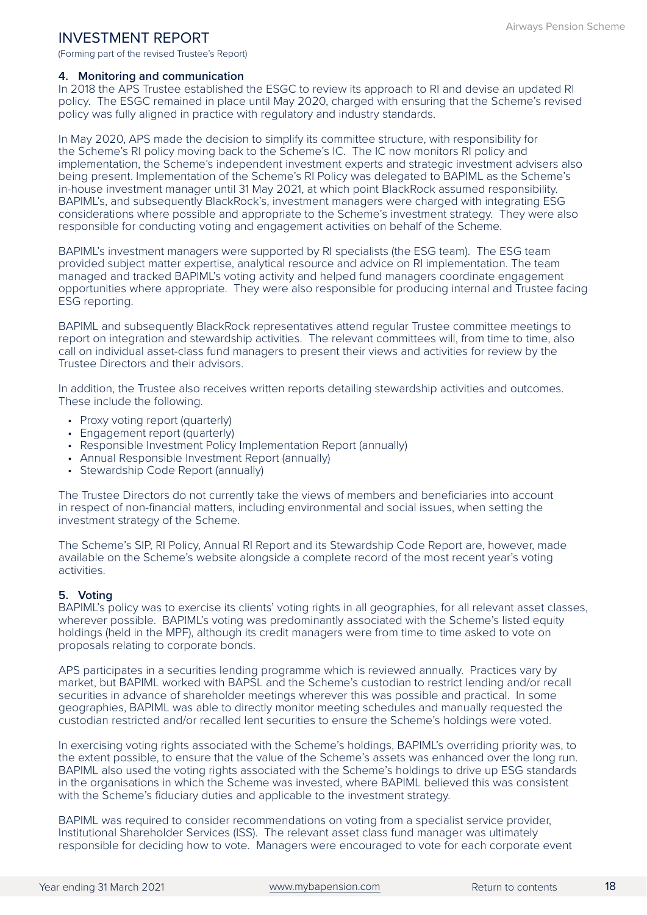# INVESTMENT REPORT

(Forming part of the revised Trustee's Report)

### 4. Monitoring and communication

In 2018 the APS Trustee established the ESGC to review its approach to RI and devise an updated RI policy. The ESGC remained in place until May 2020, charged with ensuring that the Scheme's revised policy was fully aligned in practice with regulatory and industry standards.

In May 2020, APS made the decision to simplify its committee structure, with responsibility for the Scheme's RI policy moving back to the Scheme's IC. The IC now monitors RI policy and implementation, the Scheme's independent investment experts and strategic investment advisers also being present. Implementation of the Scheme's RI Policy was delegated to BAPIML as the Scheme's in-house investment manager until 31 May 2021, at which point BlackRock assumed responsibility. BAPIML's, and subsequently BlackRock's, investment managers were charged with integrating ESG considerations where possible and appropriate to the Scheme's investment strategy. They were also responsible for conducting voting and engagement activities on behalf of the Scheme.

BAPIML's investment managers were supported by RI specialists (the ESG team). The ESG team provided subject matter expertise, analytical resource and advice on RI implementation. The team managed and tracked BAPIML's voting activity and helped fund managers coordinate engagement opportunities where appropriate. They were also responsible for producing internal and Trustee facing ESG reporting.

BAPIML and subsequently BlackRock representatives attend regular Trustee committee meetings to report on integration and stewardship activities. The relevant committees will, from time to time, also call on individual asset-class fund managers to present their views and activities for review by the Trustee Directors and their advisors.

In addition, the Trustee also receives written reports detailing stewardship activities and outcomes. These include the following.

- Proxy voting report (quarterly)
- Engagement report (quarterly)
- Responsible Investment Policy Implementation Report (annually)
- Annual Responsible Investment Report (annually)
- Stewardship Code Report (annually)

The Trustee Directors do not currently take the views of members and beneficiaries into account in respect of non-financial matters, including environmental and social issues, when setting the investment strategy of the Scheme.

The Scheme's SIP, RI Policy, Annual RI Report and its Stewardship Code Report are, however, made available on the Scheme's website alongside a complete record of the most recent year's voting activities.

### 5. Voting

BAPIML's policy was to exercise its clients' voting rights in all geographies, for all relevant asset classes, wherever possible. BAPIML's voting was predominantly associated with the Scheme's listed equity holdings (held in the MPF), although its credit managers were from time to time asked to vote on proposals relating to corporate bonds.

APS participates in a securities lending programme which is reviewed annually. Practices vary by market, but BAPIML worked with BAPSL and the Scheme's custodian to restrict lending and/or recall securities in advance of shareholder meetings wherever this was possible and practical. In some geographies, BAPIML was able to directly monitor meeting schedules and manually requested the custodian restricted and/or recalled lent securities to ensure the Scheme's holdings were voted.

In exercising voting rights associated with the Scheme's holdings, BAPIML's overriding priority was, to the extent possible, to ensure that the value of the Scheme's assets was enhanced over the long run. BAPIML also used the voting rights associated with the Scheme's holdings to drive up ESG standards in the organisations in which the Scheme was invested, where BAPIML believed this was consistent with the Scheme's fiduciary duties and applicable to the investment strategy.

BAPIML was required to consider recommendations on voting from a specialist service provider, Institutional Shareholder Services (ISS). The relevant asset class fund manager was ultimately responsible for deciding how to vote. Managers were encouraged to vote for each corporate event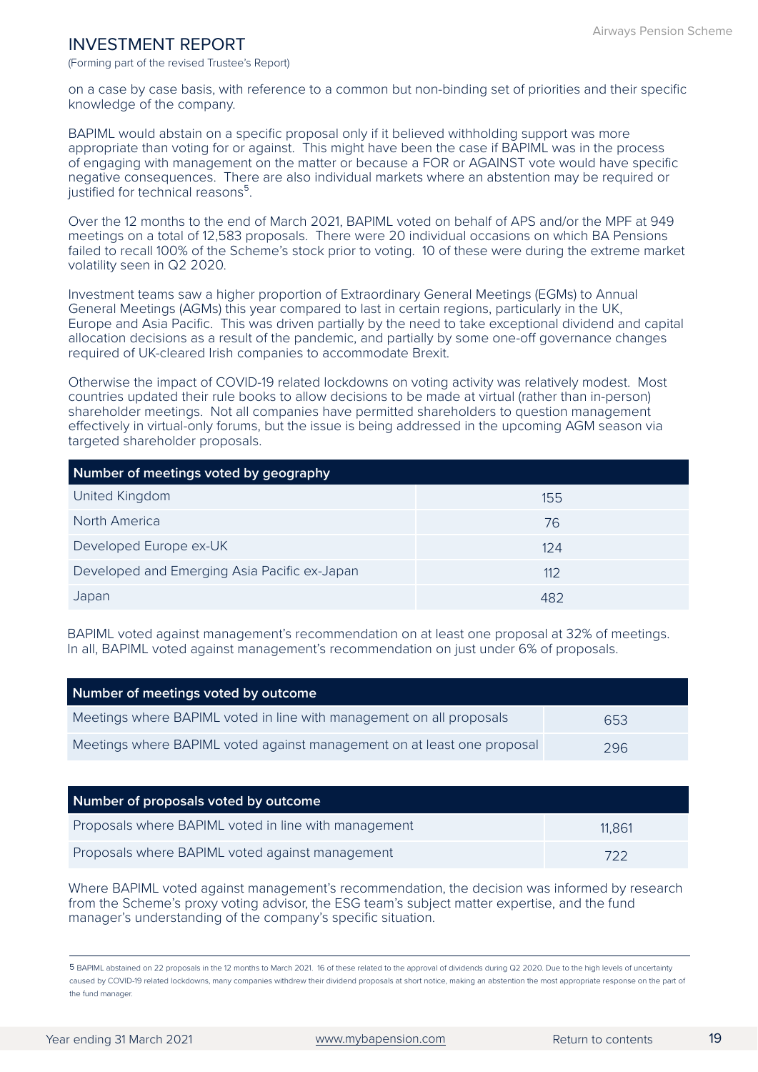# INVESTMENT REPORT

(Forming part of the revised Trustee's Report)

on a case by case basis, with reference to a common but non-binding set of priorities and their specific knowledge of the company.

BAPIML would abstain on a specific proposal only if it believed withholding support was more appropriate than voting for or against. This might have been the case if BAPIML was in the process of engaging with management on the matter or because a FOR or AGAINST vote would have specific negative consequences. There are also individual markets where an abstention may be required or justified for technical reasons[5].

Over the 12 months to the end of March 2021, BAPIML voted on behalf of APS and/or the MPF at 949 meetings on a total of 12,583 proposals. There were 20 individual occasions on which BA Pensions failed to recall 100% of the Scheme's stock prior to voting. 10 of these were during the extreme market volatility seen in Q2 2020.

Investment teams saw a higher proportion of Extraordinary General Meetings (EGMs) to Annual General Meetings (AGMs) this year compared to last in certain regions, particularly in the UK, Europe and Asia Pacific. This was driven partially by the need to take exceptional dividend and capital allocation decisions as a result of the pandemic, and partially by some one-off governance changes required of UK-cleared Irish companies to accommodate Brexit.

Otherwise the impact of COVID-19 related lockdowns on voting activity was relatively modest. Most countries updated their rule books to allow decisions to be made at virtual (rather than in-person) shareholder meetings. Not all companies have permitted shareholders to question management effectively in virtual-only forums, but the issue is being addressed in the upcoming AGM season via targeted shareholder proposals.

| Number of meetings voted by geography | |
|---|---|
| United Kingdom | 155 |
| North America | 76 |
| Developed Europe ex-UK | 124 |
| Developed and Emerging Asia Pacific ex-Japan | 112 |
| Japan | 482 |

BAPIML voted against management's recommendation on at least one proposal at 32% of meetings. In all, BAPIML voted against management's recommendation on just under 6% of proposals.

| Number of meetings voted by outcome | |
|---|---|
| Meetings where BAPIML voted in line with management on all proposals | 653 |
| Meetings where BAPIML voted against management on at least one proposal | 296 |

| Number of proposals voted by outcome | |
|---|---|
| Proposals where BAPIML voted in line with management | 11,861 |
| Proposals where BAPIML voted against management | 722 |

Where BAPIML voted against management's recommendation, the decision was informed by research from the Scheme's proxy voting advisor, the ESG team's subject matter expertise, and the fund manager's understanding of the company's specific situation.

5 BAPIML abstained on 22 proposals in the 12 months to March 2021. 16 of these related to the approval of dividends during Q2 2020. Due to the high levels of uncertainty caused by COVID-19 related lockdowns, many companies withdrew their dividend proposals at short notice, making an abstention the most appropriate response on the part of the fund manager.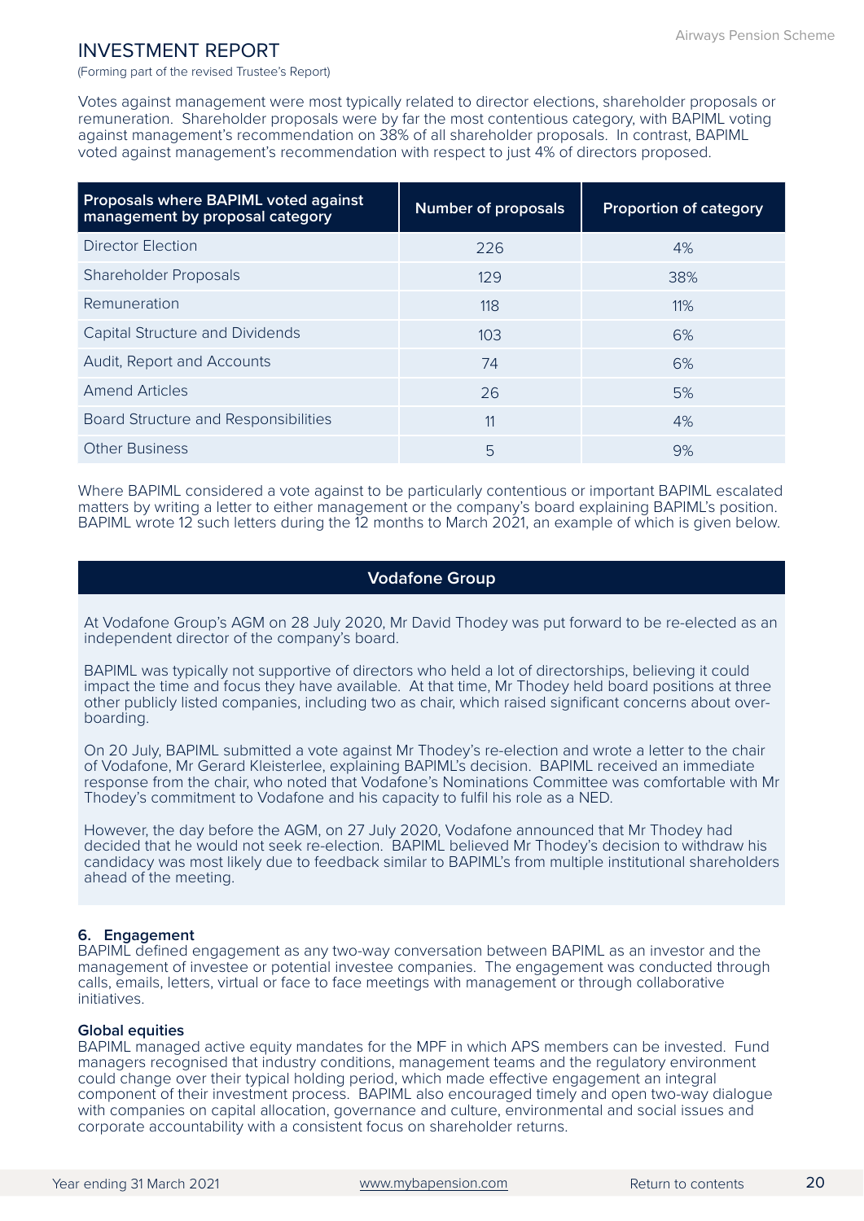## INVESTMENT REPORT

(Forming part of the revised Trustee's Report)

Votes against management were most typically related to director elections, shareholder proposals or remuneration. Shareholder proposals were by far the most contentious category, with BAPIML voting against management's recommendation on 38% of all shareholder proposals. In contrast, BAPIML voted against management's recommendation with respect to just 4% of directors proposed.

| Proposals where BAPIML voted against management by proposal category | Number of proposals | Proportion of category |
|---|---|---|
| Director Election | 226 | 4% |
| Shareholder Proposals | 129 | 38% |
| Remuneration | 118 | 11% |
| Capital Structure and Dividends | 103 | 6% |
| Audit, Report and Accounts | 74 | 6% |
| Amend Articles | 26 | 5% |
| Board Structure and Responsibilities | 11 | 4% |
| Other Business | 5 | 9% |

Where BAPIML considered a vote against to be particularly contentious or important BAPIML escalated matters by writing a letter to either management or the company's board explaining BAPIML's position. BAPIML wrote 12 such letters during the 12 months to March 2021, an example of which is given below.

**Vodafone Group**

At Vodafone Group's AGM on 28 July 2020, Mr David Thodey was put forward to be re-elected as an independent director of the company's board.

BAPIML was typically not supportive of directors who held a lot of directorships, believing it could impact the time and focus they have available. At that time, Mr Thodey held board positions at three other publicly listed companies, including two as chair, which raised significant concerns about over-boarding.

On 20 July, BAPIML submitted a vote against Mr Thodey's re-election and wrote a letter to the chair of Vodafone, Mr Gerard Kleisterlee, explaining BAPIML's decision. BAPIML received an immediate response from the chair, who noted that Vodafone's Nominations Committee was comfortable with Mr Thodey's commitment to Vodafone and his capacity to fulfil his role as a NED.

However, the day before the AGM, on 27 July 2020, Vodafone announced that Mr Thodey had decided that he would not seek re-election. BAPIML believed Mr Thodey's decision to withdraw his candidacy was most likely due to feedback similar to BAPIML's from multiple institutional shareholders ahead of the meeting.

### 6. Engagement

BAPIML defined engagement as any two-way conversation between BAPIML as an investor and the management of investee or potential investee companies. The engagement was conducted through calls, emails, letters, virtual or face to face meetings with management or through collaborative initiatives.

**Global equities**

BAPIML managed active equity mandates for the MPF in which APS members can be invested. Fund managers recognised that industry conditions, management teams and the regulatory environment could change over their typical holding period, which made effective engagement an integral component of their investment process. BAPIML also encouraged timely and open two-way dialogue with companies on capital allocation, governance and culture, environmental and social issues and corporate accountability with a consistent focus on shareholder returns.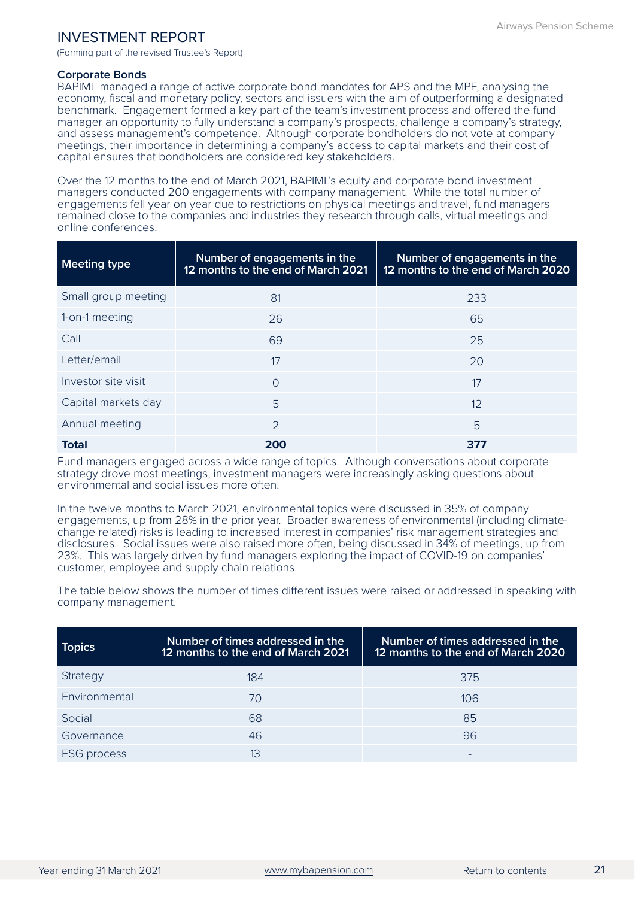# INVESTMENT REPORT

(Forming part of the revised Trustee's Report)

### Corporate Bonds

BAPIML managed a range of active corporate bond mandates for APS and the MPF, analysing the economy, fiscal and monetary policy, sectors and issuers with the aim of outperforming a designated benchmark. Engagement formed a key part of the team's investment process and offered the fund manager an opportunity to fully understand a company's prospects, challenge a company's strategy, and assess management's competence. Although corporate bondholders do not vote at company meetings, their importance in determining a company's access to capital markets and their cost of capital ensures that bondholders are considered key stakeholders.

Over the 12 months to the end of March 2021, BAPIML's equity and corporate bond investment managers conducted 200 engagements with company management. While the total number of engagements fell year on year due to restrictions on physical meetings and travel, fund managers remained close to the companies and industries they research through calls, virtual meetings and online conferences.

| Meeting type | Number of engagements in the 12 months to the end of March 2021 | Number of engagements in the 12 months to the end of March 2020 |
|---|---|---|
| Small group meeting | 81 | 233 |
| 1-on-1 meeting | 26 | 65 |
| Call | 69 | 25 |
| Letter/email | 17 | 20 |
| Investor site visit | 0 | 17 |
| Capital markets day | 5 | 12 |
| Annual meeting | 2 | 5 |
| **Total** | **200** | **377** |

Fund managers engaged across a wide range of topics. Although conversations about corporate strategy drove most meetings, investment managers were increasingly asking questions about environmental and social issues more often.

In the twelve months to March 2021, environmental topics were discussed in 35% of company engagements, up from 28% in the prior year. Broader awareness of environmental (including climate-change related) risks is leading to increased interest in companies' risk management strategies and disclosures. Social issues were also raised more often, being discussed in 34% of meetings, up from 23%. This was largely driven by fund managers exploring the impact of COVID-19 on companies' customer, employee and supply chain relations.

The table below shows the number of times different issues were raised or addressed in speaking with company management.

| Topics | Number of times addressed in the 12 months to the end of March 2021 | Number of times addressed in the 12 months to the end of March 2020 |
|---|---|---|
| Strategy | 184 | 375 |
| Environmental | 70 | 106 |
| Social | 68 | 85 |
| Governance | 46 | 96 |
| ESG process | 13 | - |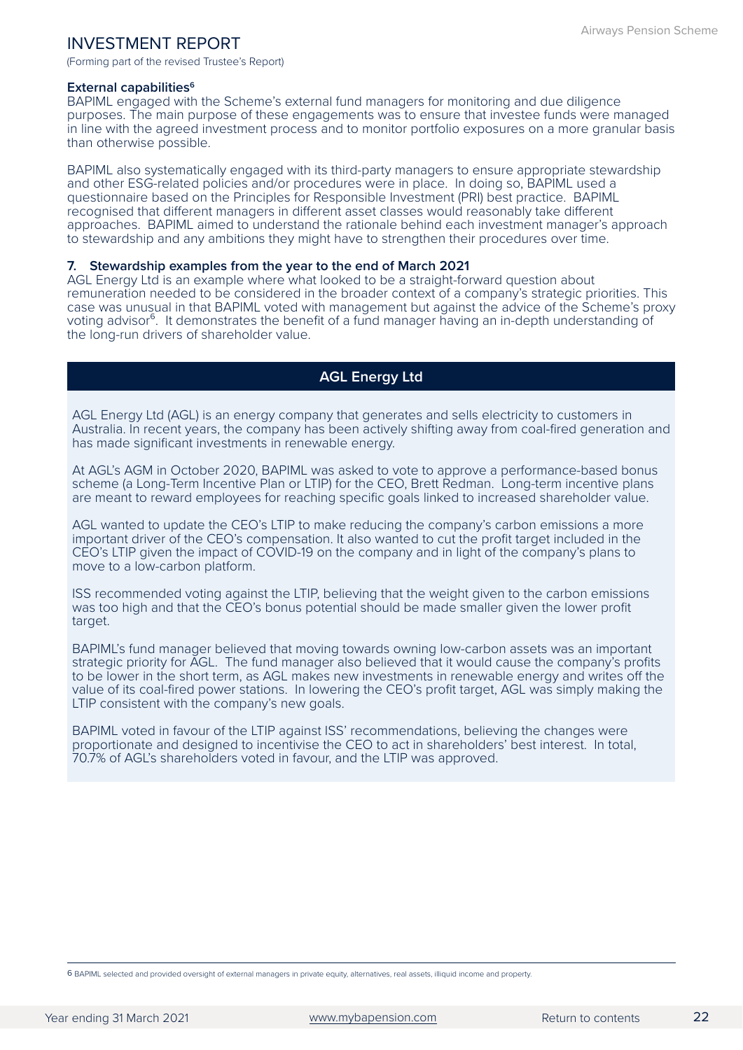# INVESTMENT REPORT

(Forming part of the revised Trustee's Report)

**External capabilities[6]**

BAPIML engaged with the Scheme's external fund managers for monitoring and due diligence purposes. The main purpose of these engagements was to ensure that investee funds were managed in line with the agreed investment process and to monitor portfolio exposures on a more granular basis than otherwise possible.

BAPIML also systematically engaged with its third-party managers to ensure appropriate stewardship and other ESG-related policies and/or procedures were in place. In doing so, BAPIML used a questionnaire based on the Principles for Responsible Investment (PRI) best practice. BAPIML recognised that different managers in different asset classes would reasonably take different approaches. BAPIML aimed to understand the rationale behind each investment manager's approach to stewardship and any ambitions they might have to strengthen their procedures over time.

**7. Stewardship examples from the year to the end of March 2021**

AGL Energy Ltd is an example where what looked to be a straight-forward question about remuneration needed to be considered in the broader context of a company's strategic priorities. This case was unusual in that BAPIML voted with management but against the advice of the Scheme's proxy voting advisor[6]. It demonstrates the benefit of a fund manager having an in-depth understanding of the long-run drivers of shareholder value.

**AGL Energy Ltd**

AGL Energy Ltd (AGL) is an energy company that generates and sells electricity to customers in Australia. In recent years, the company has been actively shifting away from coal-fired generation and has made significant investments in renewable energy.

At AGL's AGM in October 2020, BAPIML was asked to vote to approve a performance-based bonus scheme (a Long-Term Incentive Plan or LTIP) for the CEO, Brett Redman. Long-term incentive plans are meant to reward employees for reaching specific goals linked to increased shareholder value.

AGL wanted to update the CEO's LTIP to make reducing the company's carbon emissions a more important driver of the CEO's compensation. It also wanted to cut the profit target included in the CEO's LTIP given the impact of COVID-19 on the company and in light of the company's plans to move to a low-carbon platform.

ISS recommended voting against the LTIP, believing that the weight given to the carbon emissions was too high and that the CEO's bonus potential should be made smaller given the lower profit target.

BAPIML's fund manager believed that moving towards owning low-carbon assets was an important strategic priority for AGL. The fund manager also believed that it would cause the company's profits to be lower in the short term, as AGL makes new investments in renewable energy and writes off the value of its coal-fired power stations. In lowering the CEO's profit target, AGL was simply making the LTIP consistent with the company's new goals.

BAPIML voted in favour of the LTIP against ISS' recommendations, believing the changes were proportionate and designed to incentivise the CEO to act in shareholders' best interest. In total, 70.7% of AGL's shareholders voted in favour, and the LTIP was approved.

---

6 BAPIML selected and provided oversight of external managers in private equity, alternatives, real assets, illiquid income and property.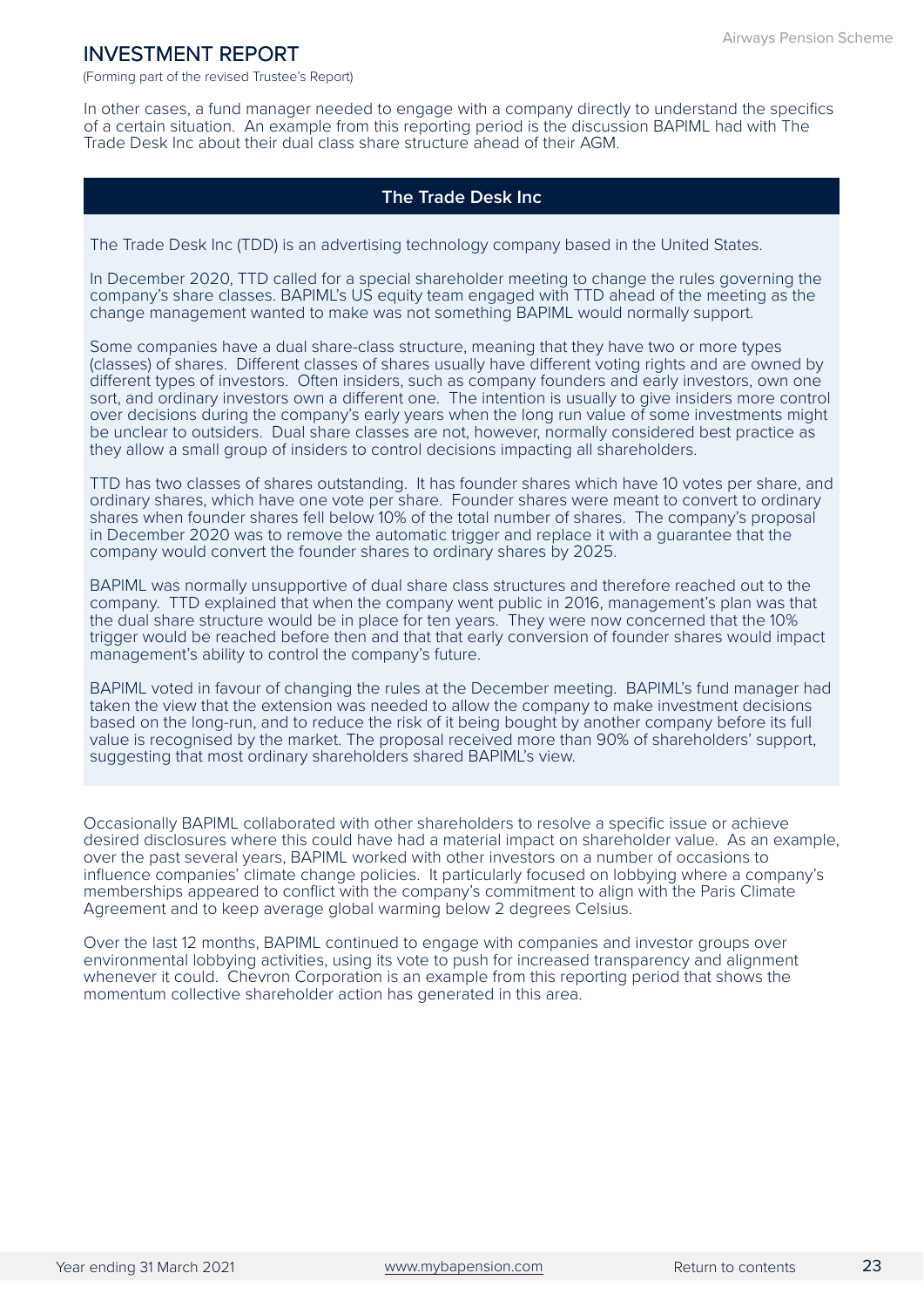# INVESTMENT REPORT

(Forming part of the revised Trustee's Report)

In other cases, a fund manager needed to engage with a company directly to understand the specifics of a certain situation. An example from this reporting period is the discussion BAPIML had with The Trade Desk Inc about their dual class share structure ahead of their AGM.

## The Trade Desk Inc

The Trade Desk Inc (TDD) is an advertising technology company based in the United States.

In December 2020, TTD called for a special shareholder meeting to change the rules governing the company's share classes. BAPIML's US equity team engaged with TTD ahead of the meeting as the change management wanted to make was not something BAPIML would normally support.

Some companies have a dual share-class structure, meaning that they have two or more types (classes) of shares. Different classes of shares usually have different voting rights and are owned by different types of investors. Often insiders, such as company founders and early investors, own one sort, and ordinary investors own a different one. The intention is usually to give insiders more control over decisions during the company's early years when the long run value of some investments might be unclear to outsiders. Dual share classes are not, however, normally considered best practice as they allow a small group of insiders to control decisions impacting all shareholders.

TTD has two classes of shares outstanding. It has founder shares which have 10 votes per share, and ordinary shares, which have one vote per share. Founder shares were meant to convert to ordinary shares when founder shares fell below 10% of the total number of shares. The company's proposal in December 2020 was to remove the automatic trigger and replace it with a guarantee that the company would convert the founder shares to ordinary shares by 2025.

BAPIML was normally unsupportive of dual share class structures and therefore reached out to the company. TTD explained that when the company went public in 2016, management's plan was that the dual share structure would be in place for ten years. They were now concerned that the 10% trigger would be reached before then and that that early conversion of founder shares would impact management's ability to control the company's future.

BAPIML voted in favour of changing the rules at the December meeting. BAPIML's fund manager had taken the view that the extension was needed to allow the company to make investment decisions based on the long-run, and to reduce the risk of it being bought by another company before its full value is recognised by the market. The proposal received more than 90% of shareholders' support, suggesting that most ordinary shareholders shared BAPIML's view.

Occasionally BAPIML collaborated with other shareholders to resolve a specific issue or achieve desired disclosures where this could have had a material impact on shareholder value. As an example, over the past several years, BAPIML worked with other investors on a number of occasions to influence companies' climate change policies. It particularly focused on lobbying where a company's memberships appeared to conflict with the company's commitment to align with the Paris Climate Agreement and to keep average global warming below 2 degrees Celsius.

Over the last 12 months, BAPIML continued to engage with companies and investor groups over environmental lobbying activities, using its vote to push for increased transparency and alignment whenever it could. Chevron Corporation is an example from this reporting period that shows the momentum collective shareholder action has generated in this area.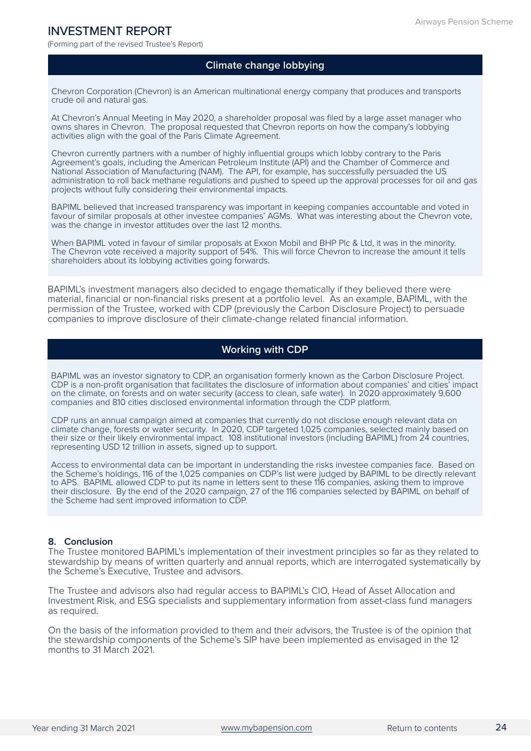### Climate change lobbying

Chevron Corporation (Chevron) is an American multinational energy company that produces and transports crude oil and natural gas.

At Chevron's Annual Meeting in May 2020, a shareholder proposal was filed by a large asset manager who owns shares in Chevron. The proposal requested that Chevron reports on how the company's lobbying activities align with the goal of the Paris Climate Agreement.

Chevron currently partners with a number of highly influential groups which lobby contrary to the Paris Agreement's goals, including the American Petroleum Institute (API) and the Chamber of Commerce and National Association of Manufacturing (NAM). The API, for example, has successfully persuaded the US administration to roll back methane regulations and pushed to speed up the approval processes for oil and gas projects without fully considering their environmental impacts.

BAPIML believed that increased transparency was important in keeping companies accountable and voted in favour of similar proposals at other investee companies' AGMs. What was interesting about the Chevron vote, was the change in investor attitudes over the last 12 months.

When BAPIML voted in favour of similar proposals at Exxon Mobil and BHP Plc & Ltd, it was in the minority. The Chevron vote received a majority support of 54%. This will force Chevron to increase the amount it tells shareholders about its lobbying activities going forwards.

BAPIML's investment managers also decided to engage thematically if they believed there were material, financial or non-financial risks present at a portfolio level. As an example, BAPIML, with the permission of the Trustee, worked with CDP (previously the Carbon Disclosure Project) to persuade companies to improve disclosure of their climate-change related financial information.

### Working with CDP

BAPIML was an investor signatory to CDP, an organisation formerly known as the Carbon Disclosure Project. CDP is a non-profit organisation that facilitates the disclosure of information about companies' and cities' impact on the climate, on forests and on water security (access to clean, safe water). In 2020 approximately 9,600 companies and 810 cities disclosed environmental information through the CDP platform.

CDP runs an annual campaign aimed at companies that currently do not disclose enough relevant data on climate change, forests or water security. In 2020, CDP targeted 1,025 companies, selected mainly based on their size or their likely environmental impact. 108 institutional investors (including BAPIML) from 24 countries, representing USD 12 trillion in assets, signed up to support.

Access to environmental data can be important in understanding the risks investee companies face. Based on the Scheme's holdings, 116 of the 1,025 companies on CDP's list were judged by BAPIML to be directly relevant to APS. BAPIML allowed CDP to put its name in letters sent to these 116 companies, asking them to improve their disclosure. By the end of the 2020 campaign, 27 of the 116 companies selected by BAPIML on behalf of the Scheme had sent improved information to CDP.

## 8. Conclusion

The Trustee monitored BAPIML's implementation of their investment principles so far as they related to stewardship by means of written quarterly and annual reports, which are interrogated systematically by the Scheme's Executive, Trustee and advisors.

The Trustee and advisors also had regular access to BAPIML's CIO, Head of Asset Allocation and Investment Risk, and ESG specialists and supplementary information from asset-class fund managers as required.

On the basis of the information provided to them and their advisors, the Trustee is of the opinion that the stewardship components of the Scheme's SIP have been implemented as envisaged in the 12 months to 31 March 2021.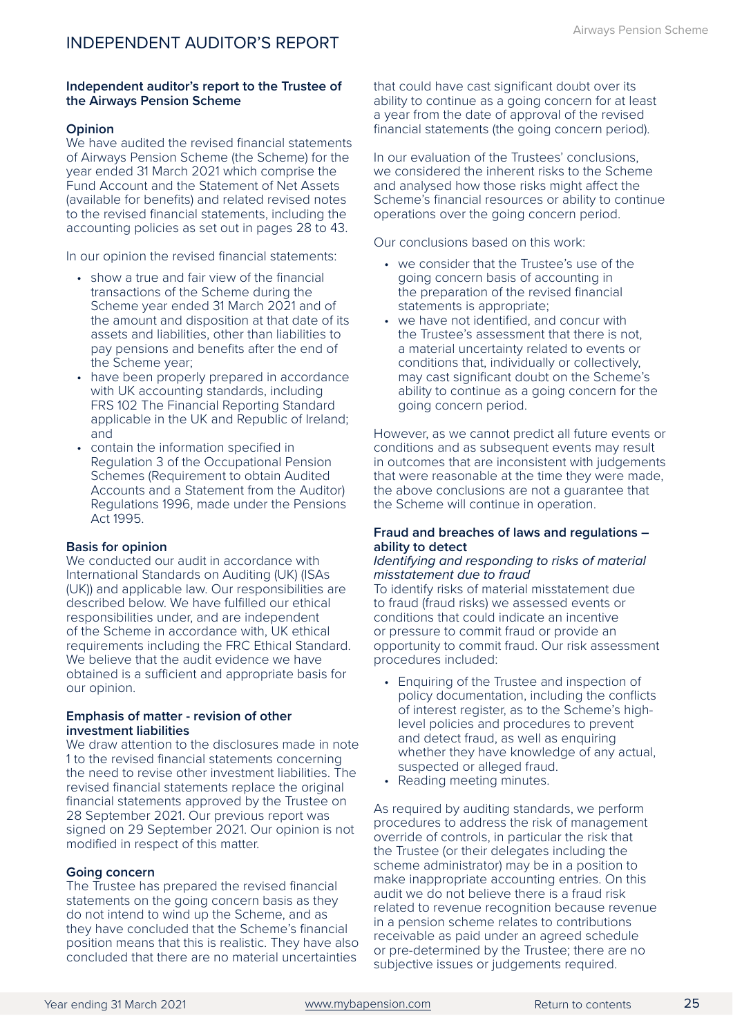# INDEPENDENT AUDITOR'S REPORT

**Independent auditor's report to the Trustee of the Airways Pension Scheme**

**Opinion**

We have audited the revised financial statements of Airways Pension Scheme (the Scheme) for the year ended 31 March 2021 which comprise the Fund Account and the Statement of Net Assets (available for benefits) and related revised notes to the revised financial statements, including the accounting policies as set out in pages 28 to 43.

In our opinion the revised financial statements:

- show a true and fair view of the financial transactions of the Scheme during the Scheme year ended 31 March 2021 and of the amount and disposition at that date of its assets and liabilities, other than liabilities to pay pensions and benefits after the end of the Scheme year;
- have been properly prepared in accordance with UK accounting standards, including FRS 102 The Financial Reporting Standard applicable in the UK and Republic of Ireland; and
- contain the information specified in Regulation 3 of the Occupational Pension Schemes (Requirement to obtain Audited Accounts and a Statement from the Auditor) Regulations 1996, made under the Pensions Act 1995.

**Basis for opinion**

We conducted our audit in accordance with International Standards on Auditing (UK) (ISAs (UK)) and applicable law. Our responsibilities are described below. We have fulfilled our ethical responsibilities under, and are independent of the Scheme in accordance with, UK ethical requirements including the FRC Ethical Standard. We believe that the audit evidence we have obtained is a sufficient and appropriate basis for our opinion.

**Emphasis of matter - revision of other investment liabilities**

We draw attention to the disclosures made in note 1 to the revised financial statements concerning the need to revise other investment liabilities. The revised financial statements replace the original financial statements approved by the Trustee on 28 September 2021. Our previous report was signed on 29 September 2021. Our opinion is not modified in respect of this matter.

**Going concern**

The Trustee has prepared the revised financial statements on the going concern basis as they do not intend to wind up the Scheme, and as they have concluded that the Scheme's financial position means that this is realistic. They have also concluded that there are no material uncertainties that could have cast significant doubt over its ability to continue as a going concern for at least a year from the date of approval of the revised financial statements (the going concern period).

In our evaluation of the Trustees' conclusions, we considered the inherent risks to the Scheme and analysed how those risks might affect the Scheme's financial resources or ability to continue operations over the going concern period.

Our conclusions based on this work:

- we consider that the Trustee's use of the going concern basis of accounting in the preparation of the revised financial statements is appropriate;
- we have not identified, and concur with the Trustee's assessment that there is not, a material uncertainty related to events or conditions that, individually or collectively, may cast significant doubt on the Scheme's ability to continue as a going concern for the going concern period.

However, as we cannot predict all future events or conditions and as subsequent events may result in outcomes that are inconsistent with judgements that were reasonable at the time they were made, the above conclusions are not a guarantee that the Scheme will continue in operation.

**Fraud and breaches of laws and regulations – ability to detect**

*Identifying and responding to risks of material misstatement due to fraud*

To identify risks of material misstatement due to fraud (fraud risks) we assessed events or conditions that could indicate an incentive or pressure to commit fraud or provide an opportunity to commit fraud. Our risk assessment procedures included:

- Enquiring of the Trustee and inspection of policy documentation, including the conflicts of interest register, as to the Scheme's high-level policies and procedures to prevent and detect fraud, as well as enquiring whether they have knowledge of any actual, suspected or alleged fraud.
- Reading meeting minutes.

As required by auditing standards, we perform procedures to address the risk of management override of controls, in particular the risk that the Trustee (or their delegates including the scheme administrator) may be in a position to make inappropriate accounting entries. On this audit we do not believe there is a fraud risk related to revenue recognition because revenue in a pension scheme relates to contributions receivable as paid under an agreed schedule or pre-determined by the Trustee; there are no subjective issues or judgements required.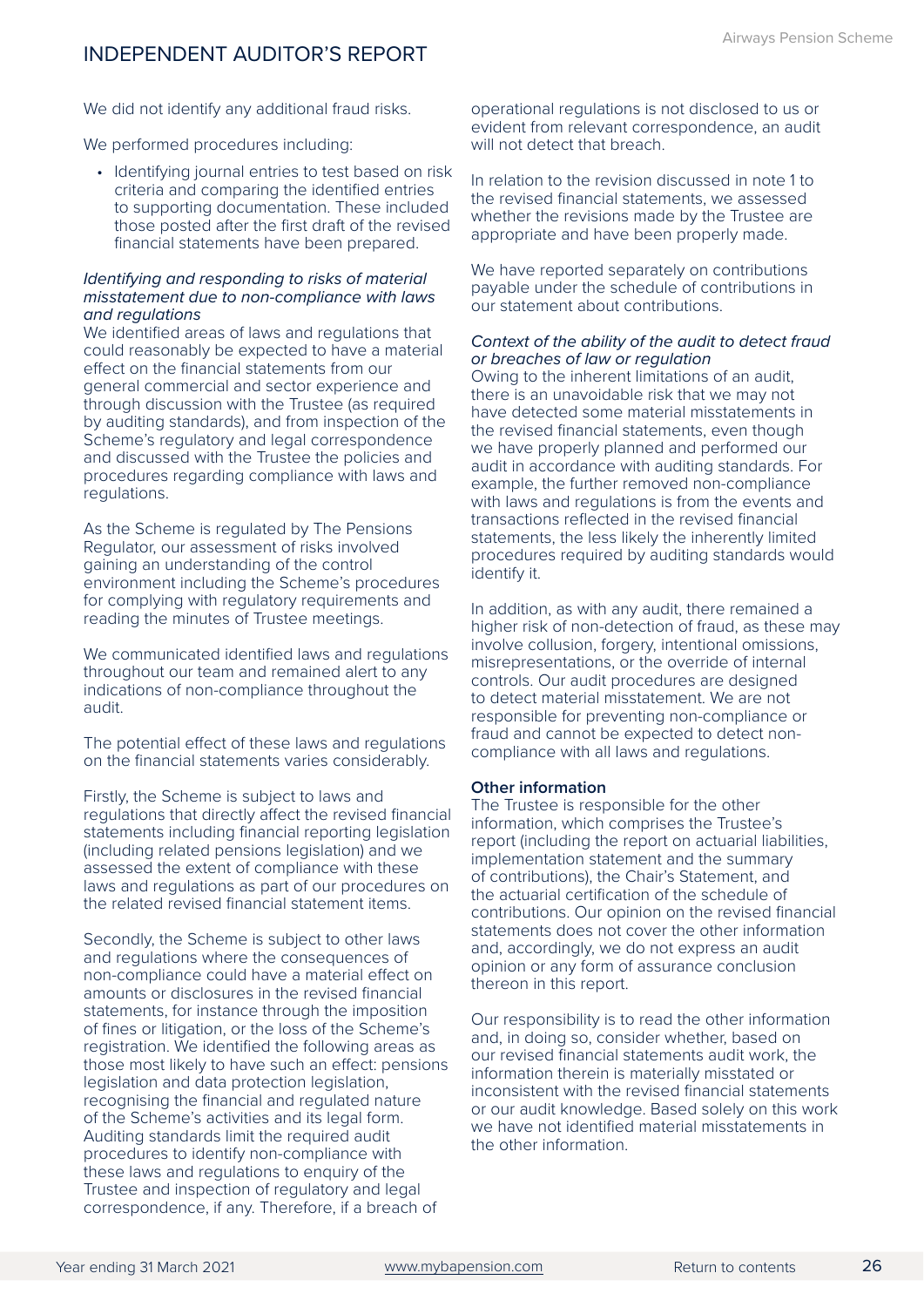We did not identify any additional fraud risks.

We performed procedures including:

- Identifying journal entries to test based on risk criteria and comparing the identified entries to supporting documentation. These included those posted after the first draft of the revised financial statements have been prepared.

*Identifying and responding to risks of material misstatement due to non-compliance with laws and regulations*

We identified areas of laws and regulations that could reasonably be expected to have a material effect on the financial statements from our general commercial and sector experience and through discussion with the Trustee (as required by auditing standards), and from inspection of the Scheme's regulatory and legal correspondence and discussed with the Trustee the policies and procedures regarding compliance with laws and regulations.

As the Scheme is regulated by The Pensions Regulator, our assessment of risks involved gaining an understanding of the control environment including the Scheme's procedures for complying with regulatory requirements and reading the minutes of Trustee meetings.

We communicated identified laws and regulations throughout our team and remained alert to any indications of non-compliance throughout the audit.

The potential effect of these laws and regulations on the financial statements varies considerably.

Firstly, the Scheme is subject to laws and regulations that directly affect the revised financial statements including financial reporting legislation (including related pensions legislation) and we assessed the extent of compliance with these laws and regulations as part of our procedures on the related revised financial statement items.

Secondly, the Scheme is subject to other laws and regulations where the consequences of non-compliance could have a material effect on amounts or disclosures in the revised financial statements, for instance through the imposition of fines or litigation, or the loss of the Scheme's registration. We identified the following areas as those most likely to have such an effect: pensions legislation and data protection legislation, recognising the financial and regulated nature of the Scheme's activities and its legal form. Auditing standards limit the required audit procedures to identify non-compliance with these laws and regulations to enquiry of the Trustee and inspection of regulatory and legal correspondence, if any. Therefore, if a breach of operational regulations is not disclosed to us or evident from relevant correspondence, an audit will not detect that breach.

In relation to the revision discussed in note 1 to the revised financial statements, we assessed whether the revisions made by the Trustee are appropriate and have been properly made.

We have reported separately on contributions payable under the schedule of contributions in our statement about contributions.

*Context of the ability of the audit to detect fraud or breaches of law or regulation*

Owing to the inherent limitations of an audit, there is an unavoidable risk that we may not have detected some material misstatements in the revised financial statements, even though we have properly planned and performed our audit in accordance with auditing standards. For example, the further removed non-compliance with laws and regulations is from the events and transactions reflected in the revised financial statements, the less likely the inherently limited procedures required by auditing standards would identify it.

In addition, as with any audit, there remained a higher risk of non-detection of fraud, as these may involve collusion, forgery, intentional omissions, misrepresentations, or the override of internal controls. Our audit procedures are designed to detect material misstatement. We are not responsible for preventing non-compliance or fraud and cannot be expected to detect non-compliance with all laws and regulations.

**Other information**

The Trustee is responsible for the other information, which comprises the Trustee's report (including the report on actuarial liabilities, implementation statement and the summary of contributions), the Chair's Statement, and the actuarial certification of the schedule of contributions. Our opinion on the revised financial statements does not cover the other information and, accordingly, we do not express an audit opinion or any form of assurance conclusion thereon in this report.

Our responsibility is to read the other information and, in doing so, consider whether, based on our revised financial statements audit work, the information therein is materially misstated or inconsistent with the revised financial statements or our audit knowledge. Based solely on this work we have not identified material misstatements in the other information.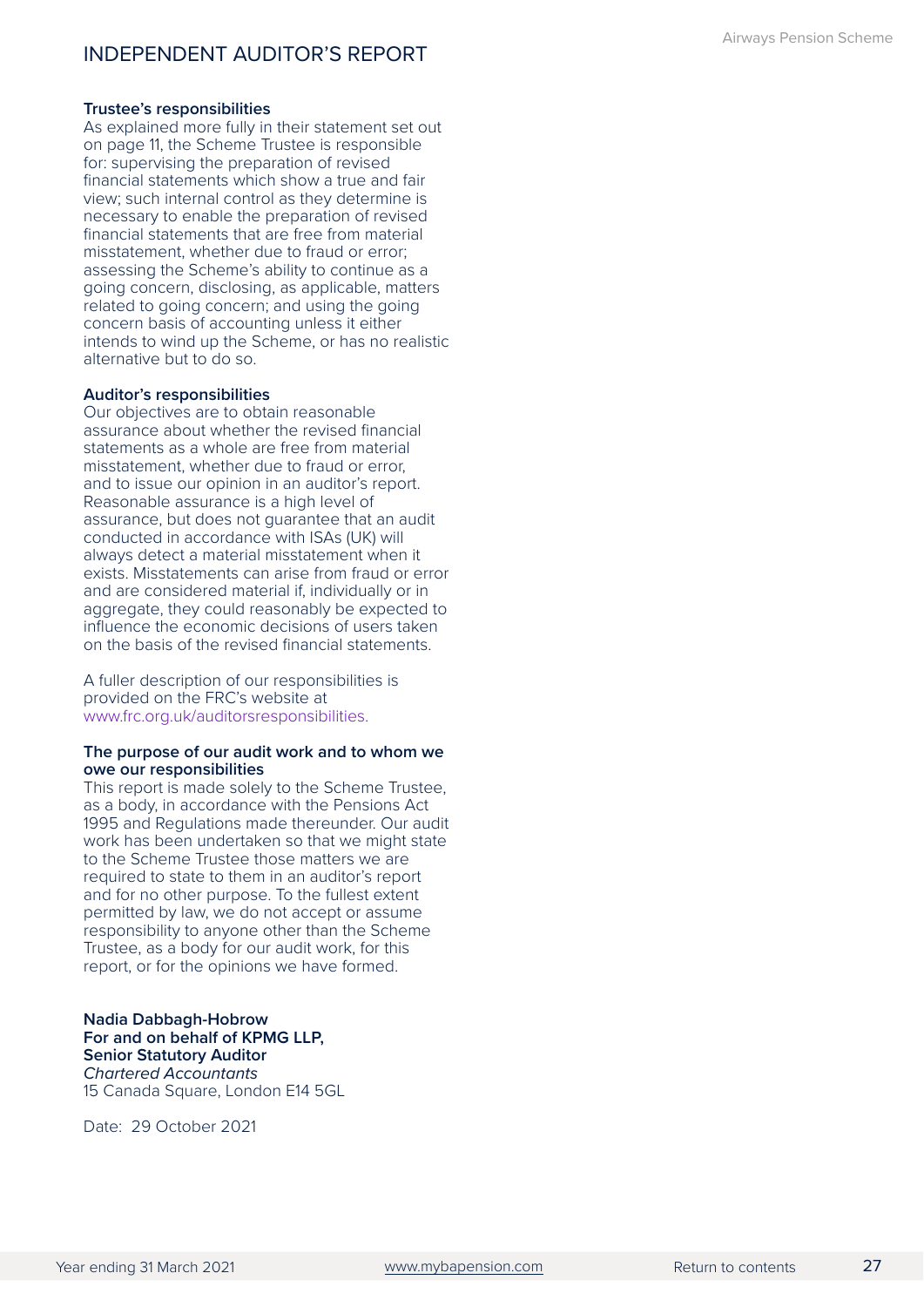# INDEPENDENT AUDITOR'S REPORT

**Trustee's responsibilities**

As explained more fully in their statement set out on page 11, the Scheme Trustee is responsible for: supervising the preparation of revised financial statements which show a true and fair view; such internal control as they determine is necessary to enable the preparation of revised financial statements that are free from material misstatement, whether due to fraud or error; assessing the Scheme's ability to continue as a going concern, disclosing, as applicable, matters related to going concern; and using the going concern basis of accounting unless it either intends to wind up the Scheme, or has no realistic alternative but to do so.

**Auditor's responsibilities**

Our objectives are to obtain reasonable assurance about whether the revised financial statements as a whole are free from material misstatement, whether due to fraud or error, and to issue our opinion in an auditor's report. Reasonable assurance is a high level of assurance, but does not guarantee that an audit conducted in accordance with ISAs (UK) will always detect a material misstatement when it exists. Misstatements can arise from fraud or error and are considered material if, individually or in aggregate, they could reasonably be expected to influence the economic decisions of users taken on the basis of the revised financial statements.

A fuller description of our responsibilities is provided on the FRC's website at www.frc.org.uk/auditorsresponsibilities.

**The purpose of our audit work and to whom we owe our responsibilities**

This report is made solely to the Scheme Trustee, as a body, in accordance with the Pensions Act 1995 and Regulations made thereunder. Our audit work has been undertaken so that we might state to the Scheme Trustee those matters we are required to state to them in an auditor's report and for no other purpose. To the fullest extent permitted by law, we do not accept or assume responsibility to anyone other than the Scheme Trustee, as a body for our audit work, for this report, or for the opinions we have formed.

**Nadia Dabbagh-Hobrow**
**For and on behalf of KPMG LLP,**
**Senior Statutory Auditor**
*Chartered Accountants*
15 Canada Square, London E14 5GL

Date: 29 October 2021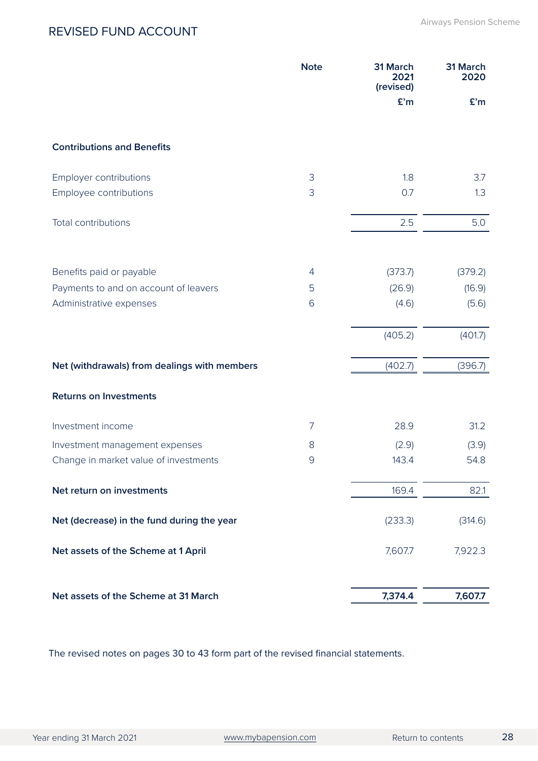## REVISED FUND ACCOUNT

| | Note | 31 March 2021 (revised) £'m | 31 March 2020 £'m |
|---|---|---|---|
| **Contributions and Benefits** | | | |
| Employer contributions | 3 | 1.8 | 3.7 |
| Employee contributions | 3 | 0.7 | 1.3 |
| Total contributions | | 2.5 | 5.0 |
| Benefits paid or payable | 4 | (373.7) | (379.2) |
| Payments to and on account of leavers | 5 | (26.9) | (16.9) |
| Administrative expenses | 6 | (4.6) | (5.6) |
| | | (405.2) | (401.7) |
| **Net (withdrawals) from dealings with members** | | (402.7) | (396.7) |
| **Returns on Investments** | | | |
| Investment income | 7 | 28.9 | 31.2 |
| Investment management expenses | 8 | (2.9) | (3.9) |
| Change in market value of investments | 9 | 143.4 | 54.8 |
| **Net return on investments** | | 169.4 | 82.1 |
| **Net (decrease) in the fund during the year** | | (233.3) | (314.6) |
| **Net assets of the Scheme at 1 April** | | 7,607.7 | 7,922.3 |
| **Net assets of the Scheme at 31 March** | | **7,374.4** | **7,607.7** |

The revised notes on pages 30 to 43 form part of the revised financial statements.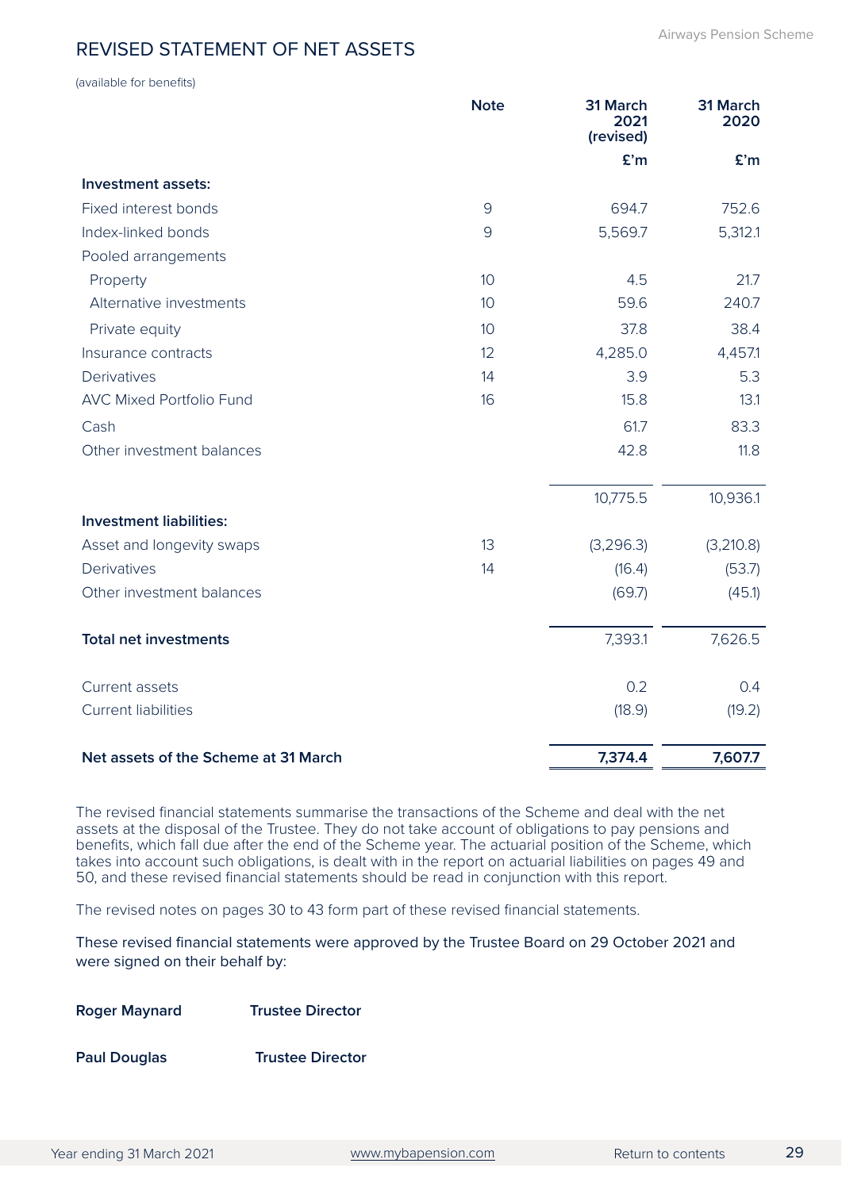# REVISED STATEMENT OF NET ASSETS

(available for benefits)

| | Note | 31 March 2021 (revised) | 31 March 2020 |
|---|---|---|---|
| | | £'m | £'m |
| **Investment assets:** | | | |
| Fixed interest bonds | 9 | 694.7 | 752.6 |
| Index-linked bonds | 9 | 5,569.7 | 5,312.1 |
| Pooled arrangements | | | |
| Property | 10 | 4.5 | 21.7 |
| Alternative investments | 10 | 59.6 | 240.7 |
| Private equity | 10 | 37.8 | 38.4 |
| Insurance contracts | 12 | 4,285.0 | 4,457.1 |
| Derivatives | 14 | 3.9 | 5.3 |
| AVC Mixed Portfolio Fund | 16 | 15.8 | 13.1 |
| Cash | | 61.7 | 83.3 |
| Other investment balances | | 42.8 | 11.8 |
| | | 10,775.5 | 10,936.1 |
| **Investment liabilities:** | | | |
| Asset and longevity swaps | 13 | (3,296.3) | (3,210.8) |
| Derivatives | 14 | (16.4) | (53.7) |
| Other investment balances | | (69.7) | (45.1) |
| **Total net investments** | | 7,393.1 | 7,626.5 |
| Current assets | | 0.2 | 0.4 |
| Current liabilities | | (18.9) | (19.2) |
| **Net assets of the Scheme at 31 March** | | **7,374.4** | **7,607.7** |

The revised financial statements summarise the transactions of the Scheme and deal with the net assets at the disposal of the Trustee. They do not take account of obligations to pay pensions and benefits, which fall due after the end of the Scheme year. The actuarial position of the Scheme, which takes into account such obligations, is dealt with in the report on actuarial liabilities on pages 49 and 50, and these revised financial statements should be read in conjunction with this report.

The revised notes on pages 30 to 43 form part of these revised financial statements.

These revised financial statements were approved by the Trustee Board on 29 October 2021 and were signed on their behalf by:

**Roger Maynard** **Trustee Director**

**Paul Douglas** **Trustee Director**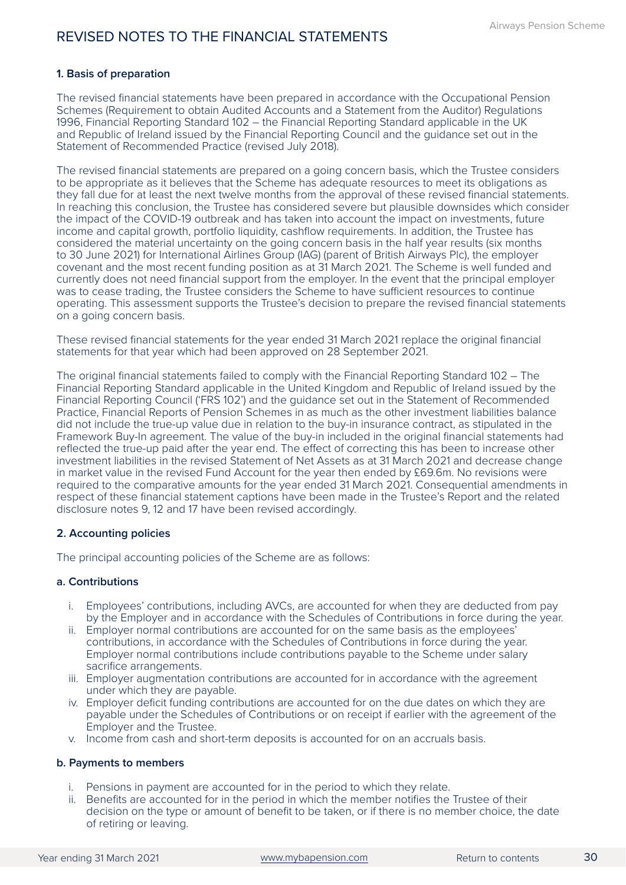# REVISED NOTES TO THE FINANCIAL STATEMENTS

### 1. Basis of preparation

The revised financial statements have been prepared in accordance with the Occupational Pension Schemes (Requirement to obtain Audited Accounts and a Statement from the Auditor) Regulations 1996, Financial Reporting Standard 102 – the Financial Reporting Standard applicable in the UK and Republic of Ireland issued by the Financial Reporting Council and the guidance set out in the Statement of Recommended Practice (revised July 2018).

The revised financial statements are prepared on a going concern basis, which the Trustee considers to be appropriate as it believes that the Scheme has adequate resources to meet its obligations as they fall due for at least the next twelve months from the approval of these revised financial statements. In reaching this conclusion, the Trustee has considered severe but plausible downsides which consider the impact of the COVID-19 outbreak and has taken into account the impact on investments, future income and capital growth, portfolio liquidity, cashflow requirements. In addition, the Trustee has considered the material uncertainty on the going concern basis in the half year results (six months to 30 June 2021) for International Airlines Group (IAG) (parent of British Airways Plc), the employer covenant and the most recent funding position as at 31 March 2021. The Scheme is well funded and currently does not need financial support from the employer. In the event that the principal employer was to cease trading, the Trustee considers the Scheme to have sufficient resources to continue operating. This assessment supports the Trustee's decision to prepare the revised financial statements on a going concern basis.

These revised financial statements for the year ended 31 March 2021 replace the original financial statements for that year which had been approved on 28 September 2021.

The original financial statements failed to comply with the Financial Reporting Standard 102 – The Financial Reporting Standard applicable in the United Kingdom and Republic of Ireland issued by the Financial Reporting Council ('FRS 102') and the guidance set out in the Statement of Recommended Practice, Financial Reports of Pension Schemes in as much as the other investment liabilities balance did not include the true-up value due in relation to the buy-in insurance contract, as stipulated in the Framework Buy-In agreement. The value of the buy-in included in the original financial statements had reflected the true-up paid after the year end. The effect of correcting this has been to increase other investment liabilities in the revised Statement of Net Assets as at 31 March 2021 and decrease change in market value in the revised Fund Account for the year then ended by £69.6m. No revisions were required to the comparative amounts for the year ended 31 March 2021. Consequential amendments in respect of these financial statement captions have been made in the Trustee's Report and the related disclosure notes 9, 12 and 17 have been revised accordingly.

### 2. Accounting policies

The principal accounting policies of the Scheme are as follows:

#### a. Contributions

i. Employees' contributions, including AVCs, are accounted for when they are deducted from pay by the Employer and in accordance with the Schedules of Contributions in force during the year.
ii. Employer normal contributions are accounted for on the same basis as the employees' contributions, in accordance with the Schedules of Contributions in force during the year. Employer normal contributions include contributions payable to the Scheme under salary sacrifice arrangements.
iii. Employer augmentation contributions are accounted for in accordance with the agreement under which they are payable.
iv. Employer deficit funding contributions are accounted for on the due dates on which they are payable under the Schedules of Contributions or on receipt if earlier with the agreement of the Employer and the Trustee.
v. Income from cash and short-term deposits is accounted for on an accruals basis.

#### b. Payments to members

i. Pensions in payment are accounted for in the period to which they relate.
ii. Benefits are accounted for in the period in which the member notifies the Trustee of their decision on the type or amount of benefit to be taken, or if there is no member choice, the date of retiring or leaving.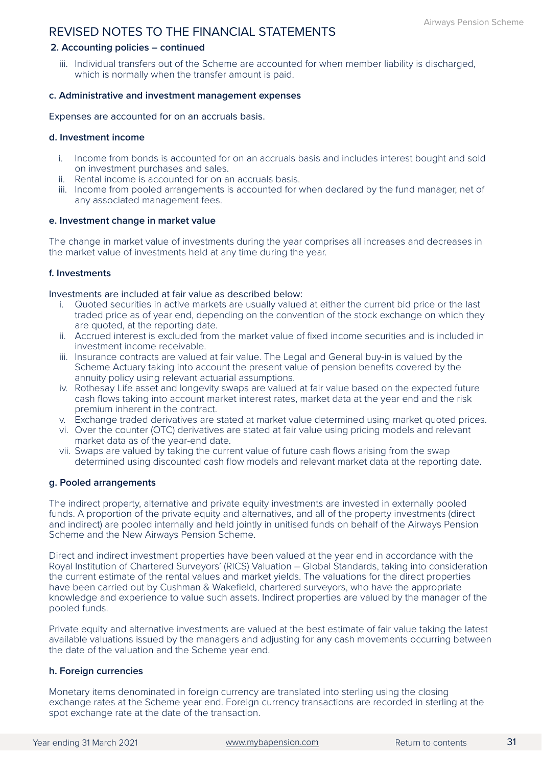## REVISED NOTES TO THE FINANCIAL STATEMENTS

### 2. Accounting policies – continued

iii. Individual transfers out of the Scheme are accounted for when member liability is discharged, which is normally when the transfer amount is paid.

#### c. Administrative and investment management expenses

Expenses are accounted for on an accruals basis.

#### d. Investment income

i. Income from bonds is accounted for on an accruals basis and includes interest bought and sold on investment purchases and sales.
ii. Rental income is accounted for on an accruals basis.
iii. Income from pooled arrangements is accounted for when declared by the fund manager, net of any associated management fees.

#### e. Investment change in market value

The change in market value of investments during the year comprises all increases and decreases in the market value of investments held at any time during the year.

#### f. Investments

Investments are included at fair value as described below:

i. Quoted securities in active markets are usually valued at either the current bid price or the last traded price as of year end, depending on the convention of the stock exchange on which they are quoted, at the reporting date.
ii. Accrued interest is excluded from the market value of fixed income securities and is included in investment income receivable.
iii. Insurance contracts are valued at fair value. The Legal and General buy-in is valued by the Scheme Actuary taking into account the present value of pension benefits covered by the annuity policy using relevant actuarial assumptions.
iv. Rothesay Life asset and longevity swaps are valued at fair value based on the expected future cash flows taking into account market interest rates, market data at the year end and the risk premium inherent in the contract.
v. Exchange traded derivatives are stated at market value determined using market quoted prices.
vi. Over the counter (OTC) derivatives are stated at fair value using pricing models and relevant market data as of the year-end date.
vii. Swaps are valued by taking the current value of future cash flows arising from the swap determined using discounted cash flow models and relevant market data at the reporting date.

#### g. Pooled arrangements

The indirect property, alternative and private equity investments are invested in externally pooled funds. A proportion of the private equity and alternatives, and all of the property investments (direct and indirect) are pooled internally and held jointly in unitised funds on behalf of the Airways Pension Scheme and the New Airways Pension Scheme.

Direct and indirect investment properties have been valued at the year end in accordance with the Royal Institution of Chartered Surveyors' (RICS) Valuation – Global Standards, taking into consideration the current estimate of the rental values and market yields. The valuations for the direct properties have been carried out by Cushman & Wakefield, chartered surveyors, who have the appropriate knowledge and experience to value such assets. Indirect properties are valued by the manager of the pooled funds.

Private equity and alternative investments are valued at the best estimate of fair value taking the latest available valuations issued by the managers and adjusting for any cash movements occurring between the date of the valuation and the Scheme year end.

#### h. Foreign currencies

Monetary items denominated in foreign currency are translated into sterling using the closing exchange rates at the Scheme year end. Foreign currency transactions are recorded in sterling at the spot exchange rate at the date of the transaction.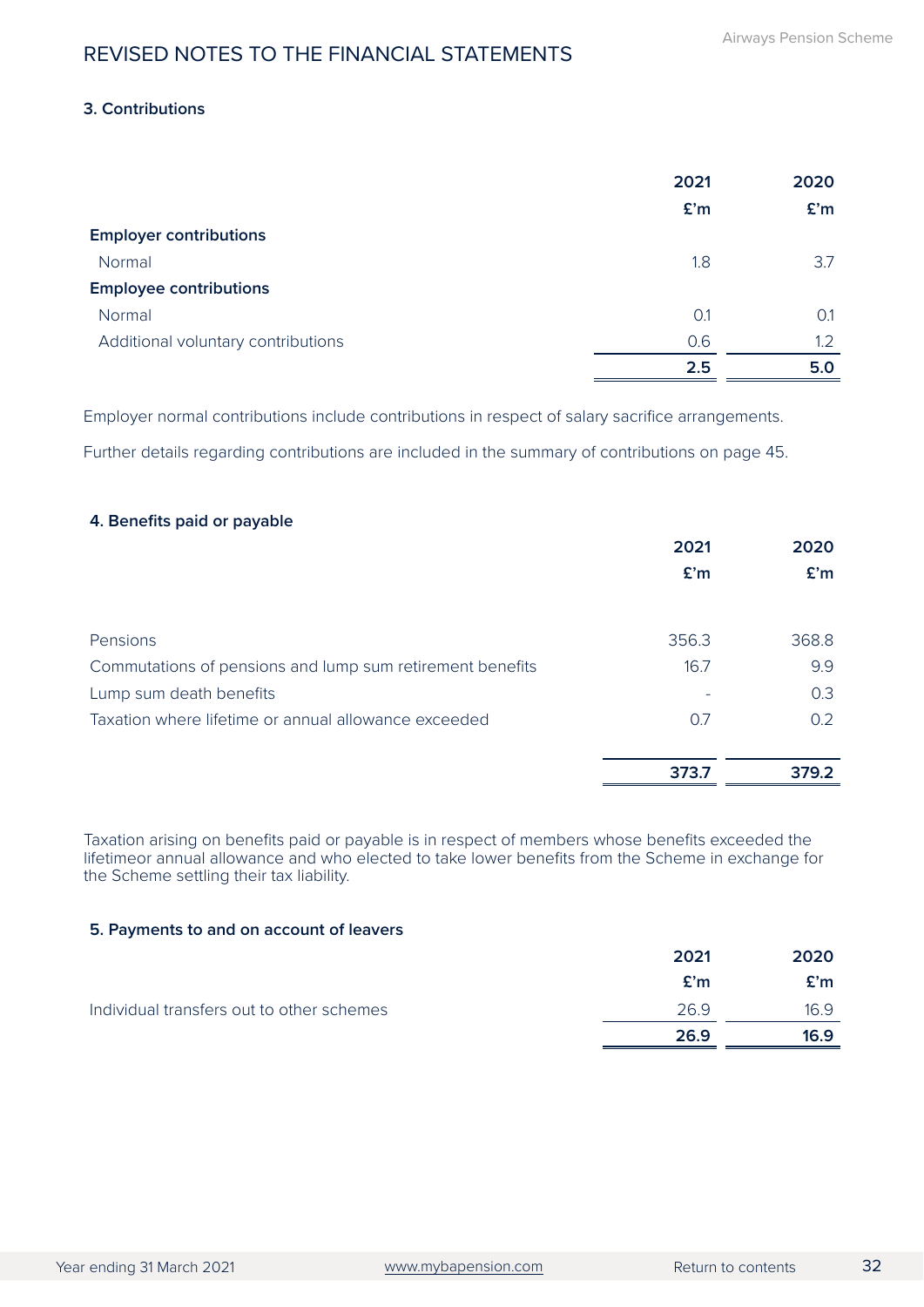# REVISED NOTES TO THE FINANCIAL STATEMENTS

### 3. Contributions

| | 2021 | 2020 |
|---|---|---|
| | £'m | £'m |
| **Employer contributions** | | |
| Normal | 1.8 | 3.7 |
| **Employee contributions** | | |
| Normal | 0.1 | 0.1 |
| Additional voluntary contributions | 0.6 | 1.2 |
| | **2.5** | **5.0** |

Employer normal contributions include contributions in respect of salary sacrifice arrangements.

Further details regarding contributions are included in the summary of contributions on page 45.

### 4. Benefits paid or payable

| | 2021 | 2020 |
|---|---|---|
| | £'m | £'m |
| Pensions | 356.3 | 368.8 |
| Commutations of pensions and lump sum retirement benefits | 16.7 | 9.9 |
| Lump sum death benefits | - | 0.3 |
| Taxation where lifetime or annual allowance exceeded | 0.7 | 0.2 |
| | **373.7** | **379.2** |

Taxation arising on benefits paid or payable is in respect of members whose benefits exceeded the lifetimeor annual allowance and who elected to take lower benefits from the Scheme in exchange for the Scheme settling their tax liability.

### 5. Payments to and on account of leavers

| | 2021 | 2020 |
|---|---|---|
| | £'m | £'m |
| Individual transfers out to other schemes | 26.9 | 16.9 |
| | **26.9** | **16.9** |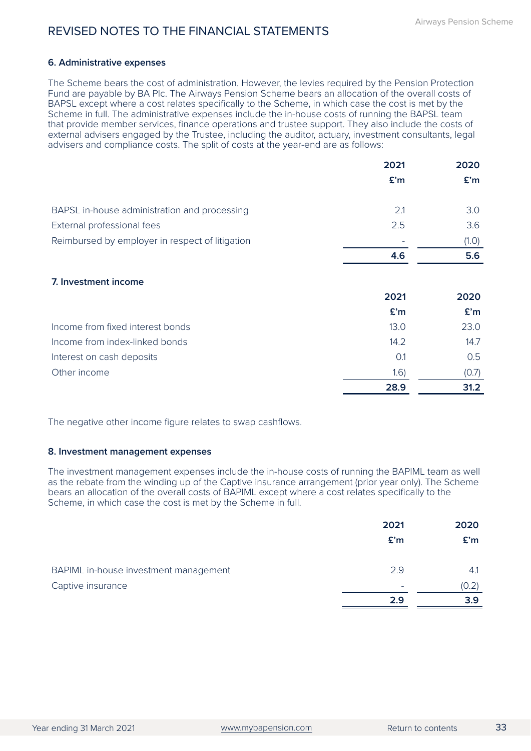# REVISED NOTES TO THE FINANCIAL STATEMENTS

### 6. Administrative expenses

The Scheme bears the cost of administration. However, the levies required by the Pension Protection Fund are payable by BA Plc. The Airways Pension Scheme bears an allocation of the overall costs of BAPSL except where a cost relates specifically to the Scheme, in which case the cost is met by the Scheme in full. The administrative expenses include the in-house costs of running the BAPSL team that provide member services, finance operations and trustee support. They also include the costs of external advisers engaged by the Trustee, including the auditor, actuary, investment consultants, legal advisers and compliance costs. The split of costs at the year-end are as follows:

| | 2021 £'m | 2020 £'m |
|---|---|---|
| BAPSL in-house administration and processing | 2.1 | 3.0 |
| External professional fees | 2.5 | 3.6 |
| Reimbursed by employer in respect of litigation | - | (1.0) |
| | **4.6** | **5.6** |

### 7. Investment income

| | 2021 £'m | 2020 £'m |
|---|---|---|
| Income from fixed interest bonds | 13.0 | 23.0 |
| Income from index-linked bonds | 14.2 | 14.7 |
| Interest on cash deposits | 0.1 | 0.5 |
| Other income | 1.6) | (0.7) |
| | **28.9** | **31.2** |

The negative other income figure relates to swap cashflows.

### 8. Investment management expenses

The investment management expenses include the in-house costs of running the BAPIML team as well as the rebate from the winding up of the Captive insurance arrangement (prior year only). The Scheme bears an allocation of the overall costs of BAPIML except where a cost relates specifically to the Scheme, in which case the cost is met by the Scheme in full.

| | 2021 £'m | 2020 £'m |
|---|---|---|
| BAPIML in-house investment management | 2.9 | 4.1 |
| Captive insurance | - | (0.2) |
| | **2.9** | **3.9** |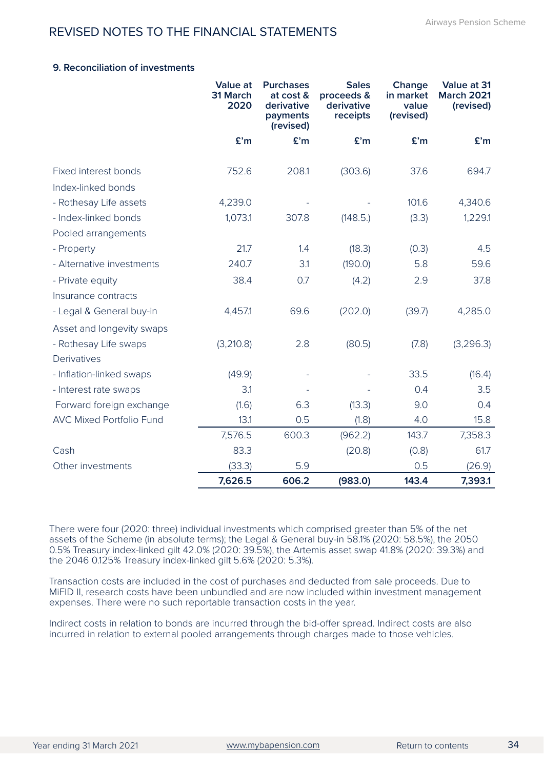## REVISED NOTES TO THE FINANCIAL STATEMENTS

### 9. Reconciliation of investments

| | Value at 31 March 2020 | Purchases at cost & derivative payments (revised) | Sales proceeds & derivative receipts | Change in market value (revised) | Value at 31 March 2021 (revised) |
|---|---|---|---|---|---|
| | £'m | £'m | £'m | £'m | £'m |
| Fixed interest bonds | 752.6 | 208.1 | (303.6) | 37.6 | 694.7 |
| Index-linked bonds | | | | | |
| - Rothesay Life assets | 4,239.0 | - | - | 101.6 | 4,340.6 |
| - Index-linked bonds | 1,073.1 | 307.8 | (148.5.) | (3.3) | 1,229.1 |
| Pooled arrangements | | | | | |
| - Property | 21.7 | 1.4 | (18.3) | (0.3) | 4.5 |
| - Alternative investments | 240.7 | 3.1 | (190.0) | 5.8 | 59.6 |
| - Private equity | 38.4 | 0.7 | (4.2) | 2.9 | 37.8 |
| Insurance contracts | | | | | |
| - Legal & General buy-in | 4,457.1 | 69.6 | (202.0) | (39.7) | 4,285.0 |
| Asset and longevity swaps | | | | | |
| - Rothesay Life swaps | (3,210.8) | 2.8 | (80.5) | (7.8) | (3,296.3) |
| Derivatives | | | | | |
| - Inflation-linked swaps | (49.9) | - | - | 33.5 | (16.4) |
| - Interest rate swaps | 3.1 | - | - | 0.4 | 3.5 |
| Forward foreign exchange | (1.6) | 6.3 | (13.3) | 9.0 | 0.4 |
| AVC Mixed Portfolio Fund | 13.1 | 0.5 | (1.8) | 4.0 | 15.8 |
| | 7,576.5 | 600.3 | (962.2) | 143.7 | 7,358.3 |
| Cash | 83.3 | | (20.8) | (0.8) | 61.7 |
| Other investments | (33.3) | 5.9 | | 0.5 | (26.9) |
| | **7,626.5** | **606.2** | **(983.0)** | **143.4** | **7,393.1** |

There were four (2020: three) individual investments which comprised greater than 5% of the net assets of the Scheme (in absolute terms); the Legal & General buy-in 58.1% (2020: 58.5%), the 2050 0.5% Treasury index-linked gilt 42.0% (2020: 39.5%), the Artemis asset swap 41.8% (2020: 39.3%) and the 2046 0.125% Treasury index-linked gilt 5.6% (2020: 5.3%).

Transaction costs are included in the cost of purchases and deducted from sale proceeds. Due to MiFID II, research costs have been unbundled and are now included within investment management expenses. There were no such reportable transaction costs in the year.

Indirect costs in relation to bonds are incurred through the bid-offer spread. Indirect costs are also incurred in relation to external pooled arrangements through charges made to those vehicles.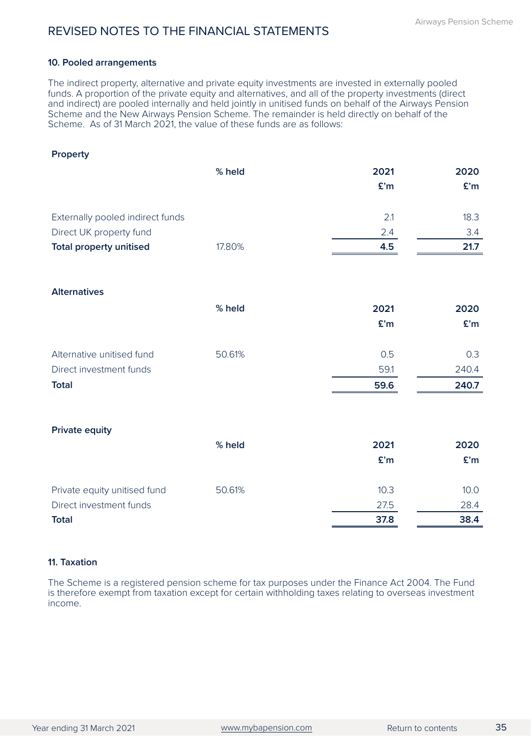# REVISED NOTES TO THE FINANCIAL STATEMENTS

### 10. Pooled arrangements

The indirect property, alternative and private equity investments are invested in externally pooled funds. A proportion of the private equity and alternatives, and all of the property investments (direct and indirect) are pooled internally and held jointly in unitised funds on behalf of the Airways Pension Scheme and the New Airways Pension Scheme. The remainder is held directly on behalf of the Scheme. As of 31 March 2021, the value of these funds are as follows:

**Property**

| | % held | 2021 £'m | 2020 £'m |
|---|---|---|---|
| Externally pooled indirect funds | | 2.1 | 18.3 |
| Direct UK property fund | | 2.4 | 3.4 |
| **Total property unitised** | 17.80% | **4.5** | **21.7** |

**Alternatives**

| | % held | 2021 £'m | 2020 £'m |
|---|---|---|---|
| Alternative unitised fund | 50.61% | 0.5 | 0.3 |
| Direct investment funds | | 59.1 | 240.4 |
| **Total** | | **59.6** | **240.7** |

**Private equity**

| | % held | 2021 £'m | 2020 £'m |
|---|---|---|---|
| Private equity unitised fund | 50.61% | 10.3 | 10.0 |
| Direct investment funds | | 27.5 | 28.4 |
| **Total** | | **37.8** | **38.4** |

### 11. Taxation

The Scheme is a registered pension scheme for tax purposes under the Finance Act 2004. The Fund is therefore exempt from taxation except for certain withholding taxes relating to overseas investment income.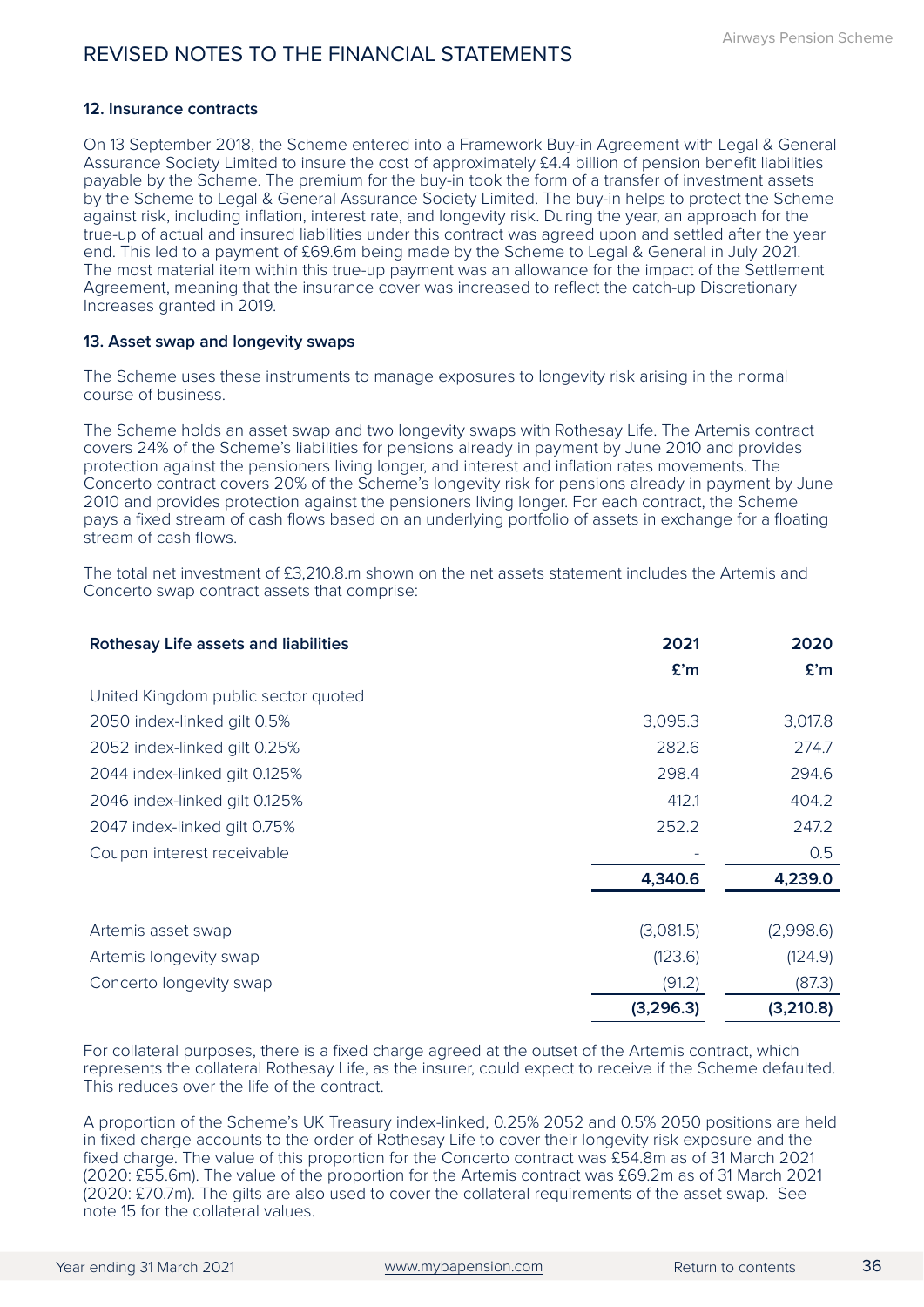# REVISED NOTES TO THE FINANCIAL STATEMENTS

### 12. Insurance contracts

On 13 September 2018, the Scheme entered into a Framework Buy-in Agreement with Legal & General Assurance Society Limited to insure the cost of approximately £4.4 billion of pension benefit liabilities payable by the Scheme. The premium for the buy-in took the form of a transfer of investment assets by the Scheme to Legal & General Assurance Society Limited. The buy-in helps to protect the Scheme against risk, including inflation, interest rate, and longevity risk. During the year, an approach for the true-up of actual and insured liabilities under this contract was agreed upon and settled after the year end. This led to a payment of £69.6m being made by the Scheme to Legal & General in July 2021. The most material item within this true-up payment was an allowance for the impact of the Settlement Agreement, meaning that the insurance cover was increased to reflect the catch-up Discretionary Increases granted in 2019.

### 13. Asset swap and longevity swaps

The Scheme uses these instruments to manage exposures to longevity risk arising in the normal course of business.

The Scheme holds an asset swap and two longevity swaps with Rothesay Life. The Artemis contract covers 24% of the Scheme's liabilities for pensions already in payment by June 2010 and provides protection against the pensioners living longer, and interest and inflation rates movements. The Concerto contract covers 20% of the Scheme's longevity risk for pensions already in payment by June 2010 and provides protection against the pensioners living longer. For each contract, the Scheme pays a fixed stream of cash flows based on an underlying portfolio of assets in exchange for a floating stream of cash flows.

The total net investment of £3,210.8.m shown on the net assets statement includes the Artemis and Concerto swap contract assets that comprise:

| Rothesay Life assets and liabilities | 2021 | 2020 |
|---|---|---|
| | £'m | £'m |
| United Kingdom public sector quoted | | |
| 2050 index-linked gilt 0.5% | 3,095.3 | 3,017.8 |
| 2052 index-linked gilt 0.25% | 282.6 | 274.7 |
| 2044 index-linked gilt 0.125% | 298.4 | 294.6 |
| 2046 index-linked gilt 0.125% | 412.1 | 404.2 |
| 2047 index-linked gilt 0.75% | 252.2 | 247.2 |
| Coupon interest receivable | - | 0.5 |
| | **4,340.6** | **4,239.0** |
| | | |
| Artemis asset swap | (3,081.5) | (2,998.6) |
| Artemis longevity swap | (123.6) | (124.9) |
| Concerto longevity swap | (91.2) | (87.3) |
| | **(3,296.3)** | **(3,210.8)** |

For collateral purposes, there is a fixed charge agreed at the outset of the Artemis contract, which represents the collateral Rothesay Life, as the insurer, could expect to receive if the Scheme defaulted. This reduces over the life of the contract.

A proportion of the Scheme's UK Treasury index-linked, 0.25% 2052 and 0.5% 2050 positions are held in fixed charge accounts to the order of Rothesay Life to cover their longevity risk exposure and the fixed charge. The value of this proportion for the Concerto contract was £54.8m as of 31 March 2021 (2020: £55.6m). The value of the proportion for the Artemis contract was £69.2m as of 31 March 2021 (2020: £70.7m). The gilts are also used to cover the collateral requirements of the asset swap. See note 15 for the collateral values.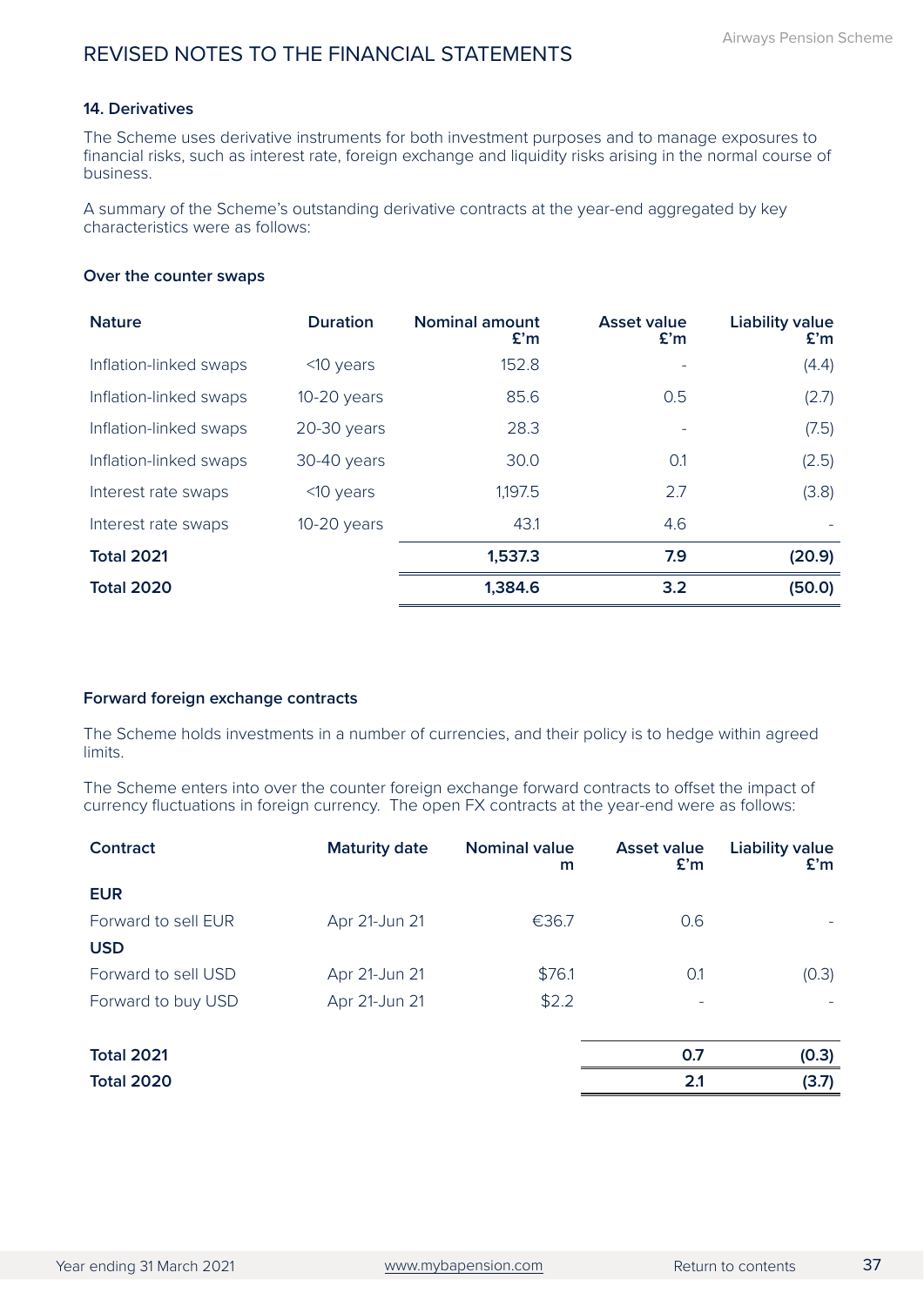# REVISED NOTES TO THE FINANCIAL STATEMENTS

### 14. Derivatives

The Scheme uses derivative instruments for both investment purposes and to manage exposures to financial risks, such as interest rate, foreign exchange and liquidity risks arising in the normal course of business.

A summary of the Scheme's outstanding derivative contracts at the year-end aggregated by key characteristics were as follows:

#### Over the counter swaps

| Nature | Duration | Nominal amount £'m | Asset value £'m | Liability value £'m |
|---|---|---|---|---|
| Inflation-linked swaps | <10 years | 152.8 | - | (4.4) |
| Inflation-linked swaps | 10-20 years | 85.6 | 0.5 | (2.7) |
| Inflation-linked swaps | 20-30 years | 28.3 | - | (7.5) |
| Inflation-linked swaps | 30-40 years | 30.0 | 0.1 | (2.5) |
| Interest rate swaps | <10 years | 1,197.5 | 2.7 | (3.8) |
| Interest rate swaps | 10-20 years | 43.1 | 4.6 | - |
| **Total 2021** | | **1,537.3** | **7.9** | **(20.9)** |
| **Total 2020** | | **1,384.6** | **3.2** | **(50.0)** |

#### Forward foreign exchange contracts

The Scheme holds investments in a number of currencies, and their policy is to hedge within agreed limits.

The Scheme enters into over the counter foreign exchange forward contracts to offset the impact of currency fluctuations in foreign currency. The open FX contracts at the year-end were as follows:

| Contract | Maturity date | Nominal value m | Asset value £'m | Liability value £'m |
|---|---|---|---|---|
| **EUR** | | | | |
| Forward to sell EUR | Apr 21-Jun 21 | €36.7 | 0.6 | - |
| **USD** | | | | |
| Forward to sell USD | Apr 21-Jun 21 | $76.1 | 0.1 | (0.3) |
| Forward to buy USD | Apr 21-Jun 21 | $2.2 | - | - |
| **Total 2021** | | | **0.7** | **(0.3)** |
| **Total 2020** | | | **2.1** | **(3.7)** |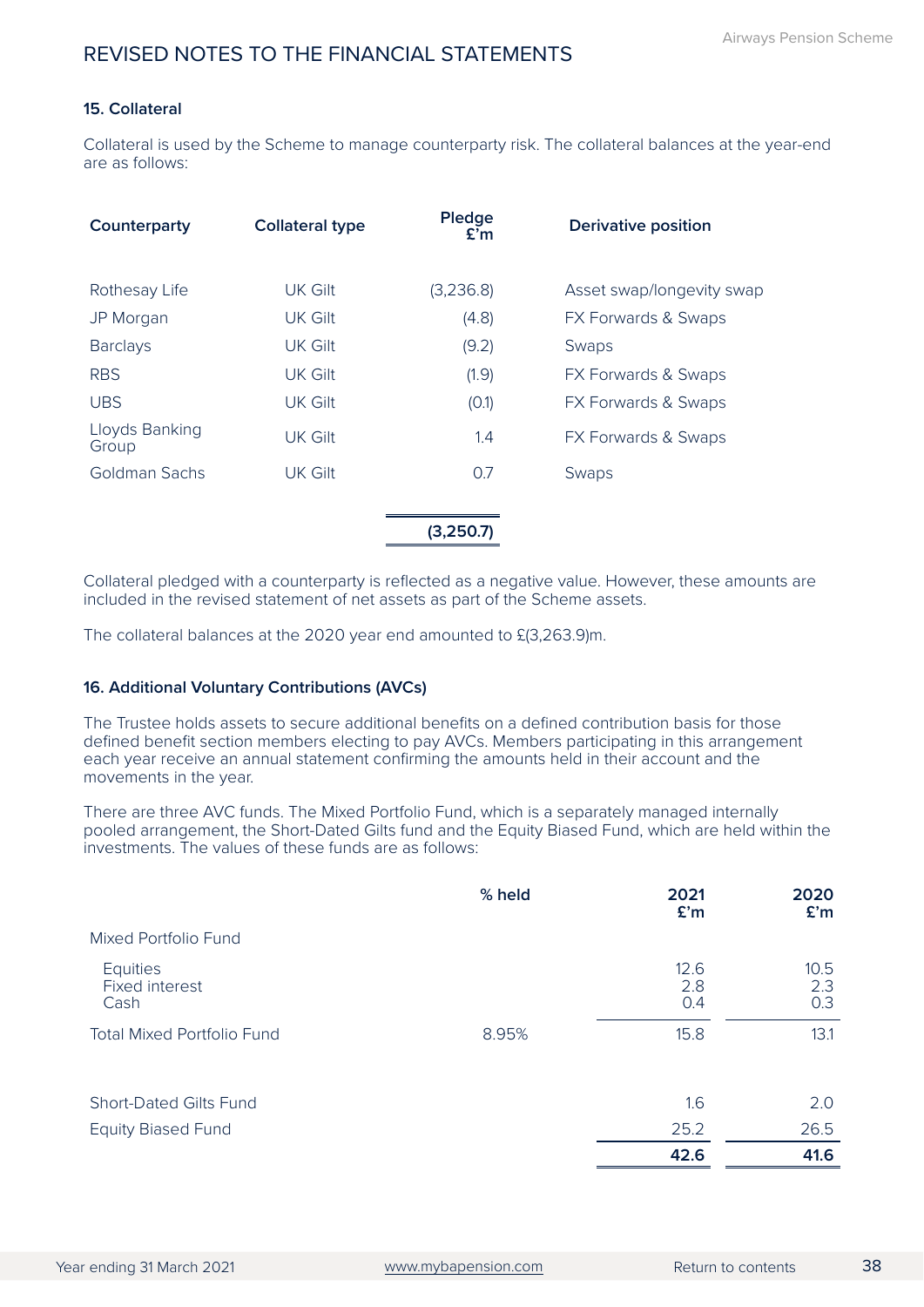## REVISED NOTES TO THE FINANCIAL STATEMENTS

### 15. Collateral

Collateral is used by the Scheme to manage counterparty risk. The collateral balances at the year-end are as follows:

| Counterparty | Collateral type | Pledge £'m | Derivative position |
|---|---|---|---|
| Rothesay Life | UK Gilt | (3,236.8) | Asset swap/longevity swap |
| JP Morgan | UK Gilt | (4.8) | FX Forwards & Swaps |
| Barclays | UK Gilt | (9.2) | Swaps |
| RBS | UK Gilt | (1.9) | FX Forwards & Swaps |
| UBS | UK Gilt | (0.1) | FX Forwards & Swaps |
| Lloyds Banking Group | UK Gilt | 1.4 | FX Forwards & Swaps |
| Goldman Sachs | UK Gilt | 0.7 | Swaps |
| | | **(3,250.7)** | |

Collateral pledged with a counterparty is reflected as a negative value. However, these amounts are included in the revised statement of net assets as part of the Scheme assets.

The collateral balances at the 2020 year end amounted to £(3,263.9)m.

### 16. Additional Voluntary Contributions (AVCs)

The Trustee holds assets to secure additional benefits on a defined contribution basis for those defined benefit section members electing to pay AVCs. Members participating in this arrangement each year receive an annual statement confirming the amounts held in their account and the movements in the year.

There are three AVC funds. The Mixed Portfolio Fund, which is a separately managed internally pooled arrangement, the Short-Dated Gilts fund and the Equity Biased Fund, which are held within the investments. The values of these funds are as follows:

| | % held | 2021 £'m | 2020 £'m |
|---|---|---|---|
| Mixed Portfolio Fund | | | |
| Equities | | 12.6 | 10.5 |
| Fixed interest | | 2.8 | 2.3 |
| Cash | | 0.4 | 0.3 |
| Total Mixed Portfolio Fund | 8.95% | 15.8 | 13.1 |
| Short-Dated Gilts Fund | | 1.6 | 2.0 |
| Equity Biased Fund | | 25.2 | 26.5 |
| | | **42.6** | **41.6** |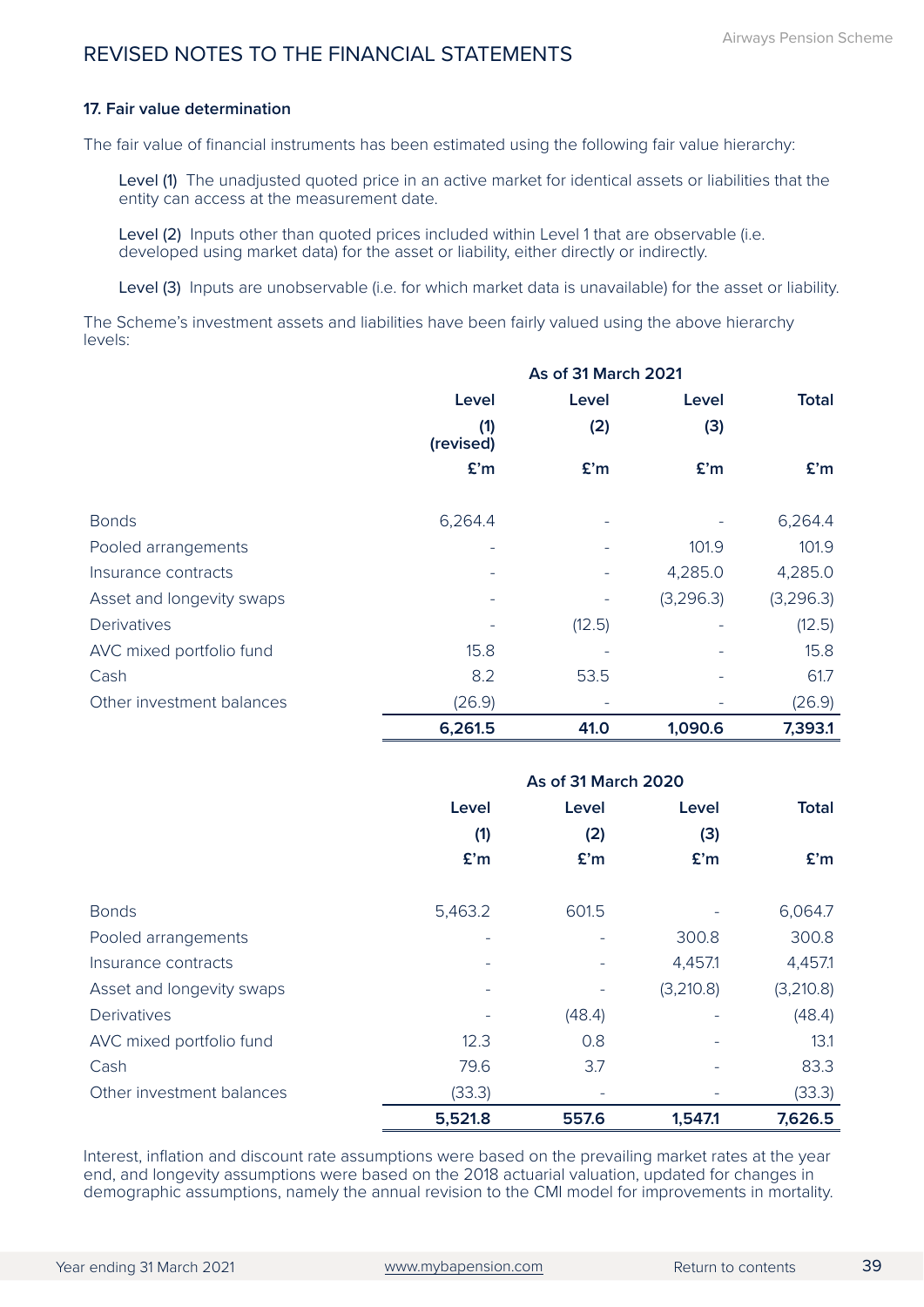## REVISED NOTES TO THE FINANCIAL STATEMENTS

### 17. Fair value determination

The fair value of financial instruments has been estimated using the following fair value hierarchy:

Level (1) The unadjusted quoted price in an active market for identical assets or liabilities that the entity can access at the measurement date.

Level (2) Inputs other than quoted prices included within Level 1 that are observable (i.e. developed using market data) for the asset or liability, either directly or indirectly.

Level (3) Inputs are unobservable (i.e. for which market data is unavailable) for the asset or liability.

The Scheme's investment assets and liabilities have been fairly valued using the above hierarchy levels:

| | As of 31 March 2021 | | | |
|---|---|---|---|---|
| | Level (1) (revised) | Level (2) | Level (3) | Total |
| | £'m | £'m | £'m | £'m |
| Bonds | 6,264.4 | - | - | 6,264.4 |
| Pooled arrangements | - | - | 101.9 | 101.9 |
| Insurance contracts | - | - | 4,285.0 | 4,285.0 |
| Asset and longevity swaps | - | - | (3,296.3) | (3,296.3) |
| Derivatives | - | (12.5) | - | (12.5) |
| AVC mixed portfolio fund | 15.8 | - | - | 15.8 |
| Cash | 8.2 | 53.5 | - | 61.7 |
| Other investment balances | (26.9) | - | - | (26.9) |
| | **6,261.5** | **41.0** | **1,090.6** | **7,393.1** |

| | As of 31 March 2020 | | | |
|---|---|---|---|---|
| | Level (1) | Level (2) | Level (3) | Total |
| | £'m | £'m | £'m | £'m |
| Bonds | 5,463.2 | 601.5 | - | 6,064.7 |
| Pooled arrangements | - | - | 300.8 | 300.8 |
| Insurance contracts | - | - | 4,457.1 | 4,457.1 |
| Asset and longevity swaps | - | - | (3,210.8) | (3,210.8) |
| Derivatives | - | (48.4) | - | (48.4) |
| AVC mixed portfolio fund | 12.3 | 0.8 | - | 13.1 |
| Cash | 79.6 | 3.7 | - | 83.3 |
| Other investment balances | (33.3) | - | - | (33.3) |
| | **5,521.8** | **557.6** | **1,547.1** | **7,626.5** |

Interest, inflation and discount rate assumptions were based on the prevailing market rates at the year end, and longevity assumptions were based on the 2018 actuarial valuation, updated for changes in demographic assumptions, namely the annual revision to the CMI model for improvements in mortality.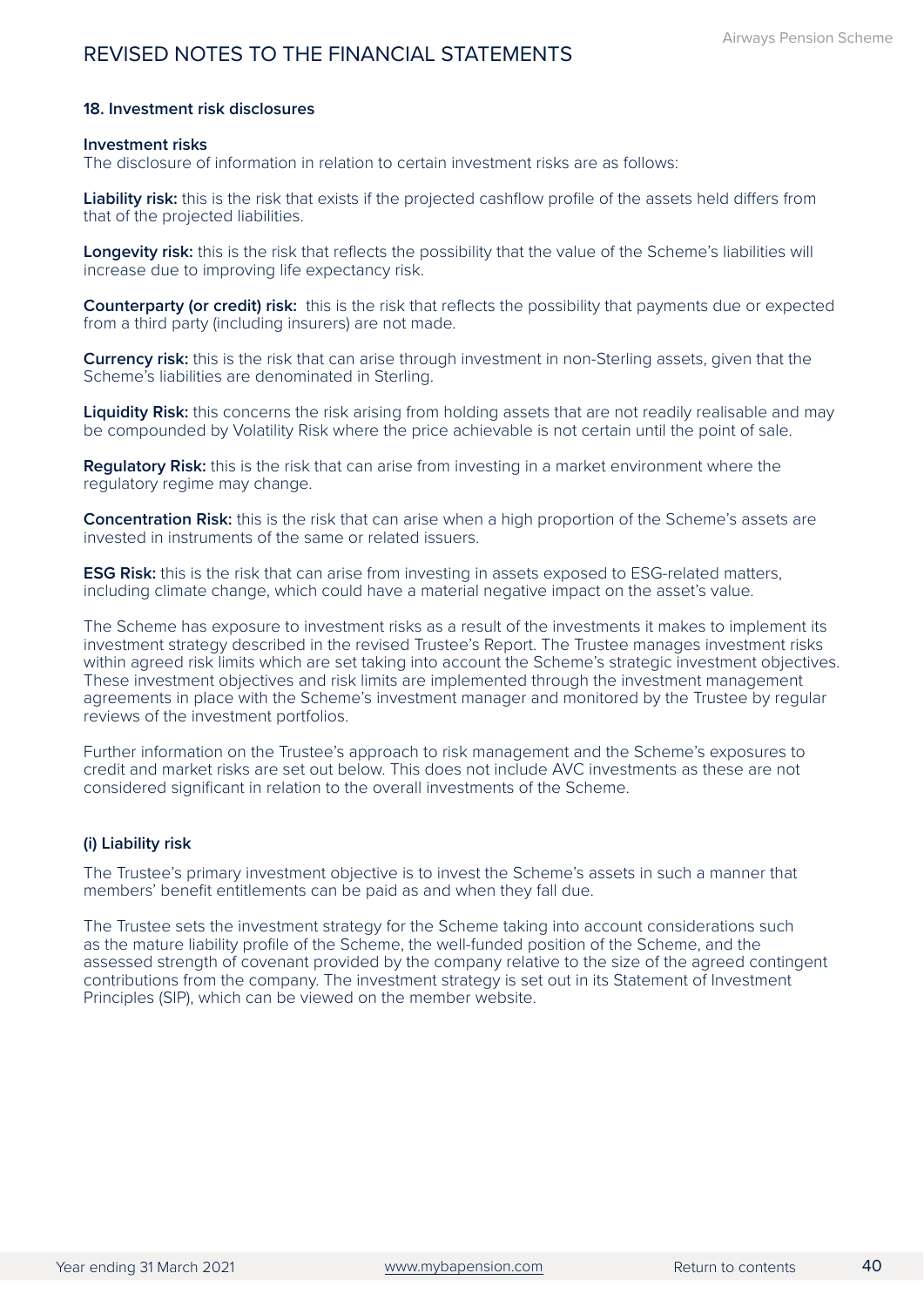# REVISED NOTES TO THE FINANCIAL STATEMENTS

### 18. Investment risk disclosures

**Investment risks**
The disclosure of information in relation to certain investment risks are as follows:

**Liability risk:** this is the risk that exists if the projected cashflow profile of the assets held differs from that of the projected liabilities.

**Longevity risk:** this is the risk that reflects the possibility that the value of the Scheme's liabilities will increase due to improving life expectancy risk.

**Counterparty (or credit) risk:** this is the risk that reflects the possibility that payments due or expected from a third party (including insurers) are not made.

**Currency risk:** this is the risk that can arise through investment in non-Sterling assets, given that the Scheme's liabilities are denominated in Sterling.

**Liquidity Risk:** this concerns the risk arising from holding assets that are not readily realisable and may be compounded by Volatility Risk where the price achievable is not certain until the point of sale.

**Regulatory Risk:** this is the risk that can arise from investing in a market environment where the regulatory regime may change.

**Concentration Risk:** this is the risk that can arise when a high proportion of the Scheme's assets are invested in instruments of the same or related issuers.

**ESG Risk:** this is the risk that can arise from investing in assets exposed to ESG-related matters, including climate change, which could have a material negative impact on the asset's value.

The Scheme has exposure to investment risks as a result of the investments it makes to implement its investment strategy described in the revised Trustee's Report. The Trustee manages investment risks within agreed risk limits which are set taking into account the Scheme's strategic investment objectives. These investment objectives and risk limits are implemented through the investment management agreements in place with the Scheme's investment manager and monitored by the Trustee by regular reviews of the investment portfolios.

Further information on the Trustee's approach to risk management and the Scheme's exposures to credit and market risks are set out below. This does not include AVC investments as these are not considered significant in relation to the overall investments of the Scheme.

#### (i) Liability risk

The Trustee's primary investment objective is to invest the Scheme's assets in such a manner that members' benefit entitlements can be paid as and when they fall due.

The Trustee sets the investment strategy for the Scheme taking into account considerations such as the mature liability profile of the Scheme, the well-funded position of the Scheme, and the assessed strength of covenant provided by the company relative to the size of the agreed contingent contributions from the company. The investment strategy is set out in its Statement of Investment Principles (SIP), which can be viewed on the member website.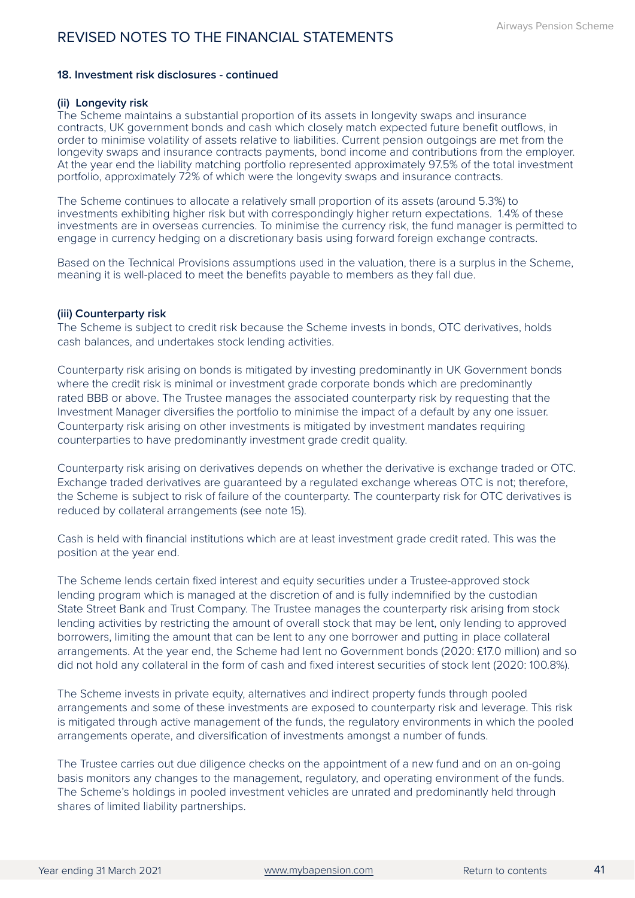## 18. Investment risk disclosures - continued

### (ii) Longevity risk

The Scheme maintains a substantial proportion of its assets in longevity swaps and insurance contracts, UK government bonds and cash which closely match expected future benefit outflows, in order to minimise volatility of assets relative to liabilities. Current pension outgoings are met from the longevity swaps and insurance contracts payments, bond income and contributions from the employer. At the year end the liability matching portfolio represented approximately 97.5% of the total investment portfolio, approximately 72% of which were the longevity swaps and insurance contracts.

The Scheme continues to allocate a relatively small proportion of its assets (around 5.3%) to investments exhibiting higher risk but with correspondingly higher return expectations. 1.4% of these investments are in overseas currencies. To minimise the currency risk, the fund manager is permitted to engage in currency hedging on a discretionary basis using forward foreign exchange contracts.

Based on the Technical Provisions assumptions used in the valuation, there is a surplus in the Scheme, meaning it is well-placed to meet the benefits payable to members as they fall due.

### (iii) Counterparty risk

The Scheme is subject to credit risk because the Scheme invests in bonds, OTC derivatives, holds cash balances, and undertakes stock lending activities.

Counterparty risk arising on bonds is mitigated by investing predominantly in UK Government bonds where the credit risk is minimal or investment grade corporate bonds which are predominantly rated BBB or above. The Trustee manages the associated counterparty risk by requesting that the Investment Manager diversifies the portfolio to minimise the impact of a default by any one issuer. Counterparty risk arising on other investments is mitigated by investment mandates requiring counterparties to have predominantly investment grade credit quality.

Counterparty risk arising on derivatives depends on whether the derivative is exchange traded or OTC. Exchange traded derivatives are guaranteed by a regulated exchange whereas OTC is not; therefore, the Scheme is subject to risk of failure of the counterparty. The counterparty risk for OTC derivatives is reduced by collateral arrangements (see note 15).

Cash is held with financial institutions which are at least investment grade credit rated. This was the position at the year end.

The Scheme lends certain fixed interest and equity securities under a Trustee-approved stock lending program which is managed at the discretion of and is fully indemnified by the custodian State Street Bank and Trust Company. The Trustee manages the counterparty risk arising from stock lending activities by restricting the amount of overall stock that may be lent, only lending to approved borrowers, limiting the amount that can be lent to any one borrower and putting in place collateral arrangements. At the year end, the Scheme had lent no Government bonds (2020: £17.0 million) and so did not hold any collateral in the form of cash and fixed interest securities of stock lent (2020: 100.8%).

The Scheme invests in private equity, alternatives and indirect property funds through pooled arrangements and some of these investments are exposed to counterparty risk and leverage. This risk is mitigated through active management of the funds, the regulatory environments in which the pooled arrangements operate, and diversification of investments amongst a number of funds.

The Trustee carries out due diligence checks on the appointment of a new fund and on an on-going basis monitors any changes to the management, regulatory, and operating environment of the funds. The Scheme's holdings in pooled investment vehicles are unrated and predominantly held through shares of limited liability partnerships.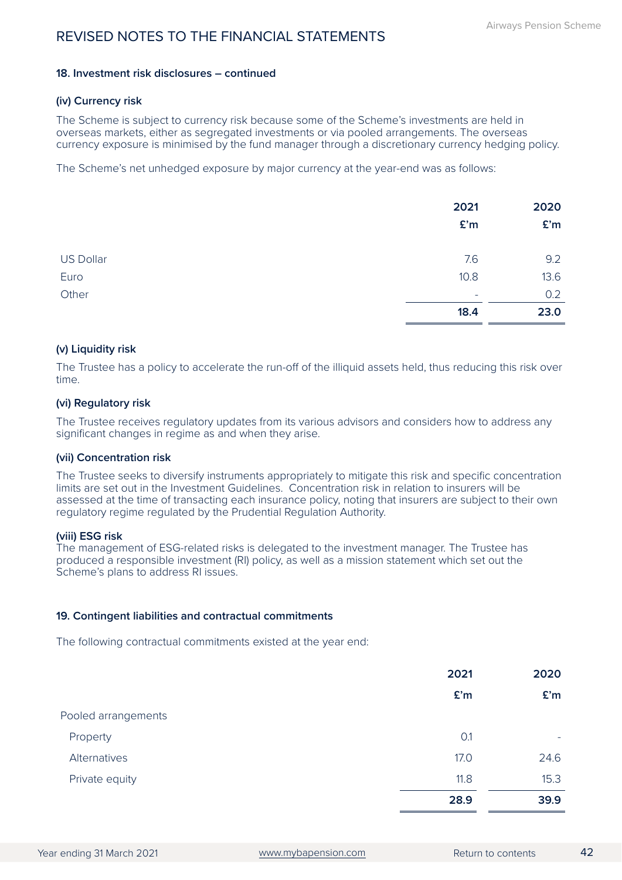# REVISED NOTES TO THE FINANCIAL STATEMENTS

### 18. Investment risk disclosures – continued

#### (iv) Currency risk

The Scheme is subject to currency risk because some of the Scheme's investments are held in overseas markets, either as segregated investments or via pooled arrangements. The overseas currency exposure is minimised by the fund manager through a discretionary currency hedging policy.

The Scheme's net unhedged exposure by major currency at the year-end was as follows:

| | 2021 | 2020 |
|---|---|---|
| | £'m | £'m |
| US Dollar | 7.6 | 9.2 |
| Euro | 10.8 | 13.6 |
| Other | - | 0.2 |
| | **18.4** | **23.0** |

#### (v) Liquidity risk

The Trustee has a policy to accelerate the run-off of the illiquid assets held, thus reducing this risk over time.

#### (vi) Regulatory risk

The Trustee receives regulatory updates from its various advisors and considers how to address any significant changes in regime as and when they arise.

#### (vii) Concentration risk

The Trustee seeks to diversify instruments appropriately to mitigate this risk and specific concentration limits are set out in the Investment Guidelines. Concentration risk in relation to insurers will be assessed at the time of transacting each insurance policy, noting that insurers are subject to their own regulatory regime regulated by the Prudential Regulation Authority.

#### (viii) ESG risk

The management of ESG-related risks is delegated to the investment manager. The Trustee has produced a responsible investment (RI) policy, as well as a mission statement which set out the Scheme's plans to address RI issues.

### 19. Contingent liabilities and contractual commitments

The following contractual commitments existed at the year end:

| | 2021 | 2020 |
|---|---|---|
| | £'m | £'m |
| Pooled arrangements | | |
| Property | 0.1 | - |
| Alternatives | 17.0 | 24.6 |
| Private equity | 11.8 | 15.3 |
| | **28.9** | **39.9** |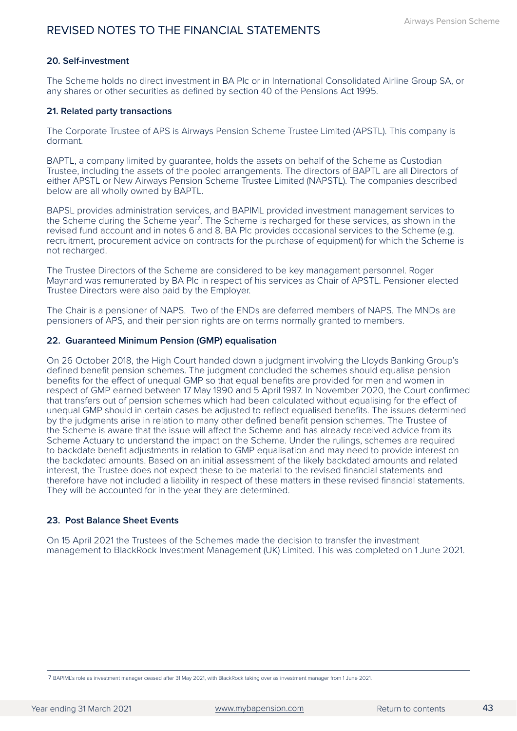# REVISED NOTES TO THE FINANCIAL STATEMENTS

### 20. Self-investment

The Scheme holds no direct investment in BA Plc or in International Consolidated Airline Group SA, or any shares or other securities as defined by section 40 of the Pensions Act 1995.

### 21. Related party transactions

The Corporate Trustee of APS is Airways Pension Scheme Trustee Limited (APSTL). This company is dormant.

BAPTL, a company limited by guarantee, holds the assets on behalf of the Scheme as Custodian Trustee, including the assets of the pooled arrangements. The directors of BAPTL are all Directors of either APSTL or New Airways Pension Scheme Trustee Limited (NAPSTL). The companies described below are all wholly owned by BAPTL.

BAPSL provides administration services, and BAPIML provided investment management services to the Scheme during the Scheme year[7]. The Scheme is recharged for these services, as shown in the revised fund account and in notes 6 and 8. BA Plc provides occasional services to the Scheme (e.g. recruitment, procurement advice on contracts for the purchase of equipment) for which the Scheme is not recharged.

The Trustee Directors of the Scheme are considered to be key management personnel. Roger Maynard was remunerated by BA Plc in respect of his services as Chair of APSTL. Pensioner elected Trustee Directors were also paid by the Employer.

The Chair is a pensioner of NAPS. Two of the ENDs are deferred members of NAPS. The MNDs are pensioners of APS, and their pension rights are on terms normally granted to members.

### 22. Guaranteed Minimum Pension (GMP) equalisation

On 26 October 2018, the High Court handed down a judgment involving the Lloyds Banking Group's defined benefit pension schemes. The judgment concluded the schemes should equalise pension benefits for the effect of unequal GMP so that equal benefits are provided for men and women in respect of GMP earned between 17 May 1990 and 5 April 1997. In November 2020, the Court confirmed that transfers out of pension schemes which had been calculated without equalising for the effect of unequal GMP should in certain cases be adjusted to reflect equalised benefits. The issues determined by the judgments arise in relation to many other defined benefit pension schemes. The Trustee of the Scheme is aware that the issue will affect the Scheme and has already received advice from its Scheme Actuary to understand the impact on the Scheme. Under the rulings, schemes are required to backdate benefit adjustments in relation to GMP equalisation and may need to provide interest on the backdated amounts. Based on an initial assessment of the likely backdated amounts and related interest, the Trustee does not expect these to be material to the revised financial statements and therefore have not included a liability in respect of these matters in these revised financial statements. They will be accounted for in the year they are determined.

### 23. Post Balance Sheet Events

On 15 April 2021 the Trustees of the Schemes made the decision to transfer the investment management to BlackRock Investment Management (UK) Limited. This was completed on 1 June 2021.

---

7 BAPIML's role as investment manager ceased after 31 May 2021, with BlackRock taking over as investment manager from 1 June 2021.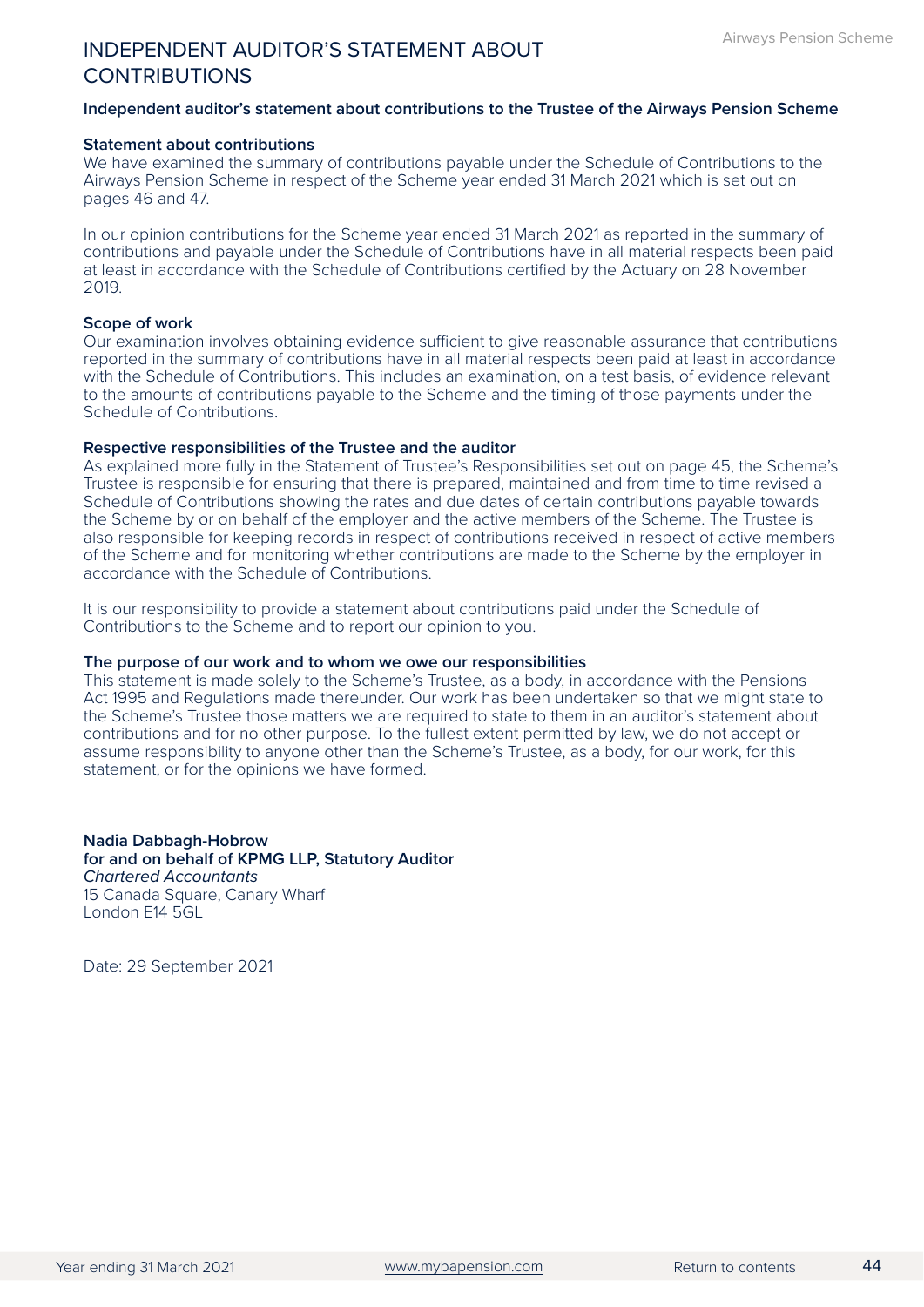# INDEPENDENT AUDITOR'S STATEMENT ABOUT CONTRIBUTIONS

**Independent auditor's statement about contributions to the Trustee of the Airways Pension Scheme**

**Statement about contributions**

We have examined the summary of contributions payable under the Schedule of Contributions to the Airways Pension Scheme in respect of the Scheme year ended 31 March 2021 which is set out on pages 46 and 47.

In our opinion contributions for the Scheme year ended 31 March 2021 as reported in the summary of contributions and payable under the Schedule of Contributions have in all material respects been paid at least in accordance with the Schedule of Contributions certified by the Actuary on 28 November 2019.

**Scope of work**

Our examination involves obtaining evidence sufficient to give reasonable assurance that contributions reported in the summary of contributions have in all material respects been paid at least in accordance with the Schedule of Contributions. This includes an examination, on a test basis, of evidence relevant to the amounts of contributions payable to the Scheme and the timing of those payments under the Schedule of Contributions.

**Respective responsibilities of the Trustee and the auditor**

As explained more fully in the Statement of Trustee's Responsibilities set out on page 45, the Scheme's Trustee is responsible for ensuring that there is prepared, maintained and from time to time revised a Schedule of Contributions showing the rates and due dates of certain contributions payable towards the Scheme by or on behalf of the employer and the active members of the Scheme. The Trustee is also responsible for keeping records in respect of contributions received in respect of active members of the Scheme and for monitoring whether contributions are made to the Scheme by the employer in accordance with the Schedule of Contributions.

It is our responsibility to provide a statement about contributions paid under the Schedule of Contributions to the Scheme and to report our opinion to you.

**The purpose of our work and to whom we owe our responsibilities**

This statement is made solely to the Scheme's Trustee, as a body, in accordance with the Pensions Act 1995 and Regulations made thereunder. Our work has been undertaken so that we might state to the Scheme's Trustee those matters we are required to state to them in an auditor's statement about contributions and for no other purpose. To the fullest extent permitted by law, we do not accept or assume responsibility to anyone other than the Scheme's Trustee, as a body, for our work, for this statement, or for the opinions we have formed.

**Nadia Dabbagh-Hobrow**
**for and on behalf of KPMG LLP, Statutory Auditor**
*Chartered Accountants*
15 Canada Square, Canary Wharf
London E14 5GL

Date: 29 September 2021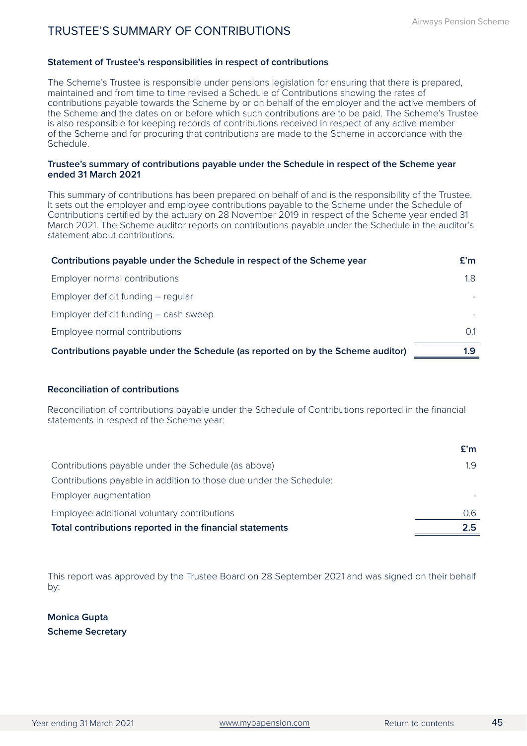# TRUSTEE'S SUMMARY OF CONTRIBUTIONS

### Statement of Trustee's responsibilities in respect of contributions

The Scheme's Trustee is responsible under pensions legislation for ensuring that there is prepared, maintained and from time to time revised a Schedule of Contributions showing the rates of contributions payable towards the Scheme by or on behalf of the employer and the active members of the Scheme and the dates on or before which such contributions are to be paid. The Scheme's Trustee is also responsible for keeping records of contributions received in respect of any active member of the Scheme and for procuring that contributions are made to the Scheme in accordance with the Schedule.

### Trustee's summary of contributions payable under the Schedule in respect of the Scheme year ended 31 March 2021

This summary of contributions has been prepared on behalf of and is the responsibility of the Trustee. It sets out the employer and employee contributions payable to the Scheme under the Schedule of Contributions certified by the actuary on 28 November 2019 in respect of the Scheme year ended 31 March 2021. The Scheme auditor reports on contributions payable under the Schedule in the auditor's statement about contributions.

| **Contributions payable under the Schedule in respect of the Scheme year** | **£'m** |
|---|---|
| Employer normal contributions | 1.8 |
| Employer deficit funding – regular | - |
| Employer deficit funding – cash sweep | - |
| Employee normal contributions | 0.1 |
| **Contributions payable under the Schedule (as reported on by the Scheme auditor)** | **1.9** |

### Reconciliation of contributions

Reconciliation of contributions payable under the Schedule of Contributions reported in the financial statements in respect of the Scheme year:

| | **£'m** |
|---|---|
| Contributions payable under the Schedule (as above) | 1.9 |
| Contributions payable in addition to those due under the Schedule: | |
| Employer augmentation | - |
| Employee additional voluntary contributions | 0.6 |
| **Total contributions reported in the financial statements** | **2.5** |

This report was approved by the Trustee Board on 28 September 2021 and was signed on their behalf by:

**Monica Gupta**
**Scheme Secretary**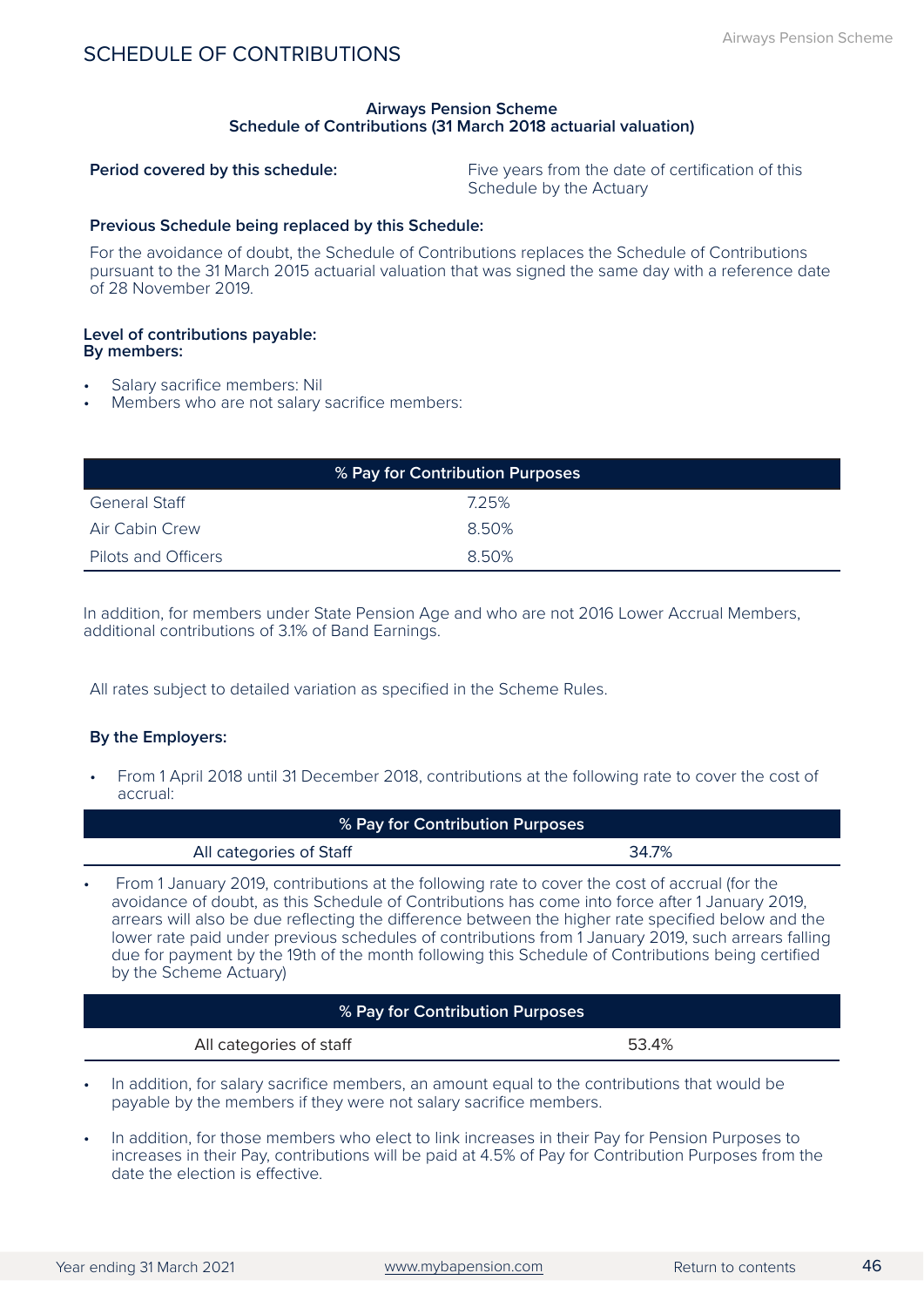## SCHEDULE OF CONTRIBUTIONS

**Airways Pension Scheme**
**Schedule of Contributions (31 March 2018 actuarial valuation)**

**Period covered by this schedule:** Five years from the date of certification of this Schedule by the Actuary

**Previous Schedule being replaced by this Schedule:**

For the avoidance of doubt, the Schedule of Contributions replaces the Schedule of Contributions pursuant to the 31 March 2015 actuarial valuation that was signed the same day with a reference date of 28 November 2019.

**Level of contributions payable:**
**By members:**

- Salary sacrifice members: Nil
- Members who are not salary sacrifice members:

| % Pay for Contribution Purposes | |
|---|---|
| General Staff | 7.25% |
| Air Cabin Crew | 8.50% |
| Pilots and Officers | 8.50% |

In addition, for members under State Pension Age and who are not 2016 Lower Accrual Members, additional contributions of 3.1% of Band Earnings.

All rates subject to detailed variation as specified in the Scheme Rules.

**By the Employers:**

- From 1 April 2018 until 31 December 2018, contributions at the following rate to cover the cost of accrual:

| % Pay for Contribution Purposes | |
|---|---|
| All categories of Staff | 34.7% |

- From 1 January 2019, contributions at the following rate to cover the cost of accrual (for the avoidance of doubt, as this Schedule of Contributions has come into force after 1 January 2019, arrears will also be due reflecting the difference between the higher rate specified below and the lower rate paid under previous schedules of contributions from 1 January 2019, such arrears falling due for payment by the 19th of the month following this Schedule of Contributions being certified by the Scheme Actuary)

| % Pay for Contribution Purposes | |
|---|---|
| All categories of staff | 53.4% |

- In addition, for salary sacrifice members, an amount equal to the contributions that would be payable by the members if they were not salary sacrifice members.
- In addition, for those members who elect to link increases in their Pay for Pension Purposes to increases in their Pay, contributions will be paid at 4.5% of Pay for Contribution Purposes from the date the election is effective.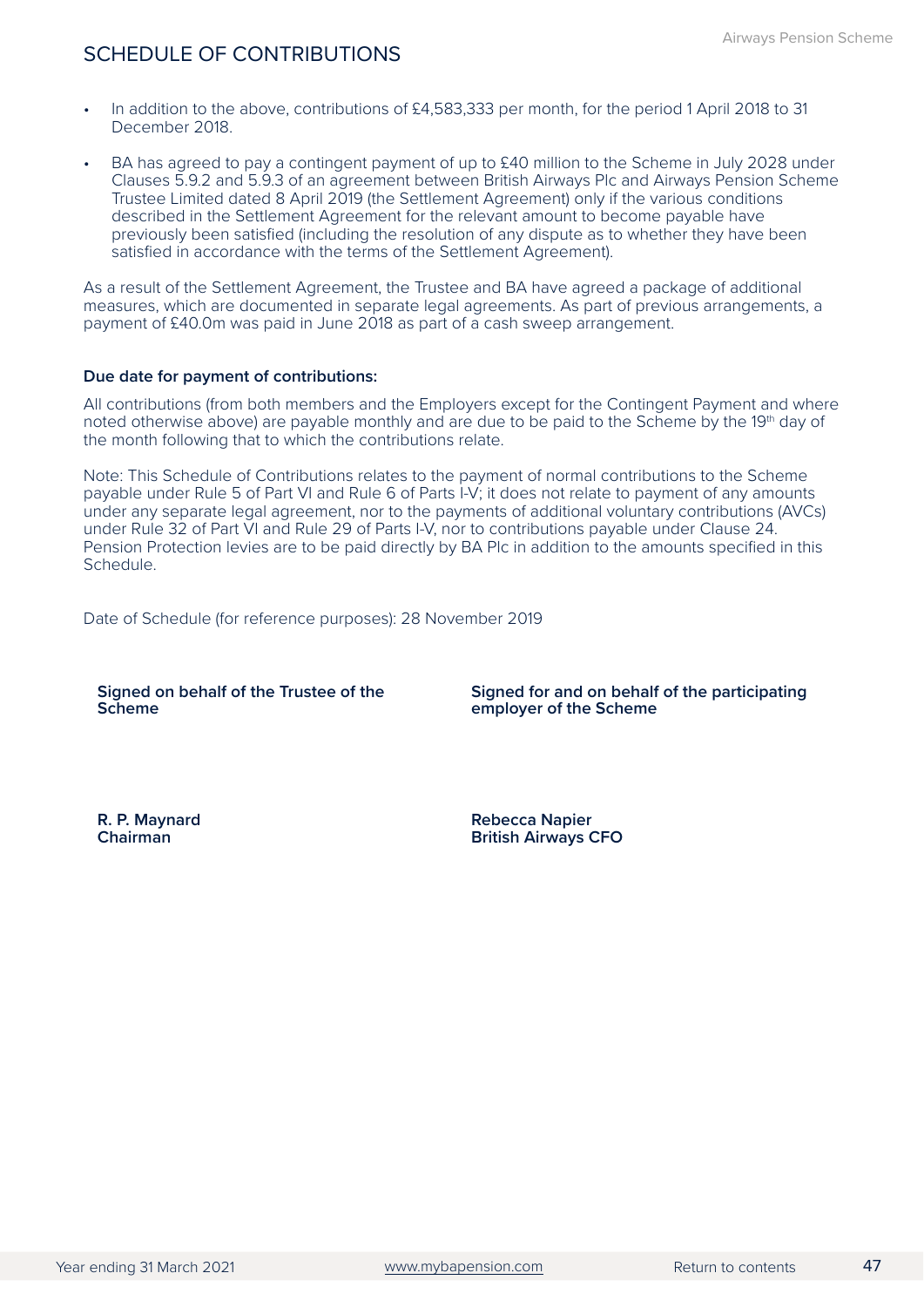# SCHEDULE OF CONTRIBUTIONS

- In addition to the above, contributions of £4,583,333 per month, for the period 1 April 2018 to 31 December 2018.
- BA has agreed to pay a contingent payment of up to £40 million to the Scheme in July 2028 under Clauses 5.9.2 and 5.9.3 of an agreement between British Airways Plc and Airways Pension Scheme Trustee Limited dated 8 April 2019 (the Settlement Agreement) only if the various conditions described in the Settlement Agreement for the relevant amount to become payable have previously been satisfied (including the resolution of any dispute as to whether they have been satisfied in accordance with the terms of the Settlement Agreement).

As a result of the Settlement Agreement, the Trustee and BA have agreed a package of additional measures, which are documented in separate legal agreements. As part of previous arrangements, a payment of £40.0m was paid in June 2018 as part of a cash sweep arrangement.

**Due date for payment of contributions:**

All contributions (from both members and the Employers except for the Contingent Payment and where noted otherwise above) are payable monthly and are due to be paid to the Scheme by the 19th day of the month following that to which the contributions relate.

Note: This Schedule of Contributions relates to the payment of normal contributions to the Scheme payable under Rule 5 of Part VI and Rule 6 of Parts I-V; it does not relate to payment of any amounts under any separate legal agreement, nor to the payments of additional voluntary contributions (AVCs) under Rule 32 of Part VI and Rule 29 of Parts I-V, nor to contributions payable under Clause 24. Pension Protection levies are to be paid directly by BA Plc in addition to the amounts specified in this Schedule.

Date of Schedule (for reference purposes): 28 November 2019

**Signed on behalf of the Trustee of the Scheme**

**R. P. Maynard**
**Chairman**

**Signed for and on behalf of the participating employer of the Scheme**

**Rebecca Napier**
**British Airways CFO**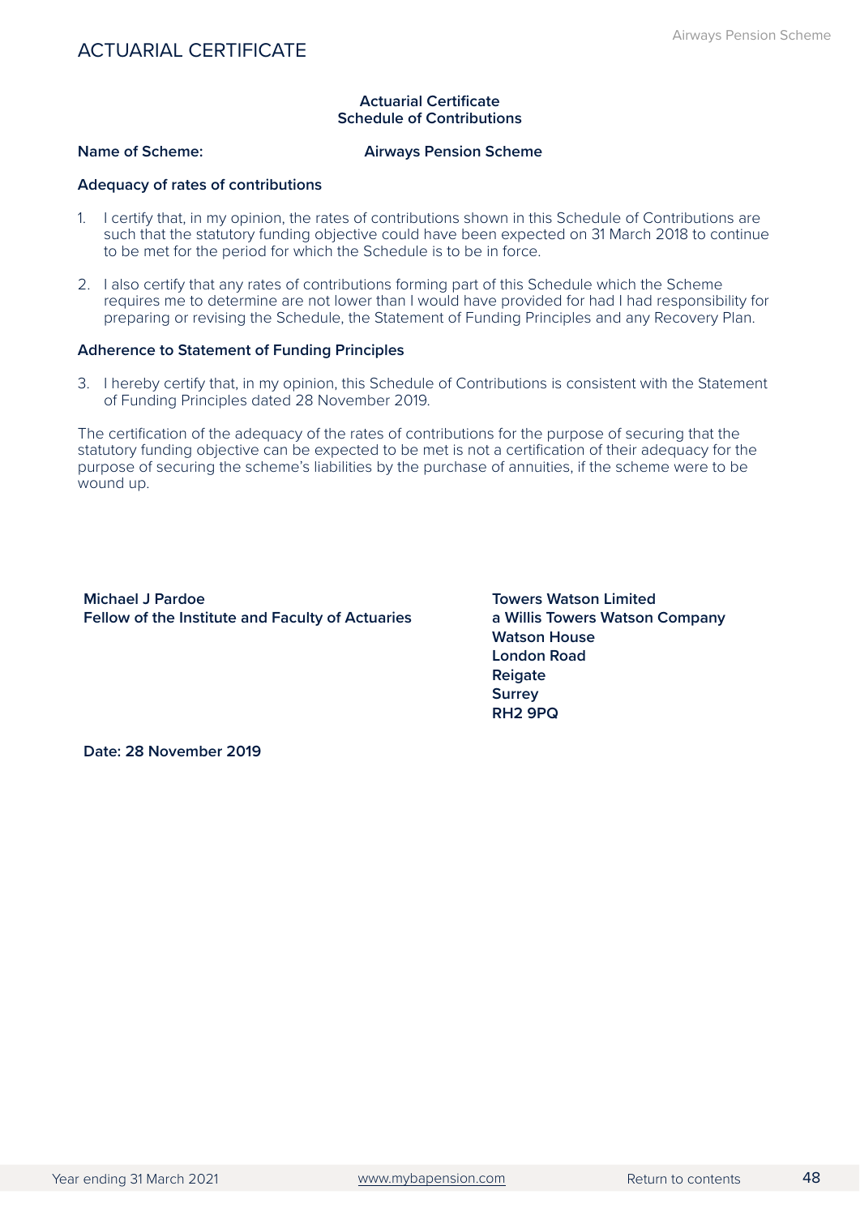# ACTUARIAL CERTIFICATE

**Actuarial Certificate**
**Schedule of Contributions**

**Name of Scheme:** **Airways Pension Scheme**

### Adequacy of rates of contributions

1. I certify that, in my opinion, the rates of contributions shown in this Schedule of Contributions are such that the statutory funding objective could have been expected on 31 March 2018 to continue to be met for the period for which the Schedule is to be in force.

2. I also certify that any rates of contributions forming part of this Schedule which the Scheme requires me to determine are not lower than I would have provided for had I had responsibility for preparing or revising the Schedule, the Statement of Funding Principles and any Recovery Plan.

### Adherence to Statement of Funding Principles

3. I hereby certify that, in my opinion, this Schedule of Contributions is consistent with the Statement of Funding Principles dated 28 November 2019.

The certification of the adequacy of the rates of contributions for the purpose of securing that the statutory funding objective can be expected to be met is not a certification of their adequacy for the purpose of securing the scheme's liabilities by the purchase of annuities, if the scheme were to be wound up.

**Michael J Pardoe**
**Fellow of the Institute and Faculty of Actuaries**

**Towers Watson Limited**
**a Willis Towers Watson Company**
**Watson House**
**London Road**
**Reigate**
**Surrey**
**RH2 9PQ**

**Date: 28 November 2019**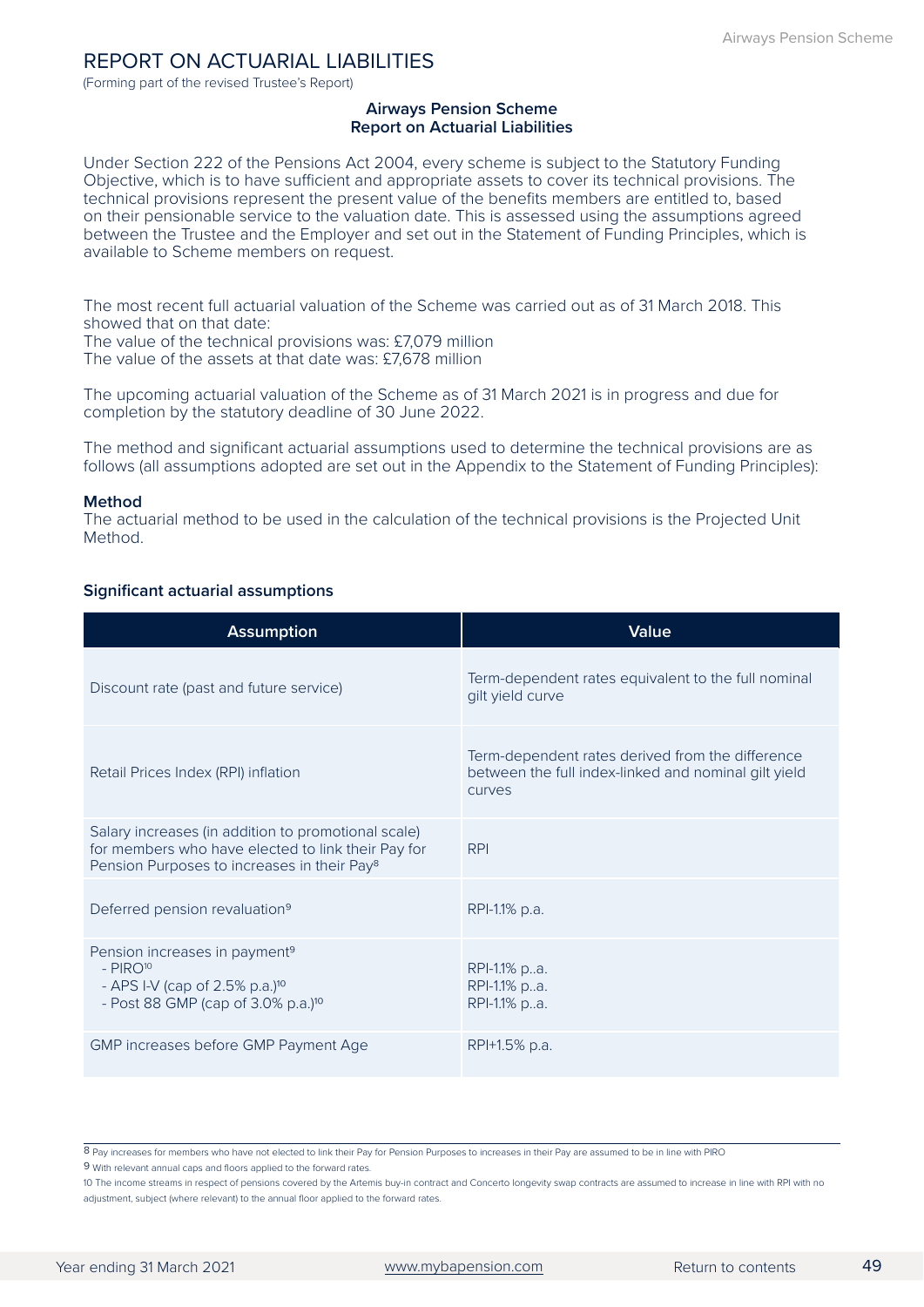# REPORT ON ACTUARIAL LIABILITIES

(Forming part of the revised Trustee's Report)

**Airways Pension Scheme**
**Report on Actuarial Liabilities**

Under Section 222 of the Pensions Act 2004, every scheme is subject to the Statutory Funding Objective, which is to have sufficient and appropriate assets to cover its technical provisions. The technical provisions represent the present value of the benefits members are entitled to, based on their pensionable service to the valuation date. This is assessed using the assumptions agreed between the Trustee and the Employer and set out in the Statement of Funding Principles, which is available to Scheme members on request.

The most recent full actuarial valuation of the Scheme was carried out as of 31 March 2018. This showed that on that date:
The value of the technical provisions was: £7,079 million
The value of the assets at that date was: £7,678 million

The upcoming actuarial valuation of the Scheme as of 31 March 2021 is in progress and due for completion by the statutory deadline of 30 June 2022.

The method and significant actuarial assumptions used to determine the technical provisions are as follows (all assumptions adopted are set out in the Appendix to the Statement of Funding Principles):

**Method**
The actuarial method to be used in the calculation of the technical provisions is the Projected Unit Method.

**Significant actuarial assumptions**

| Assumption | Value |
|---|---|
| Discount rate (past and future service) | Term-dependent rates equivalent to the full nominal gilt yield curve |
| Retail Prices Index (RPI) inflation | Term-dependent rates derived from the difference between the full index-linked and nominal gilt yield curves |
| Salary increases (in addition to promotional scale) for members who have elected to link their Pay for Pension Purposes to increases in their Pay[8] | RPI |
| Deferred pension revaluation[9] | RPI-1.1% p.a. |
| Pension increases in payment[9]<br>- PIRO[10]<br>- APS I-V (cap of 2.5% p.a.)[10]<br>- Post 88 GMP (cap of 3.0% p.a.)[10] | <br>RPI-1.1% p..a.<br>RPI-1.1% p..a.<br>RPI-1.1% p..a. |
| GMP increases before GMP Payment Age | RPI+1.5% p.a. |

8 Pay increases for members who have not elected to link their Pay for Pension Purposes to increases in their Pay are assumed to be in line with PIRO

9 With relevant annual caps and floors applied to the forward rates.

10 The income streams in respect of pensions covered by the Artemis buy-in contract and Concerto longevity swap contracts are assumed to increase in line with RPI with no adjustment, subject (where relevant) to the annual floor applied to the forward rates.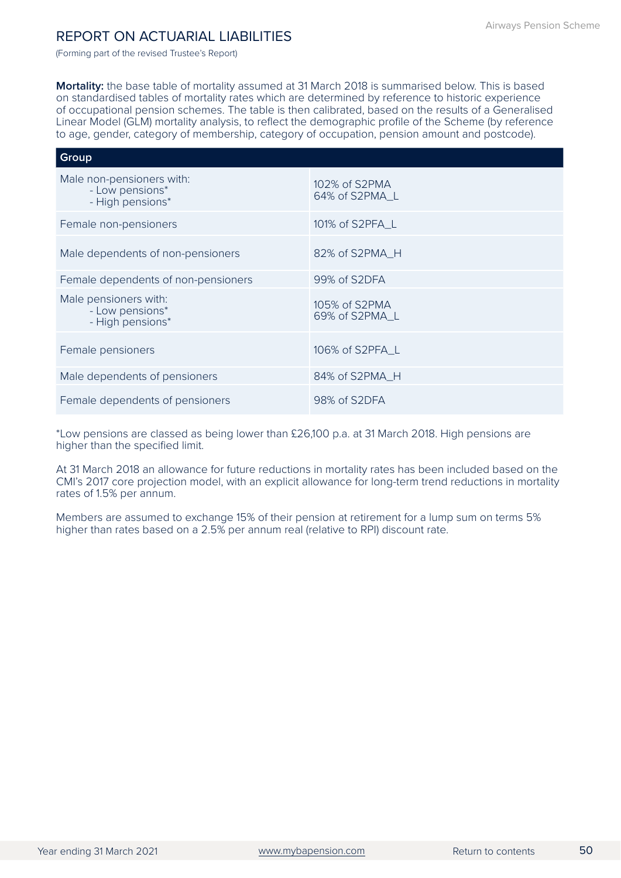## REPORT ON ACTUARIAL LIABILITIES

(Forming part of the revised Trustee's Report)

**Mortality:** the base table of mortality assumed at 31 March 2018 is summarised below. This is based on standardised tables of mortality rates which are determined by reference to historic experience of occupational pension schemes. The table is then calibrated, based on the results of a Generalised Linear Model (GLM) mortality analysis, to reflect the demographic profile of the Scheme (by reference to age, gender, category of membership, category of occupation, pension amount and postcode).

| Group | |
|---|---|
| Male non-pensioners with:<br>- Low pensions*<br>- High pensions* | 102% of S2PMA<br>64% of S2PMA_L |
| Female non-pensioners | 101% of S2PFA_L |
| Male dependents of non-pensioners | 82% of S2PMA_H |
| Female dependents of non-pensioners | 99% of S2DFA |
| Male pensioners with:<br>- Low pensions*<br>- High pensions* | 105% of S2PMA<br>69% of S2PMA_L |
| Female pensioners | 106% of S2PFA_L |
| Male dependents of pensioners | 84% of S2PMA_H |
| Female dependents of pensioners | 98% of S2DFA |

*Low pensions are classed as being lower than £26,100 p.a. at 31 March 2018. High pensions are higher than the specified limit.

At 31 March 2018 an allowance for future reductions in mortality rates has been included based on the CMI's 2017 core projection model, with an explicit allowance for long-term trend reductions in mortality rates of 1.5% per annum.

Members are assumed to exchange 15% of their pension at retirement for a lump sum on terms 5% higher than rates based on a 2.5% per annum real (relative to RPI) discount rate.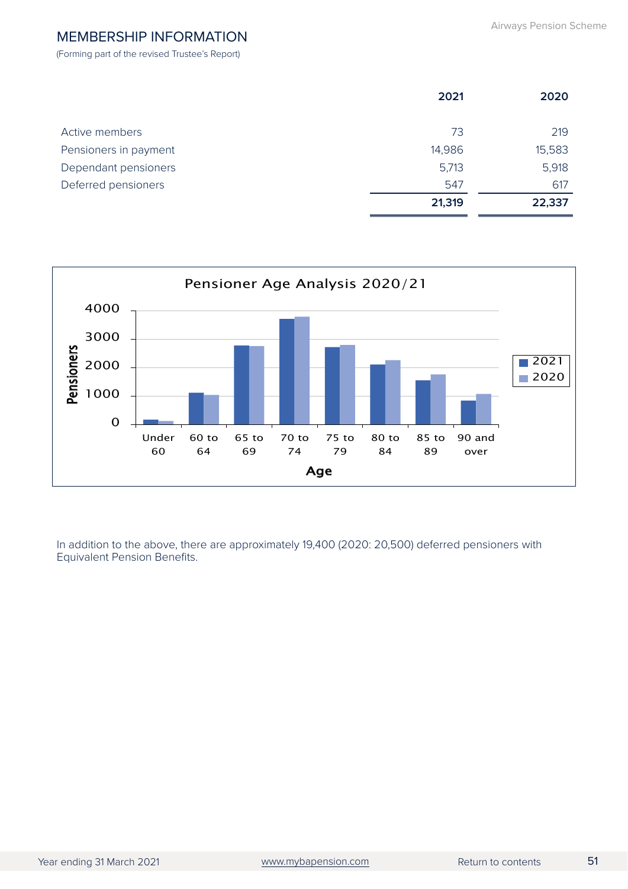## MEMBERSHIP INFORMATION

(Forming part of the revised Trustee's Report)

| | 2021 | 2020 |
|---|---|---|
| Active members | 73 | 219 |
| Pensioners in payment | 14,986 | 15,583 |
| Dependant pensioners | 5,713 | 5,918 |
| Deferred pensioners | 547 | 617 |
| | **21,319** | **22,337** |

Pensioner Age Analysis 2020/21

In addition to the above, there are approximately 19,400 (2020: 20,500) deferred pensioners with Equivalent Pension Benefits.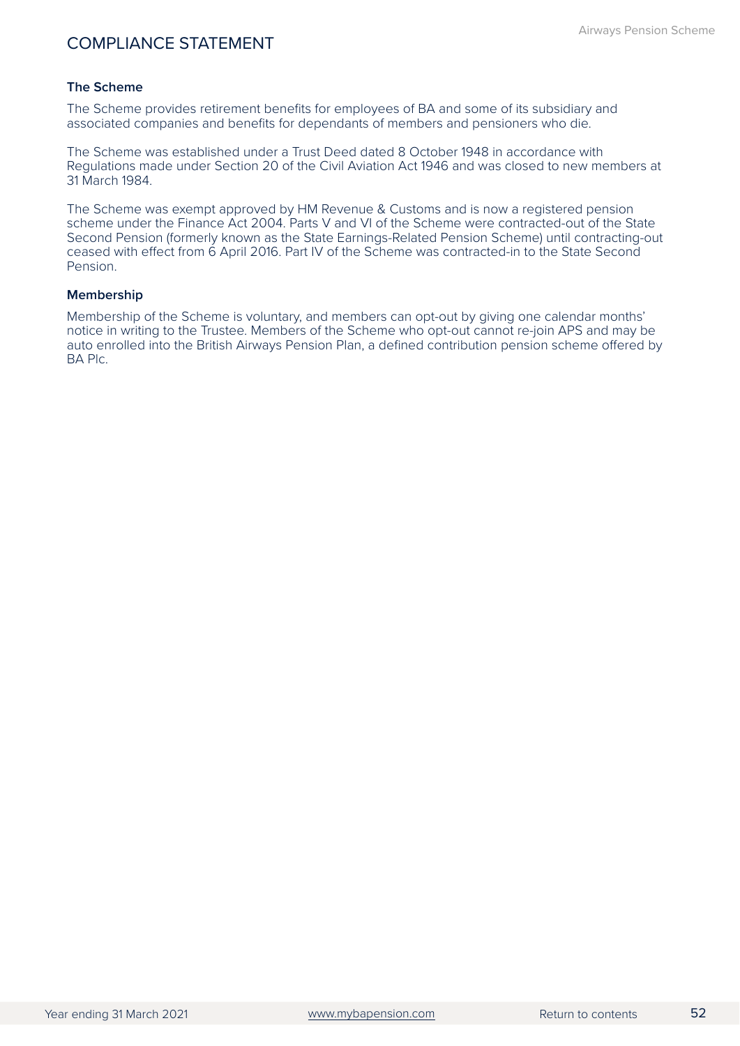# COMPLIANCE STATEMENT

### The Scheme

The Scheme provides retirement benefits for employees of BA and some of its subsidiary and associated companies and benefits for dependants of members and pensioners who die.

The Scheme was established under a Trust Deed dated 8 October 1948 in accordance with Regulations made under Section 20 of the Civil Aviation Act 1946 and was closed to new members at 31 March 1984.

The Scheme was exempt approved by HM Revenue & Customs and is now a registered pension scheme under the Finance Act 2004. Parts V and VI of the Scheme were contracted-out of the State Second Pension (formerly known as the State Earnings-Related Pension Scheme) until contracting-out ceased with effect from 6 April 2016. Part IV of the Scheme was contracted-in to the State Second Pension.

### Membership

Membership of the Scheme is voluntary, and members can opt-out by giving one calendar months' notice in writing to the Trustee. Members of the Scheme who opt-out cannot re-join APS and may be auto enrolled into the British Airways Pension Plan, a defined contribution pension scheme offered by BA Plc.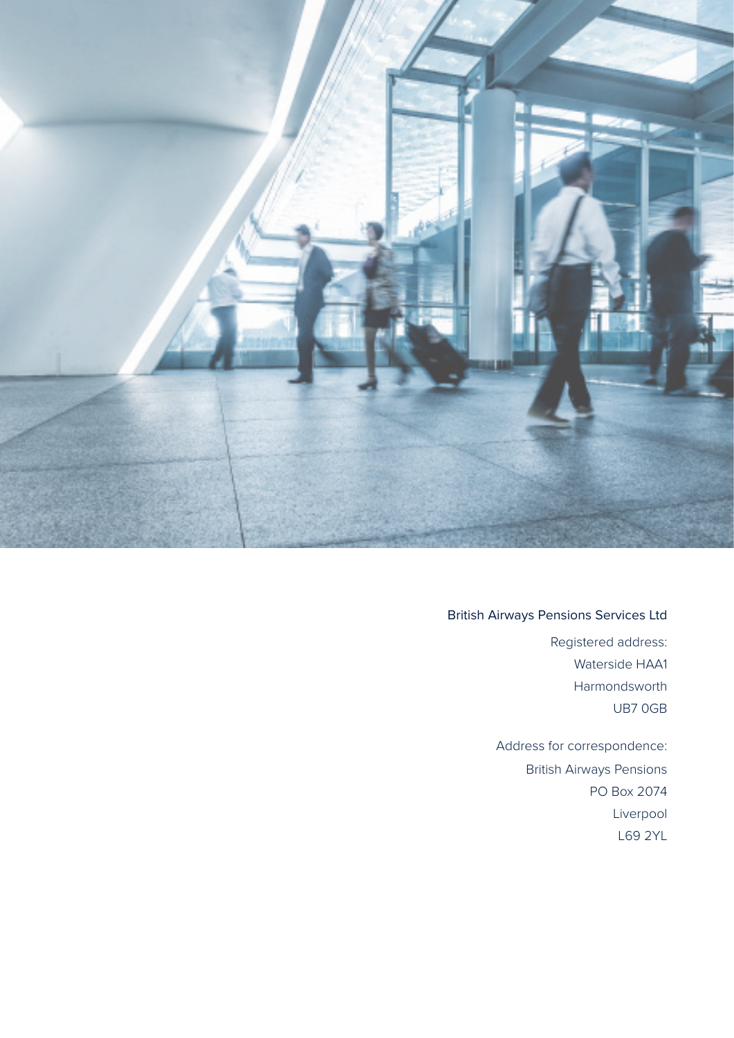British Airways Pensions Services Ltd

Registered address:
Waterside HAA1
Harmondsworth
UB7 0GB

Address for correspondence:
British Airways Pensions
PO Box 2074
Liverpool
L69 2YL